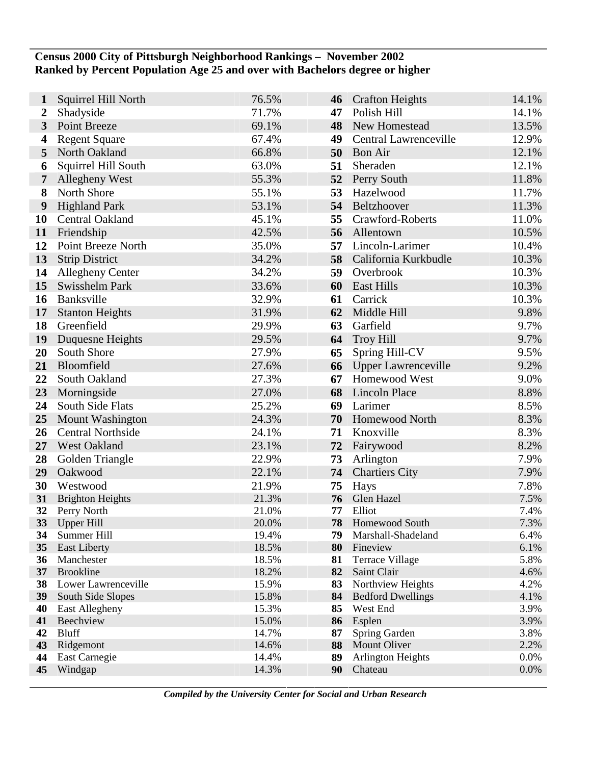**Census 2000 City of Pittsburgh Neighborhood Rankings – November 2002**
**Ranked by Percent Population Age 25 and over with Bachelors degree or higher**

| Rank | Neighborhood | Percent | Rank | Neighborhood | Percent |
|---|---|---|---|---|---|
| 1 | Squirrel Hill North | 76.5% | 46 | Crafton Heights | 14.1% |
| 2 | Shadyside | 71.7% | 47 | Polish Hill | 14.1% |
| 3 | Point Breeze | 69.1% | 48 | New Homestead | 13.5% |
| 4 | Regent Square | 67.4% | 49 | Central Lawrenceville | 12.9% |
| 5 | North Oakland | 66.8% | 50 | Bon Air | 12.1% |
| 6 | Squirrel Hill South | 63.0% | 51 | Sheraden | 12.1% |
| 7 | Allegheny West | 55.3% | 52 | Perry South | 11.8% |
| 8 | North Shore | 55.1% | 53 | Hazelwood | 11.7% |
| 9 | Highland Park | 53.1% | 54 | Beltzhoover | 11.3% |
| 10 | Central Oakland | 45.1% | 55 | Crawford-Roberts | 11.0% |
| 11 | Friendship | 42.5% | 56 | Allentown | 10.5% |
| 12 | Point Breeze North | 35.0% | 57 | Lincoln-Larimer | 10.4% |
| 13 | Strip District | 34.2% | 58 | California Kurkbudle | 10.3% |
| 14 | Allegheny Center | 34.2% | 59 | Overbrook | 10.3% |
| 15 | Swisshelm Park | 33.6% | 60 | East Hills | 10.3% |
| 16 | Banksville | 32.9% | 61 | Carrick | 10.3% |
| 17 | Stanton Heights | 31.9% | 62 | Middle Hill | 9.8% |
| 18 | Greenfield | 29.9% | 63 | Garfield | 9.7% |
| 19 | Duquesne Heights | 29.5% | 64 | Troy Hill | 9.7% |
| 20 | South Shore | 27.9% | 65 | Spring Hill-CV | 9.5% |
| 21 | Bloomfield | 27.6% | 66 | Upper Lawrenceville | 9.2% |
| 22 | South Oakland | 27.3% | 67 | Homewood West | 9.0% |
| 23 | Morningside | 27.0% | 68 | Lincoln Place | 8.8% |
| 24 | South Side Flats | 25.2% | 69 | Larimer | 8.5% |
| 25 | Mount Washington | 24.3% | 70 | Homewood North | 8.3% |
| 26 | Central Northside | 24.1% | 71 | Knoxville | 8.3% |
| 27 | West Oakland | 23.1% | 72 | Fairywood | 8.2% |
| 28 | Golden Triangle | 22.9% | 73 | Arlington | 7.9% |
| 29 | Oakwood | 22.1% | 74 | Chartiers City | 7.9% |
| 30 | Westwood | 21.9% | 75 | Hays | 7.8% |
| 31 | Brighton Heights | 21.3% | 76 | Glen Hazel | 7.5% |
| 32 | Perry North | 21.0% | 77 | Elliot | 7.4% |
| 33 | Upper Hill | 20.0% | 78 | Homewood South | 7.3% |
| 34 | Summer Hill | 19.4% | 79 | Marshall-Shadeland | 6.4% |
| 35 | East Liberty | 18.5% | 80 | Fineview | 6.1% |
| 36 | Manchester | 18.5% | 81 | Terrace Village | 5.8% |
| 37 | Brookline | 18.2% | 82 | Saint Clair | 4.6% |
| 38 | Lower Lawrenceville | 15.9% | 83 | Northview Heights | 4.2% |
| 39 | South Side Slopes | 15.8% | 84 | Bedford Dwellings | 4.1% |
| 40 | East Allegheny | 15.3% | 85 | West End | 3.9% |
| 41 | Beechview | 15.0% | 86 | Esplen | 3.9% |
| 42 | Bluff | 14.7% | 87 | Spring Garden | 3.8% |
| 43 | Ridgemont | 14.6% | 88 | Mount Oliver | 2.2% |
| 44 | East Carnegie | 14.4% | 89 | Arlington Heights | 0.0% |
| 45 | Windgap | 14.3% | 90 | Chateau | 0.0% |

***Compiled by the University Center for Social and Urban Research***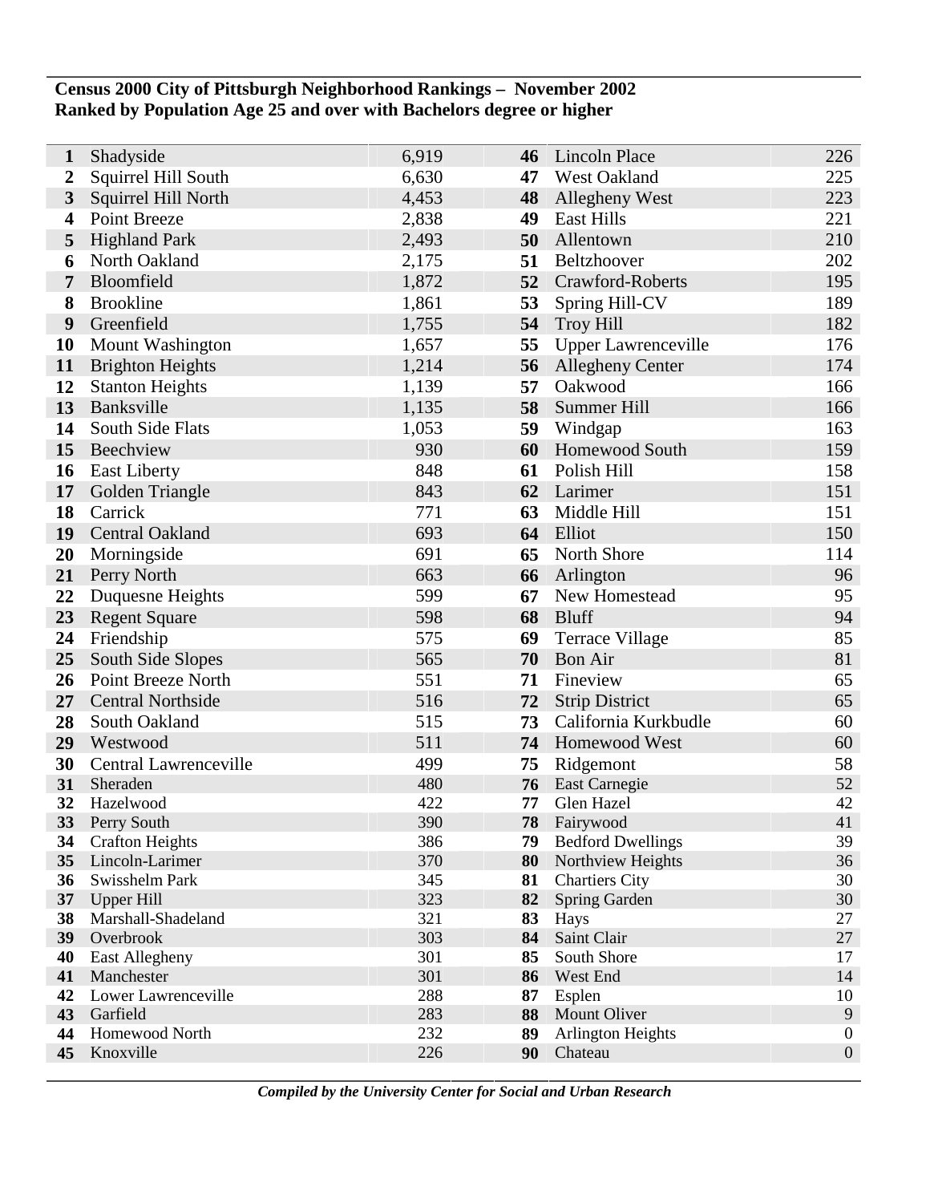**Census 2000 City of Pittsburgh Neighborhood Rankings – November 2002**
**Ranked by Population Age 25 and over with Bachelors degree or higher**

| Rank | Neighborhood | Population | Rank | Neighborhood | Population |
|---|---|---|---|---|---|
| **1** | Shadyside | 6,919 | **46** | Lincoln Place | 226 |
| **2** | Squirrel Hill South | 6,630 | **47** | West Oakland | 225 |
| **3** | Squirrel Hill North | 4,453 | **48** | Allegheny West | 223 |
| **4** | Point Breeze | 2,838 | **49** | East Hills | 221 |
| **5** | Highland Park | 2,493 | **50** | Allentown | 210 |
| **6** | North Oakland | 2,175 | **51** | Beltzhoover | 202 |
| **7** | Bloomfield | 1,872 | **52** | Crawford-Roberts | 195 |
| **8** | Brookline | 1,861 | **53** | Spring Hill-CV | 189 |
| **9** | Greenfield | 1,755 | **54** | Troy Hill | 182 |
| **10** | Mount Washington | 1,657 | **55** | Upper Lawrenceville | 176 |
| **11** | Brighton Heights | 1,214 | **56** | Allegheny Center | 174 |
| **12** | Stanton Heights | 1,139 | **57** | Oakwood | 166 |
| **13** | Banksville | 1,135 | **58** | Summer Hill | 166 |
| **14** | South Side Flats | 1,053 | **59** | Windgap | 163 |
| **15** | Beechview | 930 | **60** | Homewood South | 159 |
| **16** | East Liberty | 848 | **61** | Polish Hill | 158 |
| **17** | Golden Triangle | 843 | **62** | Larimer | 151 |
| **18** | Carrick | 771 | **63** | Middle Hill | 151 |
| **19** | Central Oakland | 693 | **64** | Elliot | 150 |
| **20** | Morningside | 691 | **65** | North Shore | 114 |
| **21** | Perry North | 663 | **66** | Arlington | 96 |
| **22** | Duquesne Heights | 599 | **67** | New Homestead | 95 |
| **23** | Regent Square | 598 | **68** | Bluff | 94 |
| **24** | Friendship | 575 | **69** | Terrace Village | 85 |
| **25** | South Side Slopes | 565 | **70** | Bon Air | 81 |
| **26** | Point Breeze North | 551 | **71** | Fineview | 65 |
| **27** | Central Northside | 516 | **72** | Strip District | 65 |
| **28** | South Oakland | 515 | **73** | California Kurkbudle | 60 |
| **29** | Westwood | 511 | **74** | Homewood West | 60 |
| **30** | Central Lawrenceville | 499 | **75** | Ridgemont | 58 |
| **31** | Sheraden | 480 | **76** | East Carnegie | 52 |
| **32** | Hazelwood | 422 | **77** | Glen Hazel | 42 |
| **33** | Perry South | 390 | **78** | Fairywood | 41 |
| **34** | Crafton Heights | 386 | **79** | Bedford Dwellings | 39 |
| **35** | Lincoln-Larimer | 370 | **80** | Northview Heights | 36 |
| **36** | Swisshelm Park | 345 | **81** | Chartiers City | 30 |
| **37** | Upper Hill | 323 | **82** | Spring Garden | 30 |
| **38** | Marshall-Shadeland | 321 | **83** | Hays | 27 |
| **39** | Overbrook | 303 | **84** | Saint Clair | 27 |
| **40** | East Allegheny | 301 | **85** | South Shore | 17 |
| **41** | Manchester | 301 | **86** | West End | 14 |
| **42** | Lower Lawrenceville | 288 | **87** | Esplen | 10 |
| **43** | Garfield | 283 | **88** | Mount Oliver | 9 |
| **44** | Homewood North | 232 | **89** | Arlington Heights | 0 |
| **45** | Knoxville | 226 | **90** | Chateau | 0 |

***Compiled by the University Center for Social and Urban Research***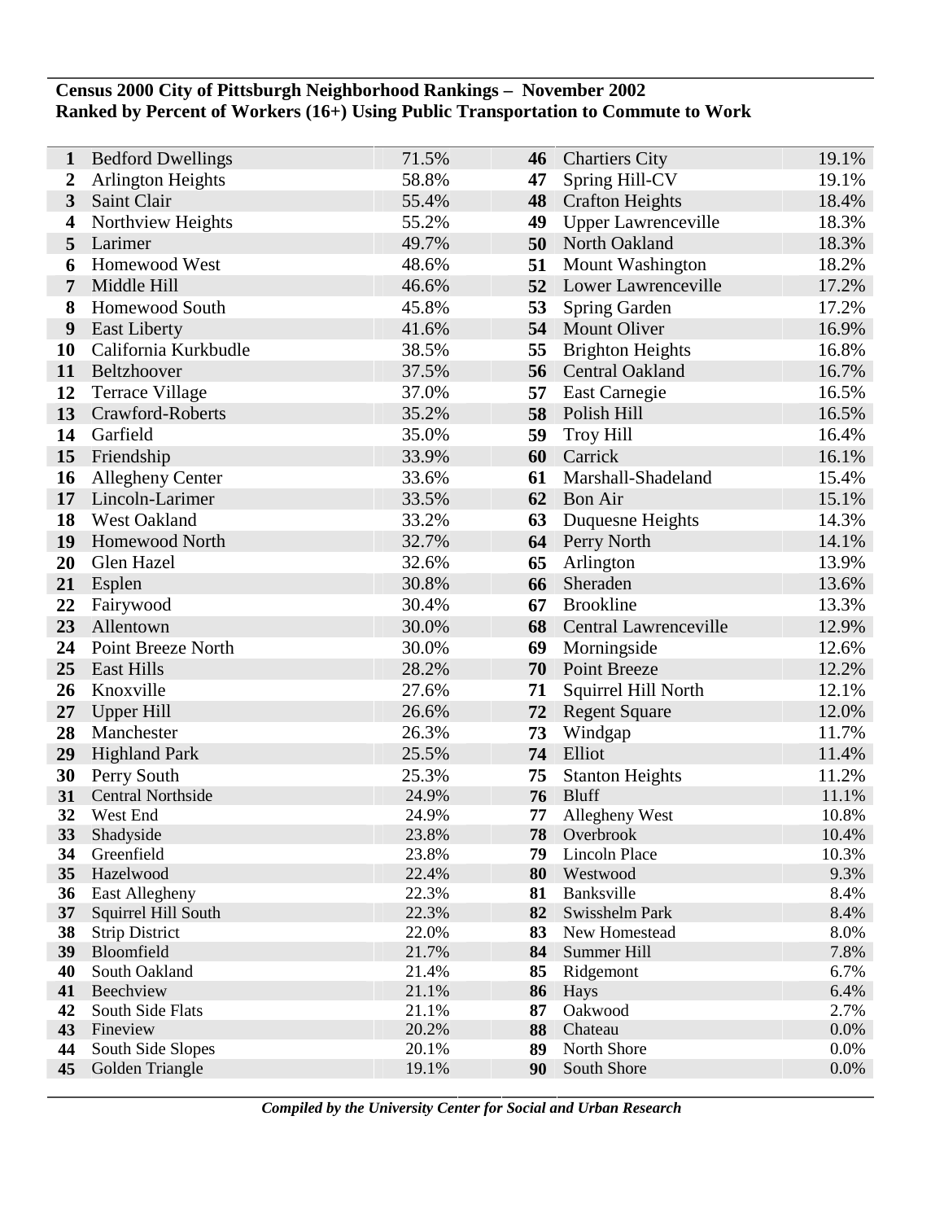**Census 2000 City of Pittsburgh Neighborhood Rankings – November 2002**
**Ranked by Percent of Workers (16+) Using Public Transportation to Commute to Work**

| Rank | Neighborhood | Percent | Rank | Neighborhood | Percent |
|---|---|---|---|---|---|
| 1 | Bedford Dwellings | 71.5% | 46 | Chartiers City | 19.1% |
| 2 | Arlington Heights | 58.8% | 47 | Spring Hill-CV | 19.1% |
| 3 | Saint Clair | 55.4% | 48 | Crafton Heights | 18.4% |
| 4 | Northview Heights | 55.2% | 49 | Upper Lawrenceville | 18.3% |
| 5 | Larimer | 49.7% | 50 | North Oakland | 18.3% |
| 6 | Homewood West | 48.6% | 51 | Mount Washington | 18.2% |
| 7 | Middle Hill | 46.6% | 52 | Lower Lawrenceville | 17.2% |
| 8 | Homewood South | 45.8% | 53 | Spring Garden | 17.2% |
| 9 | East Liberty | 41.6% | 54 | Mount Oliver | 16.9% |
| 10 | California Kurkbudle | 38.5% | 55 | Brighton Heights | 16.8% |
| 11 | Beltzhoover | 37.5% | 56 | Central Oakland | 16.7% |
| 12 | Terrace Village | 37.0% | 57 | East Carnegie | 16.5% |
| 13 | Crawford-Roberts | 35.2% | 58 | Polish Hill | 16.5% |
| 14 | Garfield | 35.0% | 59 | Troy Hill | 16.4% |
| 15 | Friendship | 33.9% | 60 | Carrick | 16.1% |
| 16 | Allegheny Center | 33.6% | 61 | Marshall-Shadeland | 15.4% |
| 17 | Lincoln-Larimer | 33.5% | 62 | Bon Air | 15.1% |
| 18 | West Oakland | 33.2% | 63 | Duquesne Heights | 14.3% |
| 19 | Homewood North | 32.7% | 64 | Perry North | 14.1% |
| 20 | Glen Hazel | 32.6% | 65 | Arlington | 13.9% |
| 21 | Esplen | 30.8% | 66 | Sheraden | 13.6% |
| 22 | Fairywood | 30.4% | 67 | Brookline | 13.3% |
| 23 | Allentown | 30.0% | 68 | Central Lawrenceville | 12.9% |
| 24 | Point Breeze North | 30.0% | 69 | Morningside | 12.6% |
| 25 | East Hills | 28.2% | 70 | Point Breeze | 12.2% |
| 26 | Knoxville | 27.6% | 71 | Squirrel Hill North | 12.1% |
| 27 | Upper Hill | 26.6% | 72 | Regent Square | 12.0% |
| 28 | Manchester | 26.3% | 73 | Windgap | 11.7% |
| 29 | Highland Park | 25.5% | 74 | Elliot | 11.4% |
| 30 | Perry South | 25.3% | 75 | Stanton Heights | 11.2% |
| 31 | Central Northside | 24.9% | 76 | Bluff | 11.1% |
| 32 | West End | 24.9% | 77 | Allegheny West | 10.8% |
| 33 | Shadyside | 23.8% | 78 | Overbrook | 10.4% |
| 34 | Greenfield | 23.8% | 79 | Lincoln Place | 10.3% |
| 35 | Hazelwood | 22.4% | 80 | Westwood | 9.3% |
| 36 | East Allegheny | 22.3% | 81 | Banksville | 8.4% |
| 37 | Squirrel Hill South | 22.3% | 82 | Swisshelm Park | 8.4% |
| 38 | Strip District | 22.0% | 83 | New Homestead | 8.0% |
| 39 | Bloomfield | 21.7% | 84 | Summer Hill | 7.8% |
| 40 | South Oakland | 21.4% | 85 | Ridgemont | 6.7% |
| 41 | Beechview | 21.1% | 86 | Hays | 6.4% |
| 42 | South Side Flats | 21.1% | 87 | Oakwood | 2.7% |
| 43 | Fineview | 20.2% | 88 | Chateau | 0.0% |
| 44 | South Side Slopes | 20.1% | 89 | North Shore | 0.0% |
| 45 | Golden Triangle | 19.1% | 90 | South Shore | 0.0% |

*Compiled by the University Center for Social and Urban Research*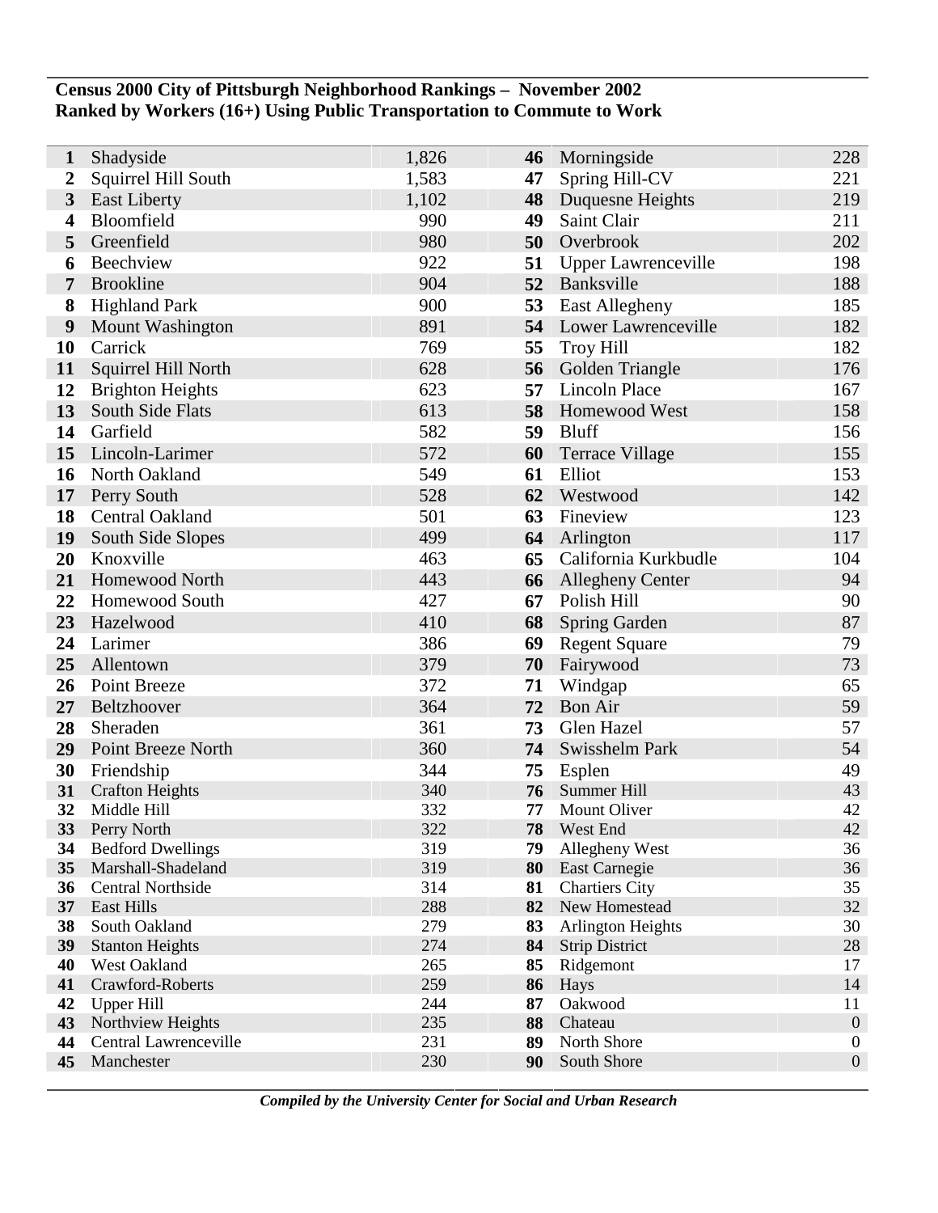**Census 2000 City of Pittsburgh Neighborhood Rankings – November 2002**
**Ranked by Workers (16+) Using Public Transportation to Commute to Work**

| Rank | Neighborhood | Workers | Rank | Neighborhood | Workers |
|---|---|---|---|---|---|
| 1 | Shadyside | 1,826 | 46 | Morningside | 228 |
| 2 | Squirrel Hill South | 1,583 | 47 | Spring Hill-CV | 221 |
| 3 | East Liberty | 1,102 | 48 | Duquesne Heights | 219 |
| 4 | Bloomfield | 990 | 49 | Saint Clair | 211 |
| 5 | Greenfield | 980 | 50 | Overbrook | 202 |
| 6 | Beechview | 922 | 51 | Upper Lawrenceville | 198 |
| 7 | Brookline | 904 | 52 | Banksville | 188 |
| 8 | Highland Park | 900 | 53 | East Allegheny | 185 |
| 9 | Mount Washington | 891 | 54 | Lower Lawrenceville | 182 |
| 10 | Carrick | 769 | 55 | Troy Hill | 182 |
| 11 | Squirrel Hill North | 628 | 56 | Golden Triangle | 176 |
| 12 | Brighton Heights | 623 | 57 | Lincoln Place | 167 |
| 13 | South Side Flats | 613 | 58 | Homewood West | 158 |
| 14 | Garfield | 582 | 59 | Bluff | 156 |
| 15 | Lincoln-Larimer | 572 | 60 | Terrace Village | 155 |
| 16 | North Oakland | 549 | 61 | Elliot | 153 |
| 17 | Perry South | 528 | 62 | Westwood | 142 |
| 18 | Central Oakland | 501 | 63 | Fineview | 123 |
| 19 | South Side Slopes | 499 | 64 | Arlington | 117 |
| 20 | Knoxville | 463 | 65 | California Kurkbudle | 104 |
| 21 | Homewood North | 443 | 66 | Allegheny Center | 94 |
| 22 | Homewood South | 427 | 67 | Polish Hill | 90 |
| 23 | Hazelwood | 410 | 68 | Spring Garden | 87 |
| 24 | Larimer | 386 | 69 | Regent Square | 79 |
| 25 | Allentown | 379 | 70 | Fairywood | 73 |
| 26 | Point Breeze | 372 | 71 | Windgap | 65 |
| 27 | Beltzhoover | 364 | 72 | Bon Air | 59 |
| 28 | Sheraden | 361 | 73 | Glen Hazel | 57 |
| 29 | Point Breeze North | 360 | 74 | Swisshelm Park | 54 |
| 30 | Friendship | 344 | 75 | Esplen | 49 |
| 31 | Crafton Heights | 340 | 76 | Summer Hill | 43 |
| 32 | Middle Hill | 332 | 77 | Mount Oliver | 42 |
| 33 | Perry North | 322 | 78 | West End | 42 |
| 34 | Bedford Dwellings | 319 | 79 | Allegheny West | 36 |
| 35 | Marshall-Shadeland | 319 | 80 | East Carnegie | 36 |
| 36 | Central Northside | 314 | 81 | Chartiers City | 35 |
| 37 | East Hills | 288 | 82 | New Homestead | 32 |
| 38 | South Oakland | 279 | 83 | Arlington Heights | 30 |
| 39 | Stanton Heights | 274 | 84 | Strip District | 28 |
| 40 | West Oakland | 265 | 85 | Ridgemont | 17 |
| 41 | Crawford-Roberts | 259 | 86 | Hays | 14 |
| 42 | Upper Hill | 244 | 87 | Oakwood | 11 |
| 43 | Northview Heights | 235 | 88 | Chateau | 0 |
| 44 | Central Lawrenceville | 231 | 89 | North Shore | 0 |
| 45 | Manchester | 230 | 90 | South Shore | 0 |

***Compiled by the University Center for Social and Urban Research***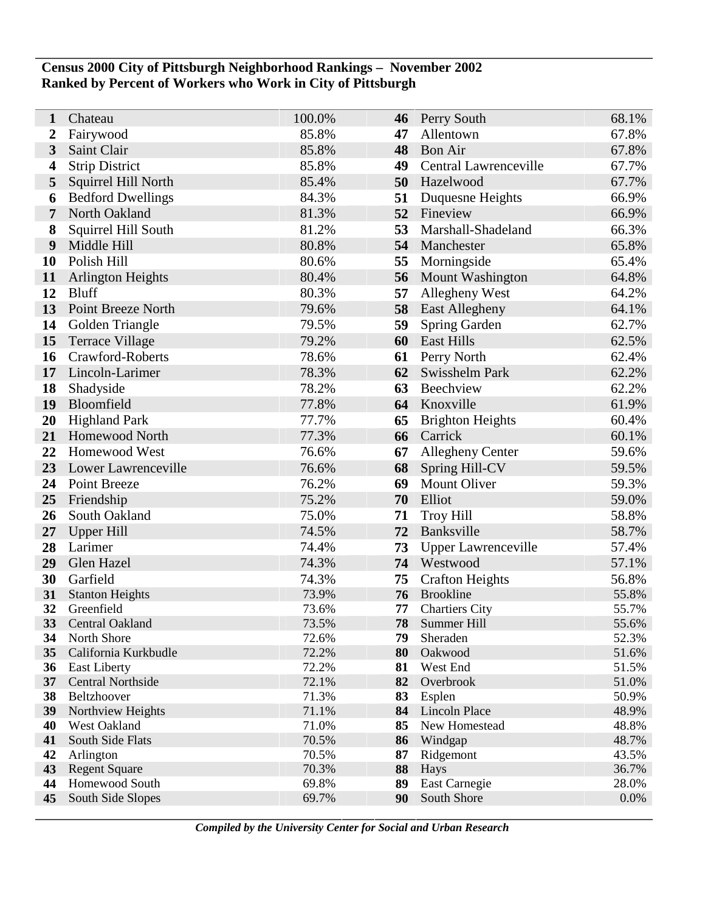**Census 2000 City of Pittsburgh Neighborhood Rankings – November 2002**
**Ranked by Percent of Workers who Work in City of Pittsburgh**

| Rank | Neighborhood | Percent | Rank | Neighborhood | Percent |
|---|---|---|---|---|---|
| 1 | Chateau | 100.0% | 46 | Perry South | 68.1% |
| 2 | Fairywood | 85.8% | 47 | Allentown | 67.8% |
| 3 | Saint Clair | 85.8% | 48 | Bon Air | 67.8% |
| 4 | Strip District | 85.8% | 49 | Central Lawrenceville | 67.7% |
| 5 | Squirrel Hill North | 85.4% | 50 | Hazelwood | 67.7% |
| 6 | Bedford Dwellings | 84.3% | 51 | Duquesne Heights | 66.9% |
| 7 | North Oakland | 81.3% | 52 | Fineview | 66.9% |
| 8 | Squirrel Hill South | 81.2% | 53 | Marshall-Shadeland | 66.3% |
| 9 | Middle Hill | 80.8% | 54 | Manchester | 65.8% |
| 10 | Polish Hill | 80.6% | 55 | Morningside | 65.4% |
| 11 | Arlington Heights | 80.4% | 56 | Mount Washington | 64.8% |
| 12 | Bluff | 80.3% | 57 | Allegheny West | 64.2% |
| 13 | Point Breeze North | 79.6% | 58 | East Allegheny | 64.1% |
| 14 | Golden Triangle | 79.5% | 59 | Spring Garden | 62.7% |
| 15 | Terrace Village | 79.2% | 60 | East Hills | 62.5% |
| 16 | Crawford-Roberts | 78.6% | 61 | Perry North | 62.4% |
| 17 | Lincoln-Larimer | 78.3% | 62 | Swisshelm Park | 62.2% |
| 18 | Shadyside | 78.2% | 63 | Beechview | 62.2% |
| 19 | Bloomfield | 77.8% | 64 | Knoxville | 61.9% |
| 20 | Highland Park | 77.7% | 65 | Brighton Heights | 60.4% |
| 21 | Homewood North | 77.3% | 66 | Carrick | 60.1% |
| 22 | Homewood West | 76.6% | 67 | Allegheny Center | 59.6% |
| 23 | Lower Lawrenceville | 76.6% | 68 | Spring Hill-CV | 59.5% |
| 24 | Point Breeze | 76.2% | 69 | Mount Oliver | 59.3% |
| 25 | Friendship | 75.2% | 70 | Elliot | 59.0% |
| 26 | South Oakland | 75.0% | 71 | Troy Hill | 58.8% |
| 27 | Upper Hill | 74.5% | 72 | Banksville | 58.7% |
| 28 | Larimer | 74.4% | 73 | Upper Lawrenceville | 57.4% |
| 29 | Glen Hazel | 74.3% | 74 | Westwood | 57.1% |
| 30 | Garfield | 74.3% | 75 | Crafton Heights | 56.8% |
| 31 | Stanton Heights | 73.9% | 76 | Brookline | 55.8% |
| 32 | Greenfield | 73.6% | 77 | Chartiers City | 55.7% |
| 33 | Central Oakland | 73.5% | 78 | Summer Hill | 55.6% |
| 34 | North Shore | 72.6% | 79 | Sheraden | 52.3% |
| 35 | California Kurkbudle | 72.2% | 80 | Oakwood | 51.6% |
| 36 | East Liberty | 72.2% | 81 | West End | 51.5% |
| 37 | Central Northside | 72.1% | 82 | Overbrook | 51.0% |
| 38 | Beltzhoover | 71.3% | 83 | Esplen | 50.9% |
| 39 | Northview Heights | 71.1% | 84 | Lincoln Place | 48.9% |
| 40 | West Oakland | 71.0% | 85 | New Homestead | 48.8% |
| 41 | South Side Flats | 70.5% | 86 | Windgap | 48.7% |
| 42 | Arlington | 70.5% | 87 | Ridgemont | 43.5% |
| 43 | Regent Square | 70.3% | 88 | Hays | 36.7% |
| 44 | Homewood South | 69.8% | 89 | East Carnegie | 28.0% |
| 45 | South Side Slopes | 69.7% | 90 | South Shore | 0.0% |

*Compiled by the University Center for Social and Urban Research*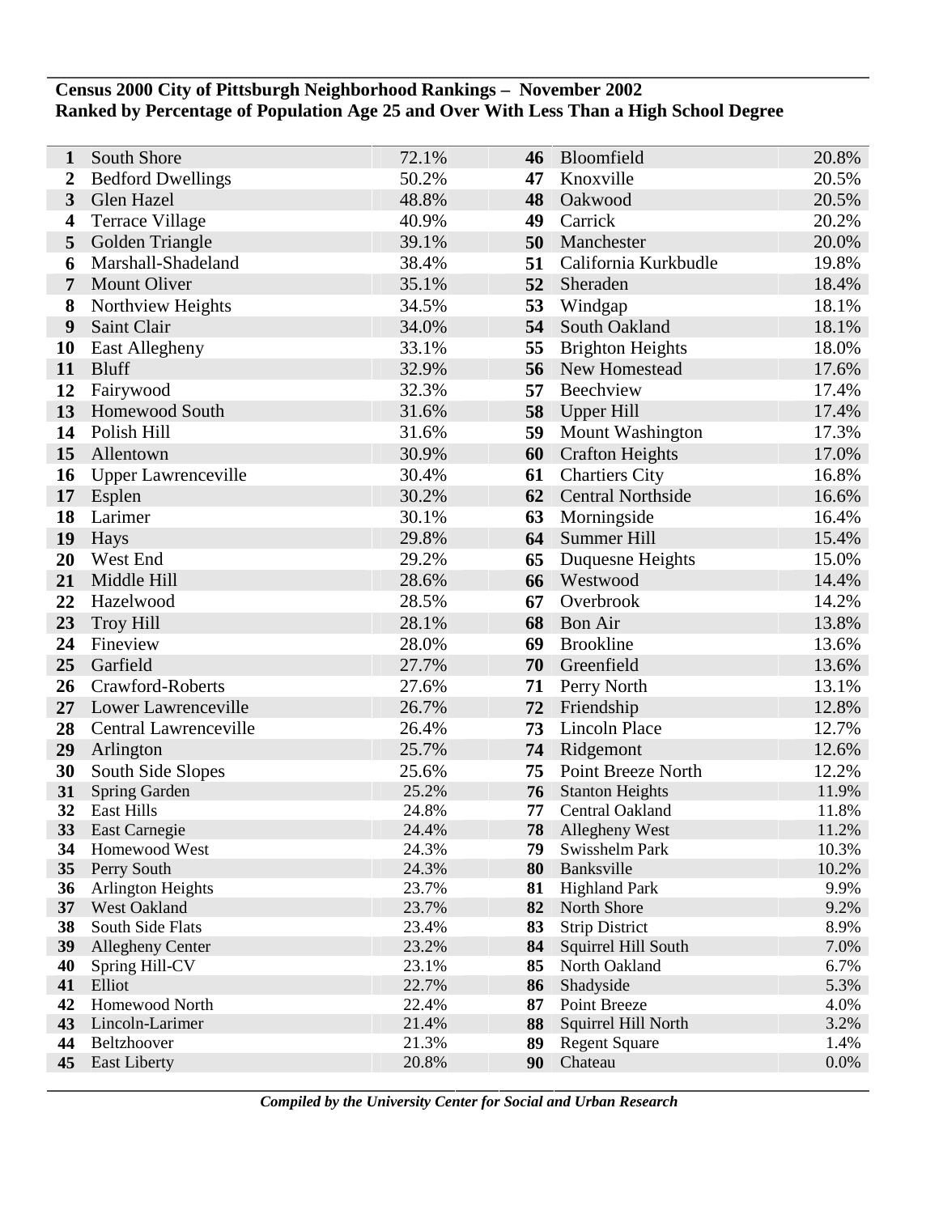**Census 2000 City of Pittsburgh Neighborhood Rankings – November 2002**
**Ranked by Percentage of Population Age 25 and Over With Less Than a High School Degree**

| Rank | Neighborhood | Percent | Rank | Neighborhood | Percent |
|---|---|---|---|---|---|
| 1 | South Shore | 72.1% | 46 | Bloomfield | 20.8% |
| 2 | Bedford Dwellings | 50.2% | 47 | Knoxville | 20.5% |
| 3 | Glen Hazel | 48.8% | 48 | Oakwood | 20.5% |
| 4 | Terrace Village | 40.9% | 49 | Carrick | 20.2% |
| 5 | Golden Triangle | 39.1% | 50 | Manchester | 20.0% |
| 6 | Marshall-Shadeland | 38.4% | 51 | California Kurkbudle | 19.8% |
| 7 | Mount Oliver | 35.1% | 52 | Sheraden | 18.4% |
| 8 | Northview Heights | 34.5% | 53 | Windgap | 18.1% |
| 9 | Saint Clair | 34.0% | 54 | South Oakland | 18.1% |
| 10 | East Allegheny | 33.1% | 55 | Brighton Heights | 18.0% |
| 11 | Bluff | 32.9% | 56 | New Homestead | 17.6% |
| 12 | Fairywood | 32.3% | 57 | Beechview | 17.4% |
| 13 | Homewood South | 31.6% | 58 | Upper Hill | 17.4% |
| 14 | Polish Hill | 31.6% | 59 | Mount Washington | 17.3% |
| 15 | Allentown | 30.9% | 60 | Crafton Heights | 17.0% |
| 16 | Upper Lawrenceville | 30.4% | 61 | Chartiers City | 16.8% |
| 17 | Esplen | 30.2% | 62 | Central Northside | 16.6% |
| 18 | Larimer | 30.1% | 63 | Morningside | 16.4% |
| 19 | Hays | 29.8% | 64 | Summer Hill | 15.4% |
| 20 | West End | 29.2% | 65 | Duquesne Heights | 15.0% |
| 21 | Middle Hill | 28.6% | 66 | Westwood | 14.4% |
| 22 | Hazelwood | 28.5% | 67 | Overbrook | 14.2% |
| 23 | Troy Hill | 28.1% | 68 | Bon Air | 13.8% |
| 24 | Fineview | 28.0% | 69 | Brookline | 13.6% |
| 25 | Garfield | 27.7% | 70 | Greenfield | 13.6% |
| 26 | Crawford-Roberts | 27.6% | 71 | Perry North | 13.1% |
| 27 | Lower Lawrenceville | 26.7% | 72 | Friendship | 12.8% |
| 28 | Central Lawrenceville | 26.4% | 73 | Lincoln Place | 12.7% |
| 29 | Arlington | 25.7% | 74 | Ridgemont | 12.6% |
| 30 | South Side Slopes | 25.6% | 75 | Point Breeze North | 12.2% |
| 31 | Spring Garden | 25.2% | 76 | Stanton Heights | 11.9% |
| 32 | East Hills | 24.8% | 77 | Central Oakland | 11.8% |
| 33 | East Carnegie | 24.4% | 78 | Allegheny West | 11.2% |
| 34 | Homewood West | 24.3% | 79 | Swisshelm Park | 10.3% |
| 35 | Perry South | 24.3% | 80 | Banksville | 10.2% |
| 36 | Arlington Heights | 23.7% | 81 | Highland Park | 9.9% |
| 37 | West Oakland | 23.7% | 82 | North Shore | 9.2% |
| 38 | South Side Flats | 23.4% | 83 | Strip District | 8.9% |
| 39 | Allegheny Center | 23.2% | 84 | Squirrel Hill South | 7.0% |
| 40 | Spring Hill-CV | 23.1% | 85 | North Oakland | 6.7% |
| 41 | Elliot | 22.7% | 86 | Shadyside | 5.3% |
| 42 | Homewood North | 22.4% | 87 | Point Breeze | 4.0% |
| 43 | Lincoln-Larimer | 21.4% | 88 | Squirrel Hill North | 3.2% |
| 44 | Beltzhoover | 21.3% | 89 | Regent Square | 1.4% |
| 45 | East Liberty | 20.8% | 90 | Chateau | 0.0% |

***Compiled by the University Center for Social and Urban Research***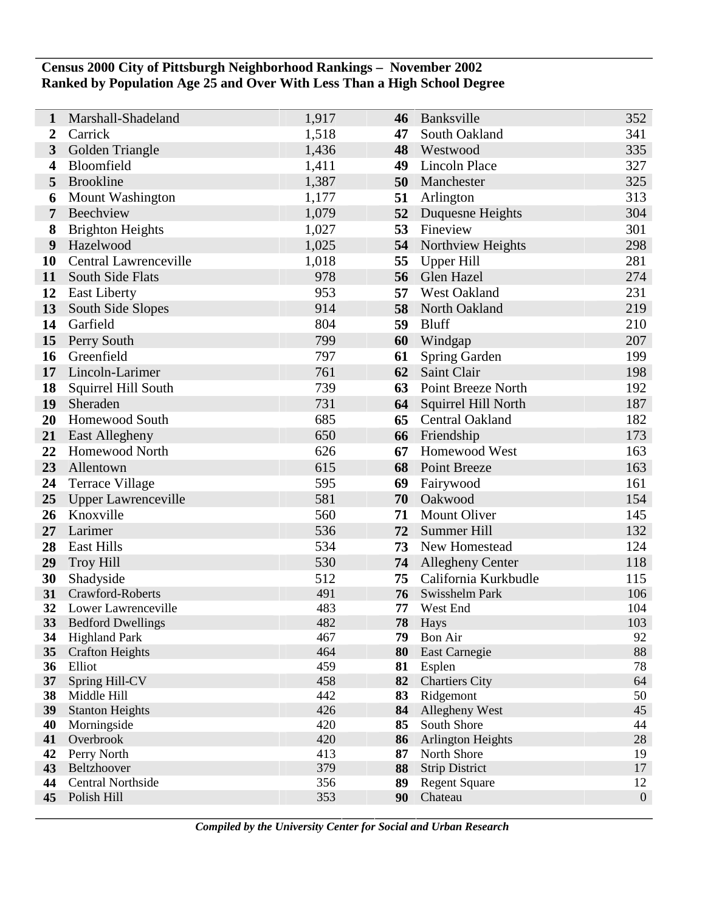**Census 2000 City of Pittsburgh Neighborhood Rankings – November 2002**
**Ranked by Population Age 25 and Over With Less Than a High School Degree**

| Rank | Neighborhood | Population | Rank | Neighborhood | Population |
|---|---|---|---|---|---|
| 1 | Marshall-Shadeland | 1,917 | 46 | Banksville | 352 |
| 2 | Carrick | 1,518 | 47 | South Oakland | 341 |
| 3 | Golden Triangle | 1,436 | 48 | Westwood | 335 |
| 4 | Bloomfield | 1,411 | 49 | Lincoln Place | 327 |
| 5 | Brookline | 1,387 | 50 | Manchester | 325 |
| 6 | Mount Washington | 1,177 | 51 | Arlington | 313 |
| 7 | Beechview | 1,079 | 52 | Duquesne Heights | 304 |
| 8 | Brighton Heights | 1,027 | 53 | Fineview | 301 |
| 9 | Hazelwood | 1,025 | 54 | Northview Heights | 298 |
| 10 | Central Lawrenceville | 1,018 | 55 | Upper Hill | 281 |
| 11 | South Side Flats | 978 | 56 | Glen Hazel | 274 |
| 12 | East Liberty | 953 | 57 | West Oakland | 231 |
| 13 | South Side Slopes | 914 | 58 | North Oakland | 219 |
| 14 | Garfield | 804 | 59 | Bluff | 210 |
| 15 | Perry South | 799 | 60 | Windgap | 207 |
| 16 | Greenfield | 797 | 61 | Spring Garden | 199 |
| 17 | Lincoln-Larimer | 761 | 62 | Saint Clair | 198 |
| 18 | Squirrel Hill South | 739 | 63 | Point Breeze North | 192 |
| 19 | Sheraden | 731 | 64 | Squirrel Hill North | 187 |
| 20 | Homewood South | 685 | 65 | Central Oakland | 182 |
| 21 | East Allegheny | 650 | 66 | Friendship | 173 |
| 22 | Homewood North | 626 | 67 | Homewood West | 163 |
| 23 | Allentown | 615 | 68 | Point Breeze | 163 |
| 24 | Terrace Village | 595 | 69 | Fairywood | 161 |
| 25 | Upper Lawrenceville | 581 | 70 | Oakwood | 154 |
| 26 | Knoxville | 560 | 71 | Mount Oliver | 145 |
| 27 | Larimer | 536 | 72 | Summer Hill | 132 |
| 28 | East Hills | 534 | 73 | New Homestead | 124 |
| 29 | Troy Hill | 530 | 74 | Allegheny Center | 118 |
| 30 | Shadyside | 512 | 75 | California Kurkbudle | 115 |
| 31 | Crawford-Roberts | 491 | 76 | Swisshelm Park | 106 |
| 32 | Lower Lawrenceville | 483 | 77 | West End | 104 |
| 33 | Bedford Dwellings | 482 | 78 | Hays | 103 |
| 34 | Highland Park | 467 | 79 | Bon Air | 92 |
| 35 | Crafton Heights | 464 | 80 | East Carnegie | 88 |
| 36 | Elliot | 459 | 81 | Esplen | 78 |
| 37 | Spring Hill-CV | 458 | 82 | Chartiers City | 64 |
| 38 | Middle Hill | 442 | 83 | Ridgemont | 50 |
| 39 | Stanton Heights | 426 | 84 | Allegheny West | 45 |
| 40 | Morningside | 420 | 85 | South Shore | 44 |
| 41 | Overbrook | 420 | 86 | Arlington Heights | 28 |
| 42 | Perry North | 413 | 87 | North Shore | 19 |
| 43 | Beltzhoover | 379 | 88 | Strip District | 17 |
| 44 | Central Northside | 356 | 89 | Regent Square | 12 |
| 45 | Polish Hill | 353 | 90 | Chateau | 0 |

*Compiled by the University Center for Social and Urban Research*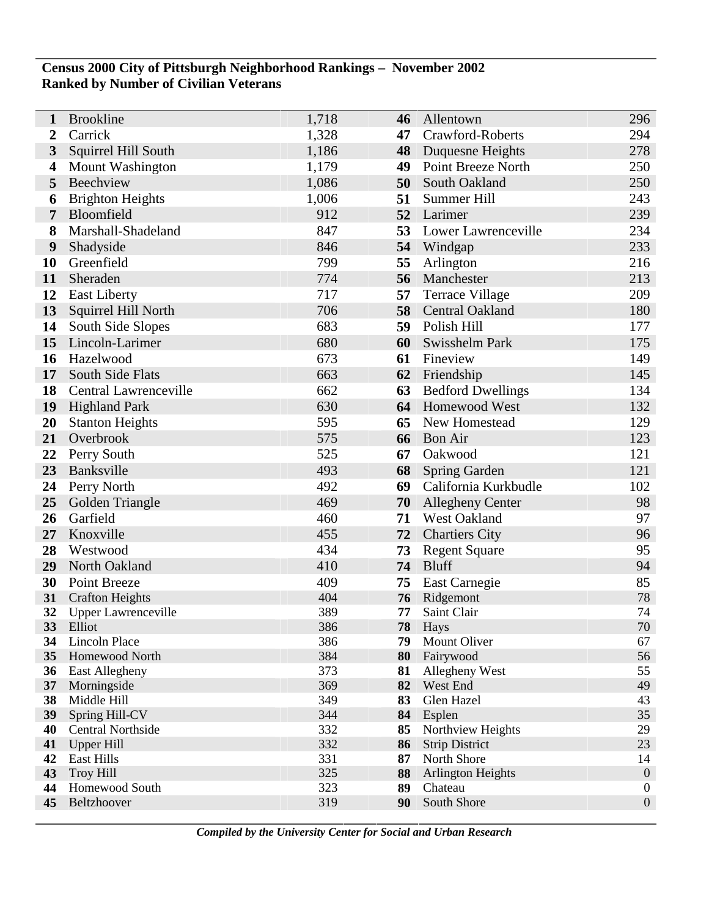**Census 2000 City of Pittsburgh Neighborhood Rankings – November 2002**
**Ranked by Number of Civilian Veterans**

| Rank | Neighborhood | Veterans | Rank | Neighborhood | Veterans |
|---|---|---|---|---|---|
| 1 | Brookline | 1,718 | 46 | Allentown | 296 |
| 2 | Carrick | 1,328 | 47 | Crawford-Roberts | 294 |
| 3 | Squirrel Hill South | 1,186 | 48 | Duquesne Heights | 278 |
| 4 | Mount Washington | 1,179 | 49 | Point Breeze North | 250 |
| 5 | Beechview | 1,086 | 50 | South Oakland | 250 |
| 6 | Brighton Heights | 1,006 | 51 | Summer Hill | 243 |
| 7 | Bloomfield | 912 | 52 | Larimer | 239 |
| 8 | Marshall-Shadeland | 847 | 53 | Lower Lawrenceville | 234 |
| 9 | Shadyside | 846 | 54 | Windgap | 233 |
| 10 | Greenfield | 799 | 55 | Arlington | 216 |
| 11 | Sheraden | 774 | 56 | Manchester | 213 |
| 12 | East Liberty | 717 | 57 | Terrace Village | 209 |
| 13 | Squirrel Hill North | 706 | 58 | Central Oakland | 180 |
| 14 | South Side Slopes | 683 | 59 | Polish Hill | 177 |
| 15 | Lincoln-Larimer | 680 | 60 | Swisshelm Park | 175 |
| 16 | Hazelwood | 673 | 61 | Fineview | 149 |
| 17 | South Side Flats | 663 | 62 | Friendship | 145 |
| 18 | Central Lawrenceville | 662 | 63 | Bedford Dwellings | 134 |
| 19 | Highland Park | 630 | 64 | Homewood West | 132 |
| 20 | Stanton Heights | 595 | 65 | New Homestead | 129 |
| 21 | Overbrook | 575 | 66 | Bon Air | 123 |
| 22 | Perry South | 525 | 67 | Oakwood | 121 |
| 23 | Banksville | 493 | 68 | Spring Garden | 121 |
| 24 | Perry North | 492 | 69 | California Kurkbudle | 102 |
| 25 | Golden Triangle | 469 | 70 | Allegheny Center | 98 |
| 26 | Garfield | 460 | 71 | West Oakland | 97 |
| 27 | Knoxville | 455 | 72 | Chartiers City | 96 |
| 28 | Westwood | 434 | 73 | Regent Square | 95 |
| 29 | North Oakland | 410 | 74 | Bluff | 94 |
| 30 | Point Breeze | 409 | 75 | East Carnegie | 85 |
| 31 | Crafton Heights | 404 | 76 | Ridgemont | 78 |
| 32 | Upper Lawrenceville | 389 | 77 | Saint Clair | 74 |
| 33 | Elliot | 386 | 78 | Hays | 70 |
| 34 | Lincoln Place | 386 | 79 | Mount Oliver | 67 |
| 35 | Homewood North | 384 | 80 | Fairywood | 56 |
| 36 | East Allegheny | 373 | 81 | Allegheny West | 55 |
| 37 | Morningside | 369 | 82 | West End | 49 |
| 38 | Middle Hill | 349 | 83 | Glen Hazel | 43 |
| 39 | Spring Hill-CV | 344 | 84 | Esplen | 35 |
| 40 | Central Northside | 332 | 85 | Northview Heights | 29 |
| 41 | Upper Hill | 332 | 86 | Strip District | 23 |
| 42 | East Hills | 331 | 87 | North Shore | 14 |
| 43 | Troy Hill | 325 | 88 | Arlington Heights | 0 |
| 44 | Homewood South | 323 | 89 | Chateau | 0 |
| 45 | Beltzhoover | 319 | 90 | South Shore | 0 |

*Compiled by the University Center for Social and Urban Research*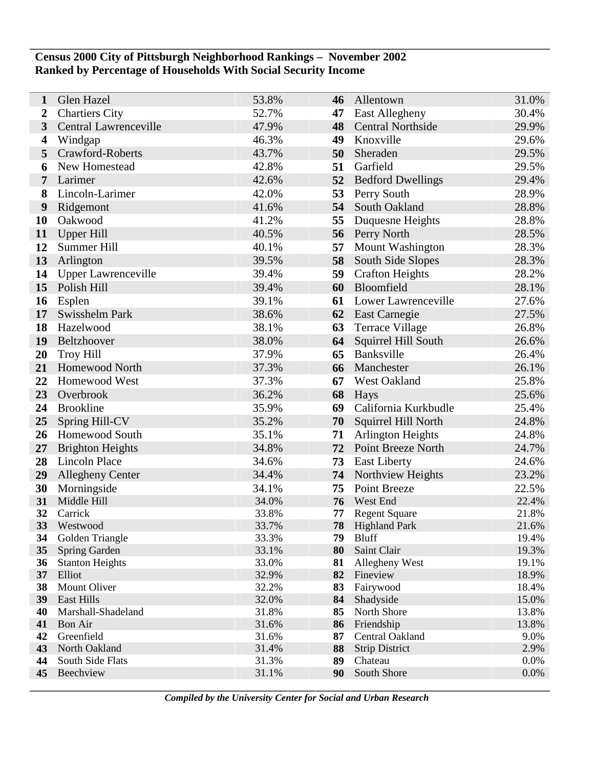**Census 2000 City of Pittsburgh Neighborhood Rankings – November 2002**
**Ranked by Percentage of Households With Social Security Income**

| Rank | Neighborhood | Percent | Rank | Neighborhood | Percent |
|---|---|---|---|---|---|
| 1 | Glen Hazel | 53.8% | 46 | Allentown | 31.0% |
| 2 | Chartiers City | 52.7% | 47 | East Allegheny | 30.4% |
| 3 | Central Lawrenceville | 47.9% | 48 | Central Northside | 29.9% |
| 4 | Windgap | 46.3% | 49 | Knoxville | 29.6% |
| 5 | Crawford-Roberts | 43.7% | 50 | Sheraden | 29.5% |
| 6 | New Homestead | 42.8% | 51 | Garfield | 29.5% |
| 7 | Larimer | 42.6% | 52 | Bedford Dwellings | 29.4% |
| 8 | Lincoln-Larimer | 42.0% | 53 | Perry South | 28.9% |
| 9 | Ridgemont | 41.6% | 54 | South Oakland | 28.8% |
| 10 | Oakwood | 41.2% | 55 | Duquesne Heights | 28.8% |
| 11 | Upper Hill | 40.5% | 56 | Perry North | 28.5% |
| 12 | Summer Hill | 40.1% | 57 | Mount Washington | 28.3% |
| 13 | Arlington | 39.5% | 58 | South Side Slopes | 28.3% |
| 14 | Upper Lawrenceville | 39.4% | 59 | Crafton Heights | 28.2% |
| 15 | Polish Hill | 39.4% | 60 | Bloomfield | 28.1% |
| 16 | Esplen | 39.1% | 61 | Lower Lawrenceville | 27.6% |
| 17 | Swisshelm Park | 38.6% | 62 | East Carnegie | 27.5% |
| 18 | Hazelwood | 38.1% | 63 | Terrace Village | 26.8% |
| 19 | Beltzhoover | 38.0% | 64 | Squirrel Hill South | 26.6% |
| 20 | Troy Hill | 37.9% | 65 | Banksville | 26.4% |
| 21 | Homewood North | 37.3% | 66 | Manchester | 26.1% |
| 22 | Homewood West | 37.3% | 67 | West Oakland | 25.8% |
| 23 | Overbrook | 36.2% | 68 | Hays | 25.6% |
| 24 | Brookline | 35.9% | 69 | California Kurkbudle | 25.4% |
| 25 | Spring Hill-CV | 35.2% | 70 | Squirrel Hill North | 24.8% |
| 26 | Homewood South | 35.1% | 71 | Arlington Heights | 24.8% |
| 27 | Brighton Heights | 34.8% | 72 | Point Breeze North | 24.7% |
| 28 | Lincoln Place | 34.6% | 73 | East Liberty | 24.6% |
| 29 | Allegheny Center | 34.4% | 74 | Northview Heights | 23.2% |
| 30 | Morningside | 34.1% | 75 | Point Breeze | 22.5% |
| 31 | Middle Hill | 34.0% | 76 | West End | 22.4% |
| 32 | Carrick | 33.8% | 77 | Regent Square | 21.8% |
| 33 | Westwood | 33.7% | 78 | Highland Park | 21.6% |
| 34 | Golden Triangle | 33.3% | 79 | Bluff | 19.4% |
| 35 | Spring Garden | 33.1% | 80 | Saint Clair | 19.3% |
| 36 | Stanton Heights | 33.0% | 81 | Allegheny West | 19.1% |
| 37 | Elliot | 32.9% | 82 | Fineview | 18.9% |
| 38 | Mount Oliver | 32.2% | 83 | Fairywood | 18.4% |
| 39 | East Hills | 32.0% | 84 | Shadyside | 15.0% |
| 40 | Marshall-Shadeland | 31.8% | 85 | North Shore | 13.8% |
| 41 | Bon Air | 31.6% | 86 | Friendship | 13.8% |
| 42 | Greenfield | 31.6% | 87 | Central Oakland | 9.0% |
| 43 | North Oakland | 31.4% | 88 | Strip District | 2.9% |
| 44 | South Side Flats | 31.3% | 89 | Chateau | 0.0% |
| 45 | Beechview | 31.1% | 90 | South Shore | 0.0% |

*Compiled by the University Center for Social and Urban Research*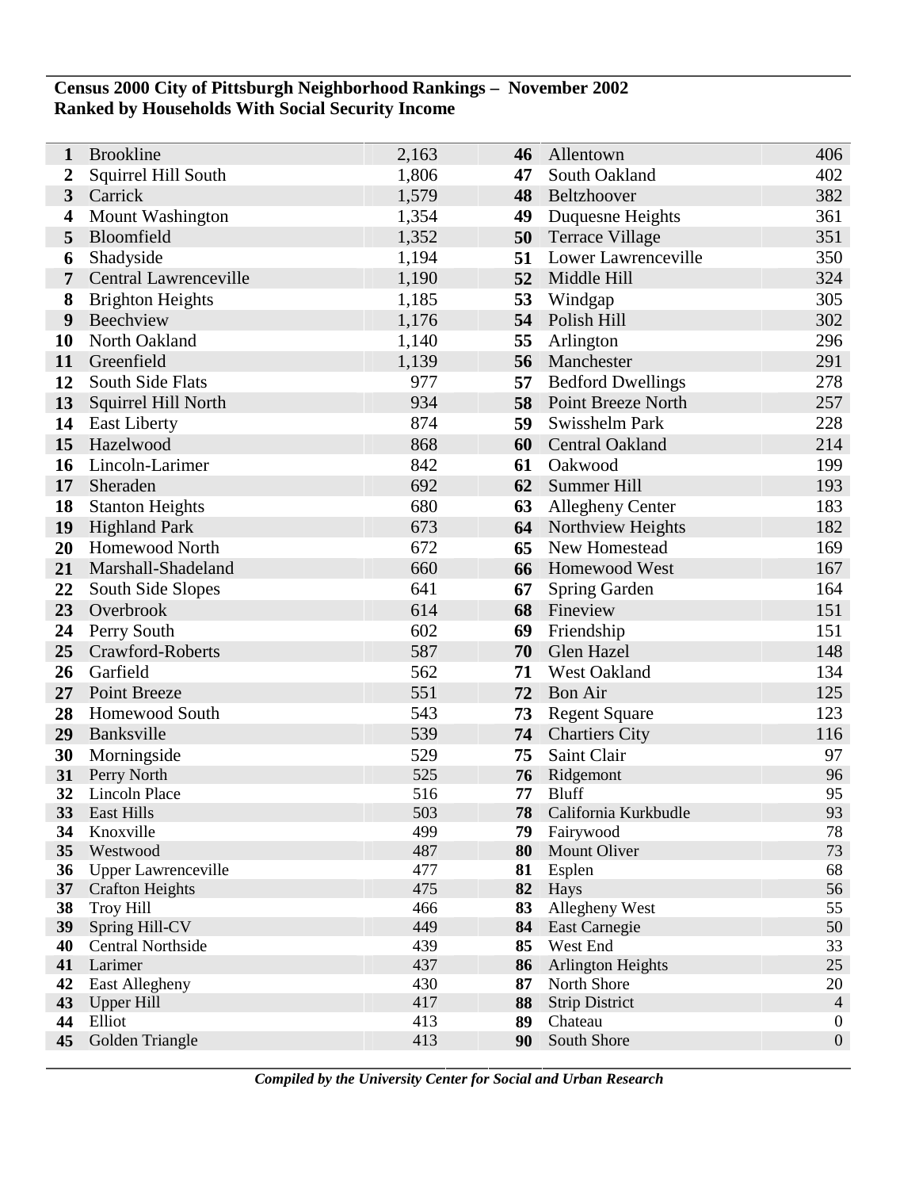**Census 2000 City of Pittsburgh Neighborhood Rankings – November 2002**
**Ranked by Households With Social Security Income**

| Rank | Neighborhood | Households | Rank | Neighborhood | Households |
|---|---|---|---|---|---|
| **1** | Brookline | 2,163 | **46** | Allentown | 406 |
| **2** | Squirrel Hill South | 1,806 | **47** | South Oakland | 402 |
| **3** | Carrick | 1,579 | **48** | Beltzhoover | 382 |
| **4** | Mount Washington | 1,354 | **49** | Duquesne Heights | 361 |
| **5** | Bloomfield | 1,352 | **50** | Terrace Village | 351 |
| **6** | Shadyside | 1,194 | **51** | Lower Lawrenceville | 350 |
| **7** | Central Lawrenceville | 1,190 | **52** | Middle Hill | 324 |
| **8** | Brighton Heights | 1,185 | **53** | Windgap | 305 |
| **9** | Beechview | 1,176 | **54** | Polish Hill | 302 |
| **10** | North Oakland | 1,140 | **55** | Arlington | 296 |
| **11** | Greenfield | 1,139 | **56** | Manchester | 291 |
| **12** | South Side Flats | 977 | **57** | Bedford Dwellings | 278 |
| **13** | Squirrel Hill North | 934 | **58** | Point Breeze North | 257 |
| **14** | East Liberty | 874 | **59** | Swisshelm Park | 228 |
| **15** | Hazelwood | 868 | **60** | Central Oakland | 214 |
| **16** | Lincoln-Larimer | 842 | **61** | Oakwood | 199 |
| **17** | Sheraden | 692 | **62** | Summer Hill | 193 |
| **18** | Stanton Heights | 680 | **63** | Allegheny Center | 183 |
| **19** | Highland Park | 673 | **64** | Northview Heights | 182 |
| **20** | Homewood North | 672 | **65** | New Homestead | 169 |
| **21** | Marshall-Shadeland | 660 | **66** | Homewood West | 167 |
| **22** | South Side Slopes | 641 | **67** | Spring Garden | 164 |
| **23** | Overbrook | 614 | **68** | Fineview | 151 |
| **24** | Perry South | 602 | **69** | Friendship | 151 |
| **25** | Crawford-Roberts | 587 | **70** | Glen Hazel | 148 |
| **26** | Garfield | 562 | **71** | West Oakland | 134 |
| **27** | Point Breeze | 551 | **72** | Bon Air | 125 |
| **28** | Homewood South | 543 | **73** | Regent Square | 123 |
| **29** | Banksville | 539 | **74** | Chartiers City | 116 |
| **30** | Morningside | 529 | **75** | Saint Clair | 97 |
| **31** | Perry North | 525 | **76** | Ridgemont | 96 |
| **32** | Lincoln Place | 516 | **77** | Bluff | 95 |
| **33** | East Hills | 503 | **78** | California Kurkbudle | 93 |
| **34** | Knoxville | 499 | **79** | Fairywood | 78 |
| **35** | Westwood | 487 | **80** | Mount Oliver | 73 |
| **36** | Upper Lawrenceville | 477 | **81** | Esplen | 68 |
| **37** | Crafton Heights | 475 | **82** | Hays | 56 |
| **38** | Troy Hill | 466 | **83** | Allegheny West | 55 |
| **39** | Spring Hill-CV | 449 | **84** | East Carnegie | 50 |
| **40** | Central Northside | 439 | **85** | West End | 33 |
| **41** | Larimer | 437 | **86** | Arlington Heights | 25 |
| **42** | East Allegheny | 430 | **87** | North Shore | 20 |
| **43** | Upper Hill | 417 | **88** | Strip District | 4 |
| **44** | Elliot | 413 | **89** | Chateau | 0 |
| **45** | Golden Triangle | 413 | **90** | South Shore | 0 |

***Compiled by the University Center for Social and Urban Research***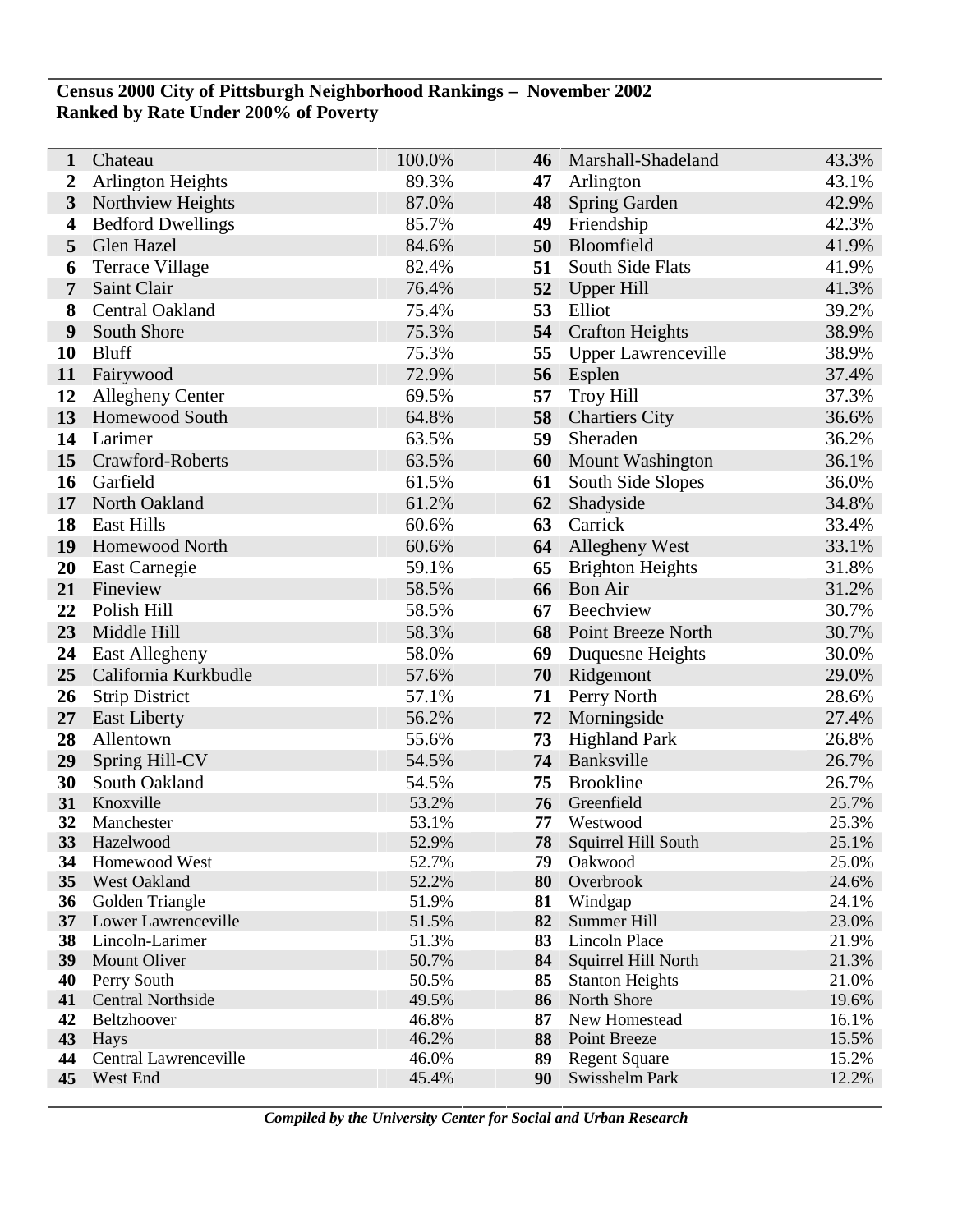**Census 2000 City of Pittsburgh Neighborhood Rankings – November 2002**
**Ranked by Rate Under 200% of Poverty**

| Rank | Neighborhood | Rate | Rank | Neighborhood | Rate |
|---|---|---|---|---|---|
| 1 | Chateau | 100.0% | 46 | Marshall-Shadeland | 43.3% |
| 2 | Arlington Heights | 89.3% | 47 | Arlington | 43.1% |
| 3 | Northview Heights | 87.0% | 48 | Spring Garden | 42.9% |
| 4 | Bedford Dwellings | 85.7% | 49 | Friendship | 42.3% |
| 5 | Glen Hazel | 84.6% | 50 | Bloomfield | 41.9% |
| 6 | Terrace Village | 82.4% | 51 | South Side Flats | 41.9% |
| 7 | Saint Clair | 76.4% | 52 | Upper Hill | 41.3% |
| 8 | Central Oakland | 75.4% | 53 | Elliot | 39.2% |
| 9 | South Shore | 75.3% | 54 | Crafton Heights | 38.9% |
| 10 | Bluff | 75.3% | 55 | Upper Lawrenceville | 38.9% |
| 11 | Fairywood | 72.9% | 56 | Esplen | 37.4% |
| 12 | Allegheny Center | 69.5% | 57 | Troy Hill | 37.3% |
| 13 | Homewood South | 64.8% | 58 | Chartiers City | 36.6% |
| 14 | Larimer | 63.5% | 59 | Sheraden | 36.2% |
| 15 | Crawford-Roberts | 63.5% | 60 | Mount Washington | 36.1% |
| 16 | Garfield | 61.5% | 61 | South Side Slopes | 36.0% |
| 17 | North Oakland | 61.2% | 62 | Shadyside | 34.8% |
| 18 | East Hills | 60.6% | 63 | Carrick | 33.4% |
| 19 | Homewood North | 60.6% | 64 | Allegheny West | 33.1% |
| 20 | East Carnegie | 59.1% | 65 | Brighton Heights | 31.8% |
| 21 | Fineview | 58.5% | 66 | Bon Air | 31.2% |
| 22 | Polish Hill | 58.5% | 67 | Beechview | 30.7% |
| 23 | Middle Hill | 58.3% | 68 | Point Breeze North | 30.7% |
| 24 | East Allegheny | 58.0% | 69 | Duquesne Heights | 30.0% |
| 25 | California Kurkbudle | 57.6% | 70 | Ridgemont | 29.0% |
| 26 | Strip District | 57.1% | 71 | Perry North | 28.6% |
| 27 | East Liberty | 56.2% | 72 | Morningside | 27.4% |
| 28 | Allentown | 55.6% | 73 | Highland Park | 26.8% |
| 29 | Spring Hill-CV | 54.5% | 74 | Banksville | 26.7% |
| 30 | South Oakland | 54.5% | 75 | Brookline | 26.7% |
| 31 | Knoxville | 53.2% | 76 | Greenfield | 25.7% |
| 32 | Manchester | 53.1% | 77 | Westwood | 25.3% |
| 33 | Hazelwood | 52.9% | 78 | Squirrel Hill South | 25.1% |
| 34 | Homewood West | 52.7% | 79 | Oakwood | 25.0% |
| 35 | West Oakland | 52.2% | 80 | Overbrook | 24.6% |
| 36 | Golden Triangle | 51.9% | 81 | Windgap | 24.1% |
| 37 | Lower Lawrenceville | 51.5% | 82 | Summer Hill | 23.0% |
| 38 | Lincoln-Larimer | 51.3% | 83 | Lincoln Place | 21.9% |
| 39 | Mount Oliver | 50.7% | 84 | Squirrel Hill North | 21.3% |
| 40 | Perry South | 50.5% | 85 | Stanton Heights | 21.0% |
| 41 | Central Northside | 49.5% | 86 | North Shore | 19.6% |
| 42 | Beltzhoover | 46.8% | 87 | New Homestead | 16.1% |
| 43 | Hays | 46.2% | 88 | Point Breeze | 15.5% |
| 44 | Central Lawrenceville | 46.0% | 89 | Regent Square | 15.2% |
| 45 | West End | 45.4% | 90 | Swisshelm Park | 12.2% |

*Compiled by the University Center for Social and Urban Research*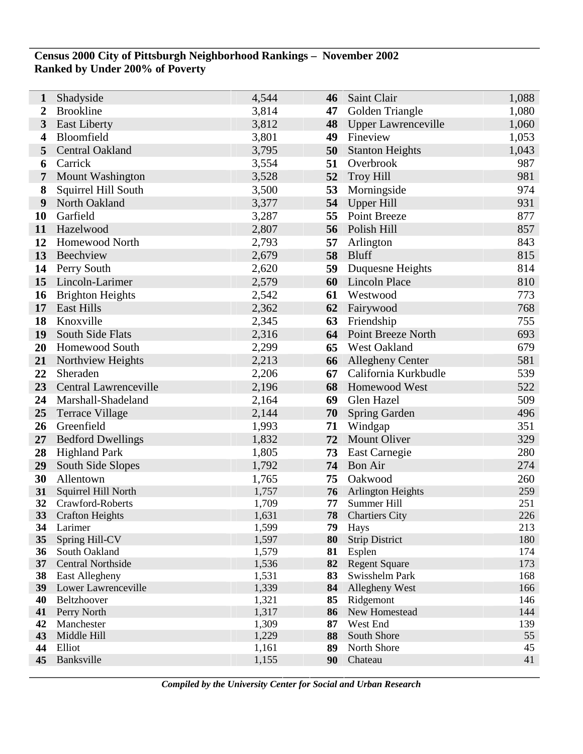**Census 2000 City of Pittsburgh Neighborhood Rankings – November 2002**
**Ranked by Under 200% of Poverty**

| Rank | Neighborhood | Count | Rank | Neighborhood | Count |
|---|---|---|---|---|---|
| 1 | Shadyside | 4,544 | 46 | Saint Clair | 1,088 |
| 2 | Brookline | 3,814 | 47 | Golden Triangle | 1,080 |
| 3 | East Liberty | 3,812 | 48 | Upper Lawrenceville | 1,060 |
| 4 | Bloomfield | 3,801 | 49 | Fineview | 1,053 |
| 5 | Central Oakland | 3,795 | 50 | Stanton Heights | 1,043 |
| 6 | Carrick | 3,554 | 51 | Overbrook | 987 |
| 7 | Mount Washington | 3,528 | 52 | Troy Hill | 981 |
| 8 | Squirrel Hill South | 3,500 | 53 | Morningside | 974 |
| 9 | North Oakland | 3,377 | 54 | Upper Hill | 931 |
| 10 | Garfield | 3,287 | 55 | Point Breeze | 877 |
| 11 | Hazelwood | 2,807 | 56 | Polish Hill | 857 |
| 12 | Homewood North | 2,793 | 57 | Arlington | 843 |
| 13 | Beechview | 2,679 | 58 | Bluff | 815 |
| 14 | Perry South | 2,620 | 59 | Duquesne Heights | 814 |
| 15 | Lincoln-Larimer | 2,579 | 60 | Lincoln Place | 810 |
| 16 | Brighton Heights | 2,542 | 61 | Westwood | 773 |
| 17 | East Hills | 2,362 | 62 | Fairywood | 768 |
| 18 | Knoxville | 2,345 | 63 | Friendship | 755 |
| 19 | South Side Flats | 2,316 | 64 | Point Breeze North | 693 |
| 20 | Homewood South | 2,299 | 65 | West Oakland | 679 |
| 21 | Northview Heights | 2,213 | 66 | Allegheny Center | 581 |
| 22 | Sheraden | 2,206 | 67 | California Kurkbudle | 539 |
| 23 | Central Lawrenceville | 2,196 | 68 | Homewood West | 522 |
| 24 | Marshall-Shadeland | 2,164 | 69 | Glen Hazel | 509 |
| 25 | Terrace Village | 2,144 | 70 | Spring Garden | 496 |
| 26 | Greenfield | 1,993 | 71 | Windgap | 351 |
| 27 | Bedford Dwellings | 1,832 | 72 | Mount Oliver | 329 |
| 28 | Highland Park | 1,805 | 73 | East Carnegie | 280 |
| 29 | South Side Slopes | 1,792 | 74 | Bon Air | 274 |
| 30 | Allentown | 1,765 | 75 | Oakwood | 260 |
| 31 | Squirrel Hill North | 1,757 | 76 | Arlington Heights | 259 |
| 32 | Crawford-Roberts | 1,709 | 77 | Summer Hill | 251 |
| 33 | Crafton Heights | 1,631 | 78 | Chartiers City | 226 |
| 34 | Larimer | 1,599 | 79 | Hays | 213 |
| 35 | Spring Hill-CV | 1,597 | 80 | Strip District | 180 |
| 36 | South Oakland | 1,579 | 81 | Esplen | 174 |
| 37 | Central Northside | 1,536 | 82 | Regent Square | 173 |
| 38 | East Allegheny | 1,531 | 83 | Swisshelm Park | 168 |
| 39 | Lower Lawrenceville | 1,339 | 84 | Allegheny West | 166 |
| 40 | Beltzhoover | 1,321 | 85 | Ridgemont | 146 |
| 41 | Perry North | 1,317 | 86 | New Homestead | 144 |
| 42 | Manchester | 1,309 | 87 | West End | 139 |
| 43 | Middle Hill | 1,229 | 88 | South Shore | 55 |
| 44 | Elliot | 1,161 | 89 | North Shore | 45 |
| 45 | Banksville | 1,155 | 90 | Chateau | 41 |

***Compiled by the University Center for Social and Urban Research***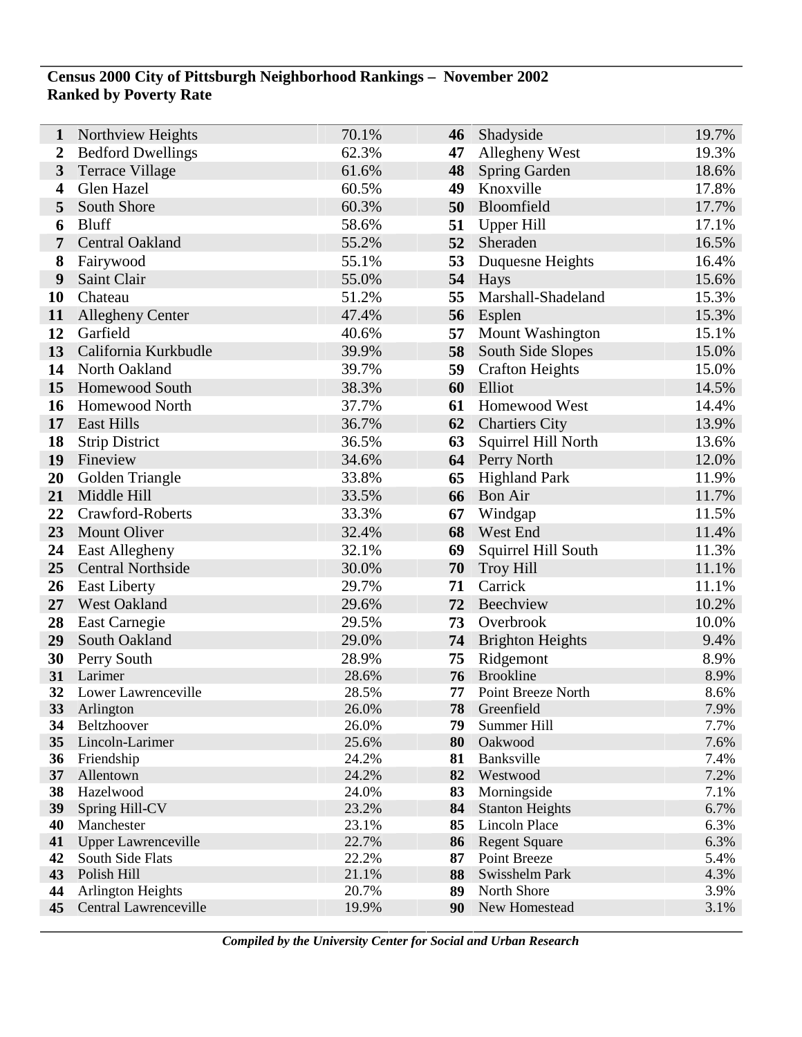**Census 2000 City of Pittsburgh Neighborhood Rankings – November 2002**
**Ranked by Poverty Rate**

| Rank | Neighborhood | Poverty Rate | Rank | Neighborhood | Poverty Rate |
|---|---|---|---|---|---|
| **1** | Northview Heights | 70.1% | **46** | Shadyside | 19.7% |
| **2** | Bedford Dwellings | 62.3% | **47** | Allegheny West | 19.3% |
| **3** | Terrace Village | 61.6% | **48** | Spring Garden | 18.6% |
| **4** | Glen Hazel | 60.5% | **49** | Knoxville | 17.8% |
| **5** | South Shore | 60.3% | **50** | Bloomfield | 17.7% |
| **6** | Bluff | 58.6% | **51** | Upper Hill | 17.1% |
| **7** | Central Oakland | 55.2% | **52** | Sheraden | 16.5% |
| **8** | Fairywood | 55.1% | **53** | Duquesne Heights | 16.4% |
| **9** | Saint Clair | 55.0% | **54** | Hays | 15.6% |
| **10** | Chateau | 51.2% | **55** | Marshall-Shadeland | 15.3% |
| **11** | Allegheny Center | 47.4% | **56** | Esplen | 15.3% |
| **12** | Garfield | 40.6% | **57** | Mount Washington | 15.1% |
| **13** | California Kurkbudle | 39.9% | **58** | South Side Slopes | 15.0% |
| **14** | North Oakland | 39.7% | **59** | Crafton Heights | 15.0% |
| **15** | Homewood South | 38.3% | **60** | Elliot | 14.5% |
| **16** | Homewood North | 37.7% | **61** | Homewood West | 14.4% |
| **17** | East Hills | 36.7% | **62** | Chartiers City | 13.9% |
| **18** | Strip District | 36.5% | **63** | Squirrel Hill North | 13.6% |
| **19** | Fineview | 34.6% | **64** | Perry North | 12.0% |
| **20** | Golden Triangle | 33.8% | **65** | Highland Park | 11.9% |
| **21** | Middle Hill | 33.5% | **66** | Bon Air | 11.7% |
| **22** | Crawford-Roberts | 33.3% | **67** | Windgap | 11.5% |
| **23** | Mount Oliver | 32.4% | **68** | West End | 11.4% |
| **24** | East Allegheny | 32.1% | **69** | Squirrel Hill South | 11.3% |
| **25** | Central Northside | 30.0% | **70** | Troy Hill | 11.1% |
| **26** | East Liberty | 29.7% | **71** | Carrick | 11.1% |
| **27** | West Oakland | 29.6% | **72** | Beechview | 10.2% |
| **28** | East Carnegie | 29.5% | **73** | Overbrook | 10.0% |
| **29** | South Oakland | 29.0% | **74** | Brighton Heights | 9.4% |
| **30** | Perry South | 28.9% | **75** | Ridgemont | 8.9% |
| **31** | Larimer | 28.6% | **76** | Brookline | 8.9% |
| **32** | Lower Lawrenceville | 28.5% | **77** | Point Breeze North | 8.6% |
| **33** | Arlington | 26.0% | **78** | Greenfield | 7.9% |
| **34** | Beltzhoover | 26.0% | **79** | Summer Hill | 7.7% |
| **35** | Lincoln-Larimer | 25.6% | **80** | Oakwood | 7.6% |
| **36** | Friendship | 24.2% | **81** | Banksville | 7.4% |
| **37** | Allentown | 24.2% | **82** | Westwood | 7.2% |
| **38** | Hazelwood | 24.0% | **83** | Morningside | 7.1% |
| **39** | Spring Hill-CV | 23.2% | **84** | Stanton Heights | 6.7% |
| **40** | Manchester | 23.1% | **85** | Lincoln Place | 6.3% |
| **41** | Upper Lawrenceville | 22.7% | **86** | Regent Square | 6.3% |
| **42** | South Side Flats | 22.2% | **87** | Point Breeze | 5.4% |
| **43** | Polish Hill | 21.1% | **88** | Swisshelm Park | 4.3% |
| **44** | Arlington Heights | 20.7% | **89** | North Shore | 3.9% |
| **45** | Central Lawrenceville | 19.9% | **90** | New Homestead | 3.1% |

***Compiled by the University Center for Social and Urban Research***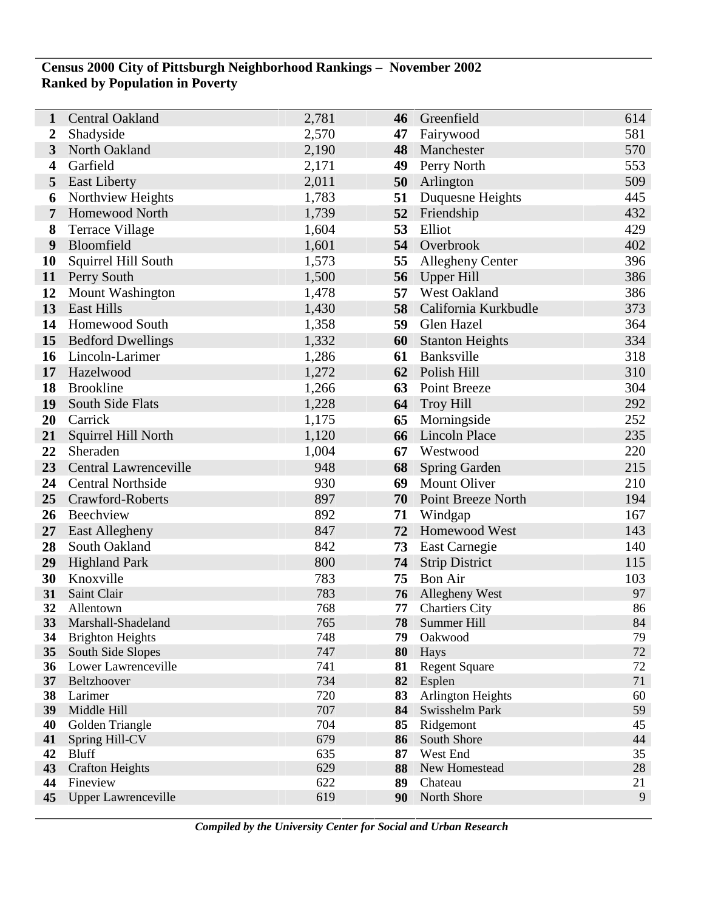**Census 2000 City of Pittsburgh Neighborhood Rankings – November 2002**
**Ranked by Population in Poverty**

| Rank | Neighborhood | Population | Rank | Neighborhood | Population |
|---|---|---|---|---|---|
| **1** | Central Oakland | 2,781 | **46** | Greenfield | 614 |
| **2** | Shadyside | 2,570 | **47** | Fairywood | 581 |
| **3** | North Oakland | 2,190 | **48** | Manchester | 570 |
| **4** | Garfield | 2,171 | **49** | Perry North | 553 |
| **5** | East Liberty | 2,011 | **50** | Arlington | 509 |
| **6** | Northview Heights | 1,783 | **51** | Duquesne Heights | 445 |
| **7** | Homewood North | 1,739 | **52** | Friendship | 432 |
| **8** | Terrace Village | 1,604 | **53** | Elliot | 429 |
| **9** | Bloomfield | 1,601 | **54** | Overbrook | 402 |
| **10** | Squirrel Hill South | 1,573 | **55** | Allegheny Center | 396 |
| **11** | Perry South | 1,500 | **56** | Upper Hill | 386 |
| **12** | Mount Washington | 1,478 | **57** | West Oakland | 386 |
| **13** | East Hills | 1,430 | **58** | California Kurkbudle | 373 |
| **14** | Homewood South | 1,358 | **59** | Glen Hazel | 364 |
| **15** | Bedford Dwellings | 1,332 | **60** | Stanton Heights | 334 |
| **16** | Lincoln-Larimer | 1,286 | **61** | Banksville | 318 |
| **17** | Hazelwood | 1,272 | **62** | Polish Hill | 310 |
| **18** | Brookline | 1,266 | **63** | Point Breeze | 304 |
| **19** | South Side Flats | 1,228 | **64** | Troy Hill | 292 |
| **20** | Carrick | 1,175 | **65** | Morningside | 252 |
| **21** | Squirrel Hill North | 1,120 | **66** | Lincoln Place | 235 |
| **22** | Sheraden | 1,004 | **67** | Westwood | 220 |
| **23** | Central Lawrenceville | 948 | **68** | Spring Garden | 215 |
| **24** | Central Northside | 930 | **69** | Mount Oliver | 210 |
| **25** | Crawford-Roberts | 897 | **70** | Point Breeze North | 194 |
| **26** | Beechview | 892 | **71** | Windgap | 167 |
| **27** | East Allegheny | 847 | **72** | Homewood West | 143 |
| **28** | South Oakland | 842 | **73** | East Carnegie | 140 |
| **29** | Highland Park | 800 | **74** | Strip District | 115 |
| **30** | Knoxville | 783 | **75** | Bon Air | 103 |
| **31** | Saint Clair | 783 | **76** | Allegheny West | 97 |
| **32** | Allentown | 768 | **77** | Chartiers City | 86 |
| **33** | Marshall-Shadeland | 765 | **78** | Summer Hill | 84 |
| **34** | Brighton Heights | 748 | **79** | Oakwood | 79 |
| **35** | South Side Slopes | 747 | **80** | Hays | 72 |
| **36** | Lower Lawrenceville | 741 | **81** | Regent Square | 72 |
| **37** | Beltzhoover | 734 | **82** | Esplen | 71 |
| **38** | Larimer | 720 | **83** | Arlington Heights | 60 |
| **39** | Middle Hill | 707 | **84** | Swisshelm Park | 59 |
| **40** | Golden Triangle | 704 | **85** | Ridgemont | 45 |
| **41** | Spring Hill-CV | 679 | **86** | South Shore | 44 |
| **42** | Bluff | 635 | **87** | West End | 35 |
| **43** | Crafton Heights | 629 | **88** | New Homestead | 28 |
| **44** | Fineview | 622 | **89** | Chateau | 21 |
| **45** | Upper Lawrenceville | 619 | **90** | North Shore | 9 |

***Compiled by the University Center for Social and Urban Research***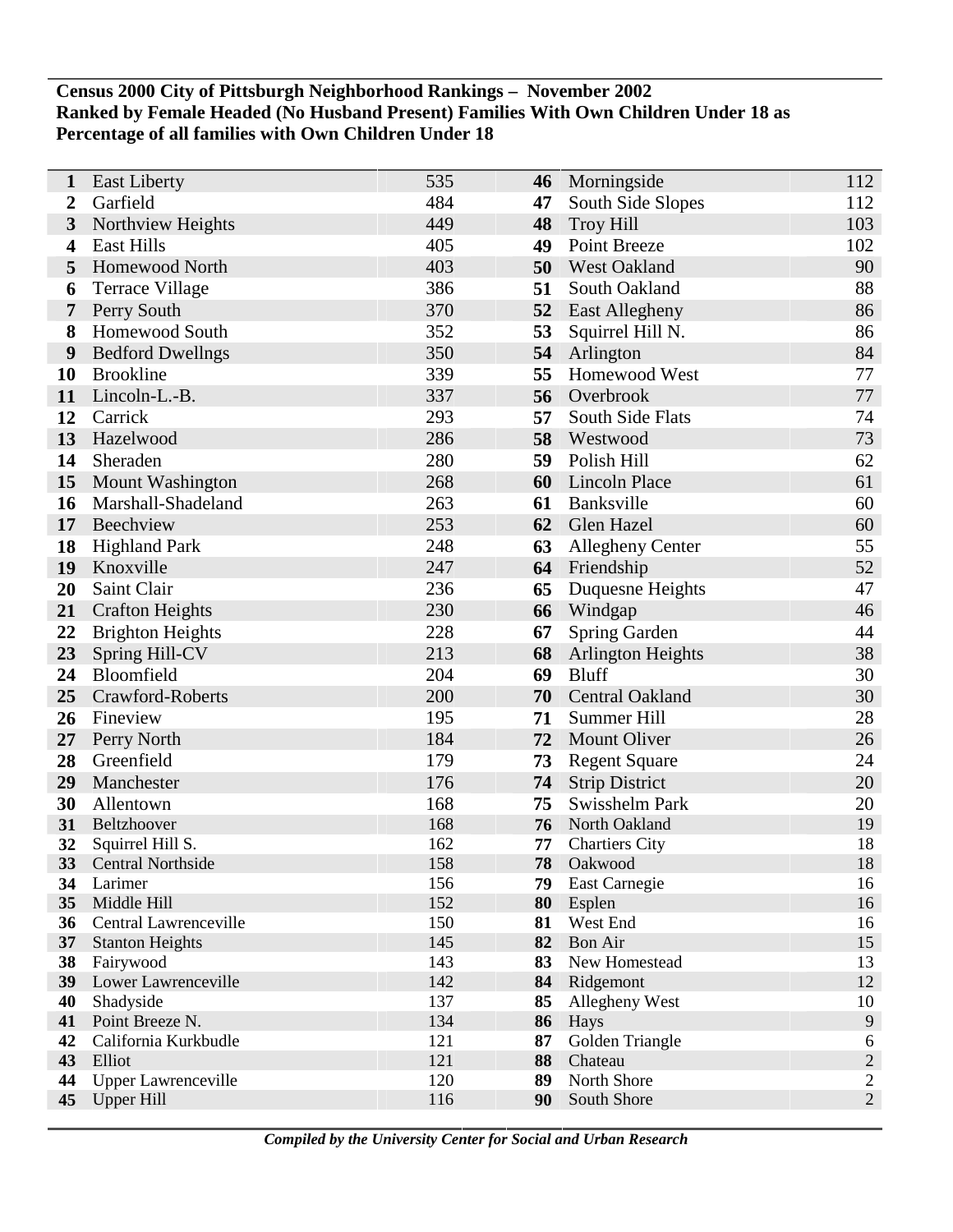**Census 2000 City of Pittsburgh Neighborhood Rankings – November 2002**
**Ranked by Female Headed (No Husband Present) Families With Own Children Under 18 as Percentage of all families with Own Children Under 18**

| | | | | | |
|---|---|---|---|---|---|
| **1** | East Liberty | 535 | **46** | Morningside | 112 |
| **2** | Garfield | 484 | **47** | South Side Slopes | 112 |
| **3** | Northview Heights | 449 | **48** | Troy Hill | 103 |
| **4** | East Hills | 405 | **49** | Point Breeze | 102 |
| **5** | Homewood North | 403 | **50** | West Oakland | 90 |
| **6** | Terrace Village | 386 | **51** | South Oakland | 88 |
| **7** | Perry South | 370 | **52** | East Allegheny | 86 |
| **8** | Homewood South | 352 | **53** | Squirrel Hill N. | 86 |
| **9** | Bedford Dwellngs | 350 | **54** | Arlington | 84 |
| **10** | Brookline | 339 | **55** | Homewood West | 77 |
| **11** | Lincoln-L.-B. | 337 | **56** | Overbrook | 77 |
| **12** | Carrick | 293 | **57** | South Side Flats | 74 |
| **13** | Hazelwood | 286 | **58** | Westwood | 73 |
| **14** | Sheraden | 280 | **59** | Polish Hill | 62 |
| **15** | Mount Washington | 268 | **60** | Lincoln Place | 61 |
| **16** | Marshall-Shadeland | 263 | **61** | Banksville | 60 |
| **17** | Beechview | 253 | **62** | Glen Hazel | 60 |
| **18** | Highland Park | 248 | **63** | Allegheny Center | 55 |
| **19** | Knoxville | 247 | **64** | Friendship | 52 |
| **20** | Saint Clair | 236 | **65** | Duquesne Heights | 47 |
| **21** | Crafton Heights | 230 | **66** | Windgap | 46 |
| **22** | Brighton Heights | 228 | **67** | Spring Garden | 44 |
| **23** | Spring Hill-CV | 213 | **68** | Arlington Heights | 38 |
| **24** | Bloomfield | 204 | **69** | Bluff | 30 |
| **25** | Crawford-Roberts | 200 | **70** | Central Oakland | 30 |
| **26** | Fineview | 195 | **71** | Summer Hill | 28 |
| **27** | Perry North | 184 | **72** | Mount Oliver | 26 |
| **28** | Greenfield | 179 | **73** | Regent Square | 24 |
| **29** | Manchester | 176 | **74** | Strip District | 20 |
| **30** | Allentown | 168 | **75** | Swisshelm Park | 20 |
| **31** | Beltzhoover | 168 | **76** | North Oakland | 19 |
| **32** | Squirrel Hill S. | 162 | **77** | Chartiers City | 18 |
| **33** | Central Northside | 158 | **78** | Oakwood | 18 |
| **34** | Larimer | 156 | **79** | East Carnegie | 16 |
| **35** | Middle Hill | 152 | **80** | Esplen | 16 |
| **36** | Central Lawrenceville | 150 | **81** | West End | 16 |
| **37** | Stanton Heights | 145 | **82** | Bon Air | 15 |
| **38** | Fairywood | 143 | **83** | New Homestead | 13 |
| **39** | Lower Lawrenceville | 142 | **84** | Ridgemont | 12 |
| **40** | Shadyside | 137 | **85** | Allegheny West | 10 |
| **41** | Point Breeze N. | 134 | **86** | Hays | 9 |
| **42** | California Kurkbudle | 121 | **87** | Golden Triangle | 6 |
| **43** | Elliot | 121 | **88** | Chateau | 2 |
| **44** | Upper Lawrenceville | 120 | **89** | North Shore | 2 |
| **45** | Upper Hill | 116 | **90** | South Shore | 2 |

***Compiled by the University Center for Social and Urban Research***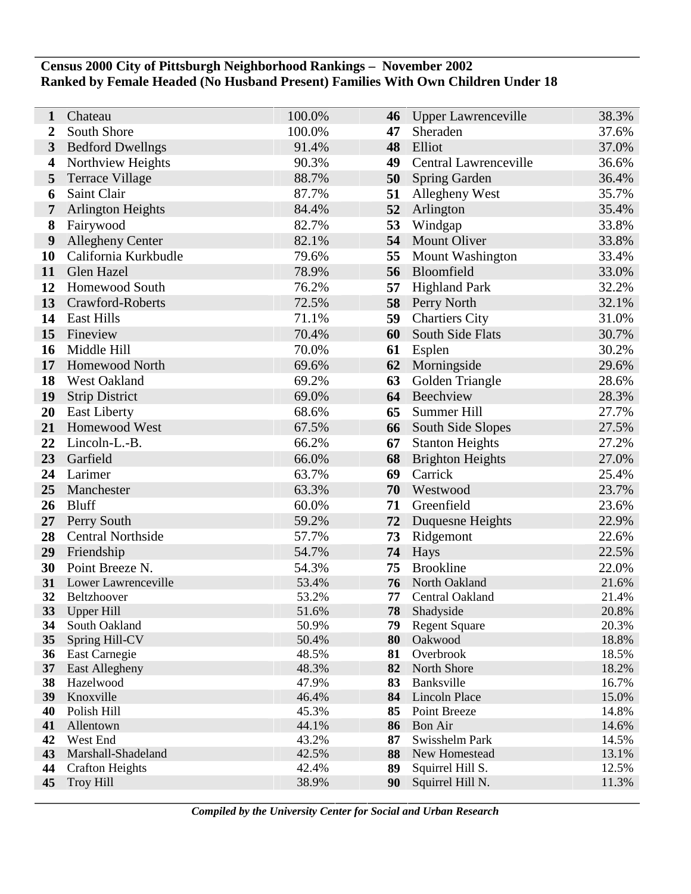**Census 2000 City of Pittsburgh Neighborhood Rankings – November 2002**
**Ranked by Female Headed (No Husband Present) Families With Own Children Under 18**

| Rank | Neighborhood | Percent | Rank | Neighborhood | Percent |
|---|---|---|---|---|---|
| 1 | Chateau | 100.0% | 46 | Upper Lawrenceville | 38.3% |
| 2 | South Shore | 100.0% | 47 | Sheraden | 37.6% |
| 3 | Bedford Dwellngs | 91.4% | 48 | Elliot | 37.0% |
| 4 | Northview Heights | 90.3% | 49 | Central Lawrenceville | 36.6% |
| 5 | Terrace Village | 88.7% | 50 | Spring Garden | 36.4% |
| 6 | Saint Clair | 87.7% | 51 | Allegheny West | 35.7% |
| 7 | Arlington Heights | 84.4% | 52 | Arlington | 35.4% |
| 8 | Fairywood | 82.7% | 53 | Windgap | 33.8% |
| 9 | Allegheny Center | 82.1% | 54 | Mount Oliver | 33.8% |
| 10 | California Kurkbudle | 79.6% | 55 | Mount Washington | 33.4% |
| 11 | Glen Hazel | 78.9% | 56 | Bloomfield | 33.0% |
| 12 | Homewood South | 76.2% | 57 | Highland Park | 32.2% |
| 13 | Crawford-Roberts | 72.5% | 58 | Perry North | 32.1% |
| 14 | East Hills | 71.1% | 59 | Chartiers City | 31.0% |
| 15 | Fineview | 70.4% | 60 | South Side Flats | 30.7% |
| 16 | Middle Hill | 70.0% | 61 | Esplen | 30.2% |
| 17 | Homewood North | 69.6% | 62 | Morningside | 29.6% |
| 18 | West Oakland | 69.2% | 63 | Golden Triangle | 28.6% |
| 19 | Strip District | 69.0% | 64 | Beechview | 28.3% |
| 20 | East Liberty | 68.6% | 65 | Summer Hill | 27.7% |
| 21 | Homewood West | 67.5% | 66 | South Side Slopes | 27.5% |
| 22 | Lincoln-L.-B. | 66.2% | 67 | Stanton Heights | 27.2% |
| 23 | Garfield | 66.0% | 68 | Brighton Heights | 27.0% |
| 24 | Larimer | 63.7% | 69 | Carrick | 25.4% |
| 25 | Manchester | 63.3% | 70 | Westwood | 23.7% |
| 26 | Bluff | 60.0% | 71 | Greenfield | 23.6% |
| 27 | Perry South | 59.2% | 72 | Duquesne Heights | 22.9% |
| 28 | Central Northside | 57.7% | 73 | Ridgemont | 22.6% |
| 29 | Friendship | 54.7% | 74 | Hays | 22.5% |
| 30 | Point Breeze N. | 54.3% | 75 | Brookline | 22.0% |
| 31 | Lower Lawrenceville | 53.4% | 76 | North Oakland | 21.6% |
| 32 | Beltzhoover | 53.2% | 77 | Central Oakland | 21.4% |
| 33 | Upper Hill | 51.6% | 78 | Shadyside | 20.8% |
| 34 | South Oakland | 50.9% | 79 | Regent Square | 20.3% |
| 35 | Spring Hill-CV | 50.4% | 80 | Oakwood | 18.8% |
| 36 | East Carnegie | 48.5% | 81 | Overbrook | 18.5% |
| 37 | East Allegheny | 48.3% | 82 | North Shore | 18.2% |
| 38 | Hazelwood | 47.9% | 83 | Banksville | 16.7% |
| 39 | Knoxville | 46.4% | 84 | Lincoln Place | 15.0% |
| 40 | Polish Hill | 45.3% | 85 | Point Breeze | 14.8% |
| 41 | Allentown | 44.1% | 86 | Bon Air | 14.6% |
| 42 | West End | 43.2% | 87 | Swisshelm Park | 14.5% |
| 43 | Marshall-Shadeland | 42.5% | 88 | New Homestead | 13.1% |
| 44 | Crafton Heights | 42.4% | 89 | Squirrel Hill S. | 12.5% |
| 45 | Troy Hill | 38.9% | 90 | Squirrel Hill N. | 11.3% |

***Compiled by the University Center for Social and Urban Research***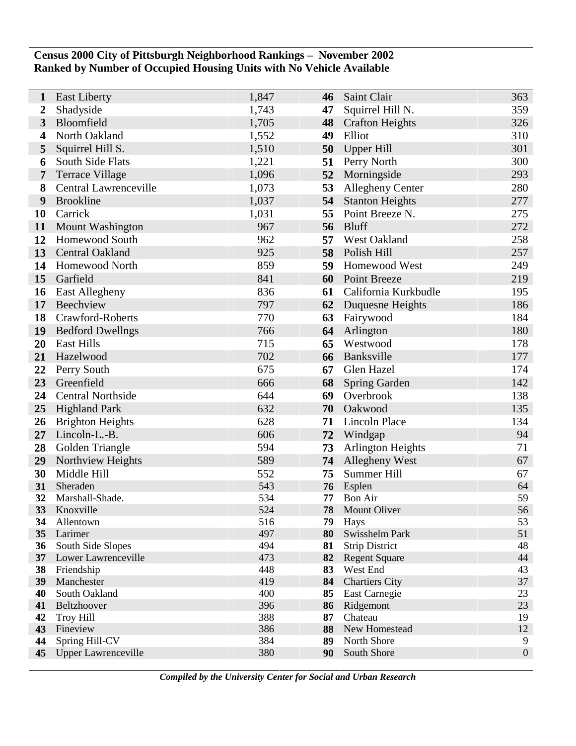**Census 2000 City of Pittsburgh Neighborhood Rankings – November 2002**
**Ranked by Number of Occupied Housing Units with No Vehicle Available**

| Rank | Neighborhood | Units | Rank | Neighborhood | Units |
|---|---|---|---|---|---|
| 1 | East Liberty | 1,847 | 46 | Saint Clair | 363 |
| 2 | Shadyside | 1,743 | 47 | Squirrel Hill N. | 359 |
| 3 | Bloomfield | 1,705 | 48 | Crafton Heights | 326 |
| 4 | North Oakland | 1,552 | 49 | Elliot | 310 |
| 5 | Squirrel Hill S. | 1,510 | 50 | Upper Hill | 301 |
| 6 | South Side Flats | 1,221 | 51 | Perry North | 300 |
| 7 | Terrace Village | 1,096 | 52 | Morningside | 293 |
| 8 | Central Lawrenceville | 1,073 | 53 | Allegheny Center | 280 |
| 9 | Brookline | 1,037 | 54 | Stanton Heights | 277 |
| 10 | Carrick | 1,031 | 55 | Point Breeze N. | 275 |
| 11 | Mount Washington | 967 | 56 | Bluff | 272 |
| 12 | Homewood South | 962 | 57 | West Oakland | 258 |
| 13 | Central Oakland | 925 | 58 | Polish Hill | 257 |
| 14 | Homewood North | 859 | 59 | Homewood West | 249 |
| 15 | Garfield | 841 | 60 | Point Breeze | 219 |
| 16 | East Allegheny | 836 | 61 | California Kurkbudle | 195 |
| 17 | Beechview | 797 | 62 | Duquesne Heights | 186 |
| 18 | Crawford-Roberts | 770 | 63 | Fairywood | 184 |
| 19 | Bedford Dwellngs | 766 | 64 | Arlington | 180 |
| 20 | East Hills | 715 | 65 | Westwood | 178 |
| 21 | Hazelwood | 702 | 66 | Banksville | 177 |
| 22 | Perry South | 675 | 67 | Glen Hazel | 174 |
| 23 | Greenfield | 666 | 68 | Spring Garden | 142 |
| 24 | Central Northside | 644 | 69 | Overbrook | 138 |
| 25 | Highland Park | 632 | 70 | Oakwood | 135 |
| 26 | Brighton Heights | 628 | 71 | Lincoln Place | 134 |
| 27 | Lincoln-L.-B. | 606 | 72 | Windgap | 94 |
| 28 | Golden Triangle | 594 | 73 | Arlington Heights | 71 |
| 29 | Northview Heights | 589 | 74 | Allegheny West | 67 |
| 30 | Middle Hill | 552 | 75 | Summer Hill | 67 |
| 31 | Sheraden | 543 | 76 | Esplen | 64 |
| 32 | Marshall-Shade. | 534 | 77 | Bon Air | 59 |
| 33 | Knoxville | 524 | 78 | Mount Oliver | 56 |
| 34 | Allentown | 516 | 79 | Hays | 53 |
| 35 | Larimer | 497 | 80 | Swisshelm Park | 51 |
| 36 | South Side Slopes | 494 | 81 | Strip District | 48 |
| 37 | Lower Lawrenceville | 473 | 82 | Regent Square | 44 |
| 38 | Friendship | 448 | 83 | West End | 43 |
| 39 | Manchester | 419 | 84 | Chartiers City | 37 |
| 40 | South Oakland | 400 | 85 | East Carnegie | 23 |
| 41 | Beltzhoover | 396 | 86 | Ridgemont | 23 |
| 42 | Troy Hill | 388 | 87 | Chateau | 19 |
| 43 | Fineview | 386 | 88 | New Homestead | 12 |
| 44 | Spring Hill-CV | 384 | 89 | North Shore | 9 |
| 45 | Upper Lawrenceville | 380 | 90 | South Shore | 0 |

***Compiled by the University Center for Social and Urban Research***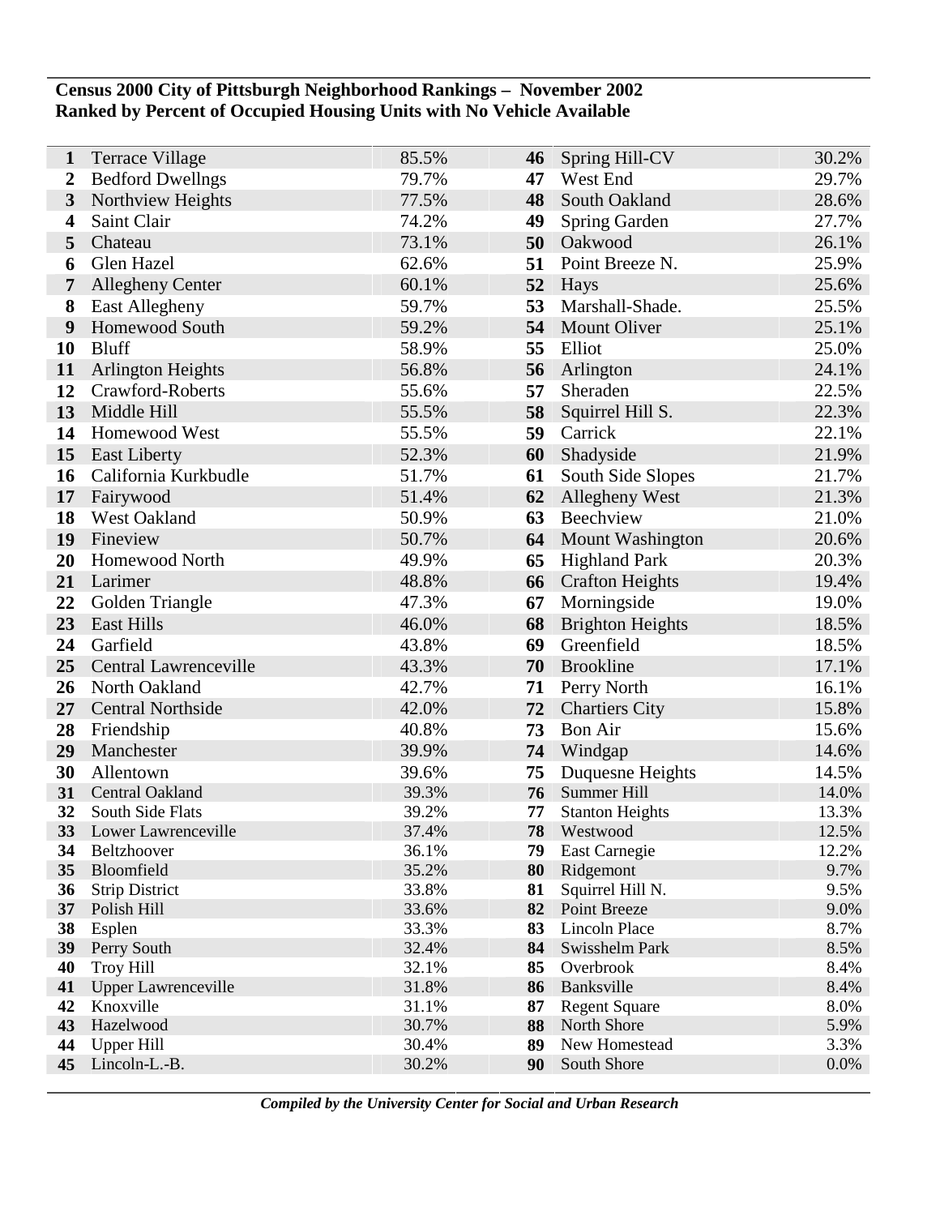**Census 2000 City of Pittsburgh Neighborhood Rankings – November 2002**
**Ranked by Percent of Occupied Housing Units with No Vehicle Available**

| Rank | Neighborhood | Percent | Rank | Neighborhood | Percent |
|---|---|---|---|---|---|
| 1 | Terrace Village | 85.5% | 46 | Spring Hill-CV | 30.2% |
| 2 | Bedford Dwellngs | 79.7% | 47 | West End | 29.7% |
| 3 | Northview Heights | 77.5% | 48 | South Oakland | 28.6% |
| 4 | Saint Clair | 74.2% | 49 | Spring Garden | 27.7% |
| 5 | Chateau | 73.1% | 50 | Oakwood | 26.1% |
| 6 | Glen Hazel | 62.6% | 51 | Point Breeze N. | 25.9% |
| 7 | Allegheny Center | 60.1% | 52 | Hays | 25.6% |
| 8 | East Allegheny | 59.7% | 53 | Marshall-Shade. | 25.5% |
| 9 | Homewood South | 59.2% | 54 | Mount Oliver | 25.1% |
| 10 | Bluff | 58.9% | 55 | Elliot | 25.0% |
| 11 | Arlington Heights | 56.8% | 56 | Arlington | 24.1% |
| 12 | Crawford-Roberts | 55.6% | 57 | Sheraden | 22.5% |
| 13 | Middle Hill | 55.5% | 58 | Squirrel Hill S. | 22.3% |
| 14 | Homewood West | 55.5% | 59 | Carrick | 22.1% |
| 15 | East Liberty | 52.3% | 60 | Shadyside | 21.9% |
| 16 | California Kurkbudle | 51.7% | 61 | South Side Slopes | 21.7% |
| 17 | Fairywood | 51.4% | 62 | Allegheny West | 21.3% |
| 18 | West Oakland | 50.9% | 63 | Beechview | 21.0% |
| 19 | Fineview | 50.7% | 64 | Mount Washington | 20.6% |
| 20 | Homewood North | 49.9% | 65 | Highland Park | 20.3% |
| 21 | Larimer | 48.8% | 66 | Crafton Heights | 19.4% |
| 22 | Golden Triangle | 47.3% | 67 | Morningside | 19.0% |
| 23 | East Hills | 46.0% | 68 | Brighton Heights | 18.5% |
| 24 | Garfield | 43.8% | 69 | Greenfield | 18.5% |
| 25 | Central Lawrenceville | 43.3% | 70 | Brookline | 17.1% |
| 26 | North Oakland | 42.7% | 71 | Perry North | 16.1% |
| 27 | Central Northside | 42.0% | 72 | Chartiers City | 15.8% |
| 28 | Friendship | 40.8% | 73 | Bon Air | 15.6% |
| 29 | Manchester | 39.9% | 74 | Windgap | 14.6% |
| 30 | Allentown | 39.6% | 75 | Duquesne Heights | 14.5% |
| 31 | Central Oakland | 39.3% | 76 | Summer Hill | 14.0% |
| 32 | South Side Flats | 39.2% | 77 | Stanton Heights | 13.3% |
| 33 | Lower Lawrenceville | 37.4% | 78 | Westwood | 12.5% |
| 34 | Beltzhoover | 36.1% | 79 | East Carnegie | 12.2% |
| 35 | Bloomfield | 35.2% | 80 | Ridgemont | 9.7% |
| 36 | Strip District | 33.8% | 81 | Squirrel Hill N. | 9.5% |
| 37 | Polish Hill | 33.6% | 82 | Point Breeze | 9.0% |
| 38 | Esplen | 33.3% | 83 | Lincoln Place | 8.7% |
| 39 | Perry South | 32.4% | 84 | Swisshelm Park | 8.5% |
| 40 | Troy Hill | 32.1% | 85 | Overbrook | 8.4% |
| 41 | Upper Lawrenceville | 31.8% | 86 | Banksville | 8.4% |
| 42 | Knoxville | 31.1% | 87 | Regent Square | 8.0% |
| 43 | Hazelwood | 30.7% | 88 | North Shore | 5.9% |
| 44 | Upper Hill | 30.4% | 89 | New Homestead | 3.3% |
| 45 | Lincoln-L.-B. | 30.2% | 90 | South Shore | 0.0% |

*Compiled by the University Center for Social and Urban Research*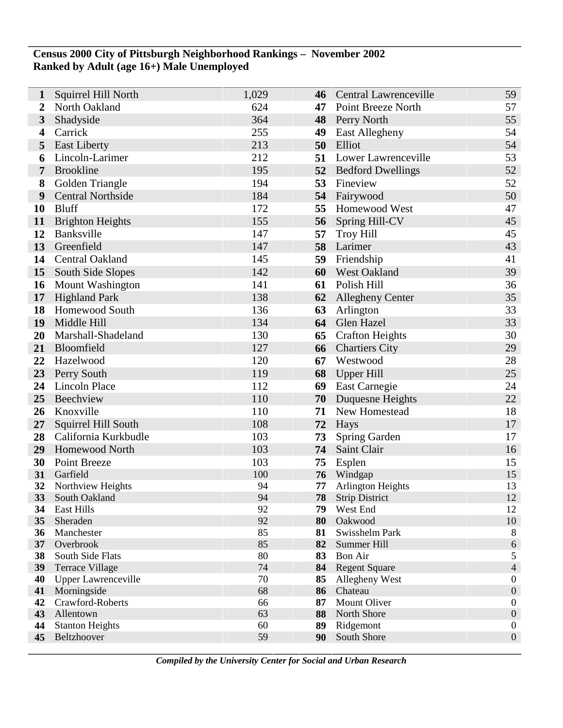**Census 2000 City of Pittsburgh Neighborhood Rankings – November 2002**
**Ranked by Adult (age 16+) Male Unemployed**

| Rank | Neighborhood | Count | Rank | Neighborhood | Count |
|---|---|---|---|---|---|
| 1 | Squirrel Hill North | 1,029 | 46 | Central Lawrenceville | 59 |
| 2 | North Oakland | 624 | 47 | Point Breeze North | 57 |
| 3 | Shadyside | 364 | 48 | Perry North | 55 |
| 4 | Carrick | 255 | 49 | East Allegheny | 54 |
| 5 | East Liberty | 213 | 50 | Elliot | 54 |
| 6 | Lincoln-Larimer | 212 | 51 | Lower Lawrenceville | 53 |
| 7 | Brookline | 195 | 52 | Bedford Dwellings | 52 |
| 8 | Golden Triangle | 194 | 53 | Fineview | 52 |
| 9 | Central Northside | 184 | 54 | Fairywood | 50 |
| 10 | Bluff | 172 | 55 | Homewood West | 47 |
| 11 | Brighton Heights | 155 | 56 | Spring Hill-CV | 45 |
| 12 | Banksville | 147 | 57 | Troy Hill | 45 |
| 13 | Greenfield | 147 | 58 | Larimer | 43 |
| 14 | Central Oakland | 145 | 59 | Friendship | 41 |
| 15 | South Side Slopes | 142 | 60 | West Oakland | 39 |
| 16 | Mount Washington | 141 | 61 | Polish Hill | 36 |
| 17 | Highland Park | 138 | 62 | Allegheny Center | 35 |
| 18 | Homewood South | 136 | 63 | Arlington | 33 |
| 19 | Middle Hill | 134 | 64 | Glen Hazel | 33 |
| 20 | Marshall-Shadeland | 130 | 65 | Crafton Heights | 30 |
| 21 | Bloomfield | 127 | 66 | Chartiers City | 29 |
| 22 | Hazelwood | 120 | 67 | Westwood | 28 |
| 23 | Perry South | 119 | 68 | Upper Hill | 25 |
| 24 | Lincoln Place | 112 | 69 | East Carnegie | 24 |
| 25 | Beechview | 110 | 70 | Duquesne Heights | 22 |
| 26 | Knoxville | 110 | 71 | New Homestead | 18 |
| 27 | Squirrel Hill South | 108 | 72 | Hays | 17 |
| 28 | California Kurkbudle | 103 | 73 | Spring Garden | 17 |
| 29 | Homewood North | 103 | 74 | Saint Clair | 16 |
| 30 | Point Breeze | 103 | 75 | Esplen | 15 |
| 31 | Garfield | 100 | 76 | Windgap | 15 |
| 32 | Northview Heights | 94 | 77 | Arlington Heights | 13 |
| 33 | South Oakland | 94 | 78 | Strip District | 12 |
| 34 | East Hills | 92 | 79 | West End | 12 |
| 35 | Sheraden | 92 | 80 | Oakwood | 10 |
| 36 | Manchester | 85 | 81 | Swisshelm Park | 8 |
| 37 | Overbrook | 85 | 82 | Summer Hill | 6 |
| 38 | South Side Flats | 80 | 83 | Bon Air | 5 |
| 39 | Terrace Village | 74 | 84 | Regent Square | 4 |
| 40 | Upper Lawrenceville | 70 | 85 | Allegheny West | 0 |
| 41 | Morningside | 68 | 86 | Chateau | 0 |
| 42 | Crawford-Roberts | 66 | 87 | Mount Oliver | 0 |
| 43 | Allentown | 63 | 88 | North Shore | 0 |
| 44 | Stanton Heights | 60 | 89 | Ridgemont | 0 |
| 45 | Beltzhoover | 59 | 90 | South Shore | 0 |

***Compiled by the University Center for Social and Urban Research***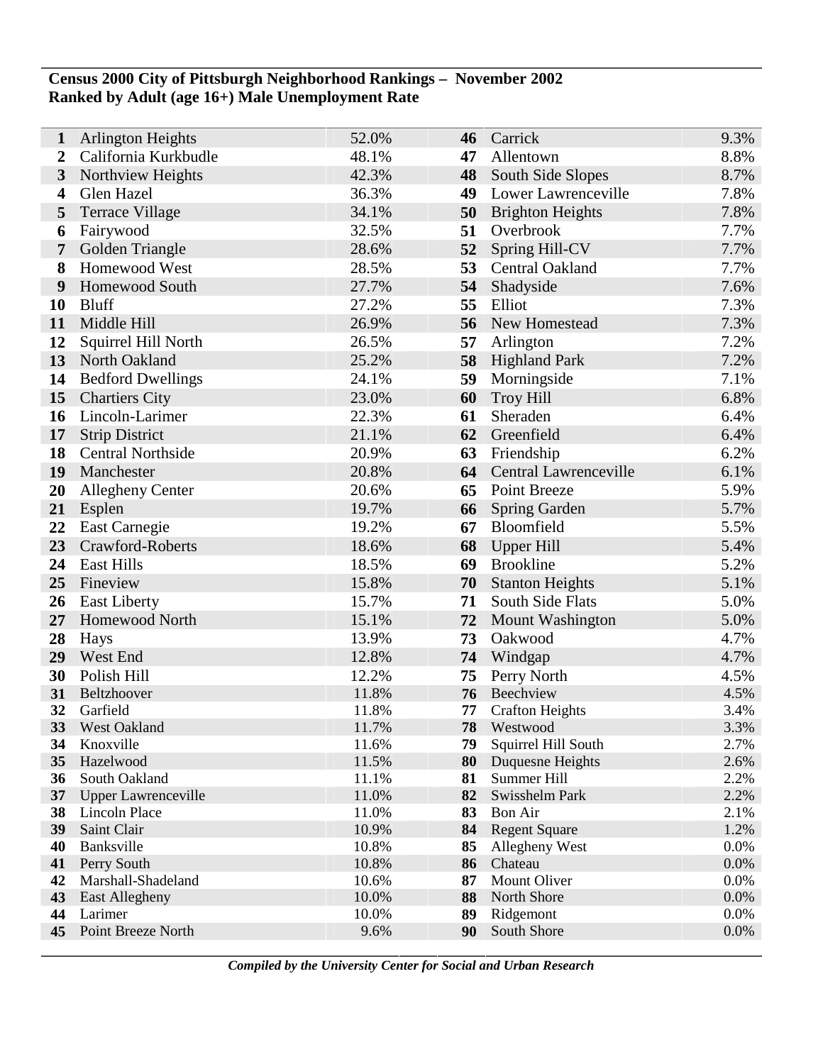**Census 2000 City of Pittsburgh Neighborhood Rankings – November 2002**
**Ranked by Adult (age 16+) Male Unemployment Rate**

| Rank | Neighborhood | Rate | Rank | Neighborhood | Rate |
|---|---|---|---|---|---|
| 1 | Arlington Heights | 52.0% | 46 | Carrick | 9.3% |
| 2 | California Kurkbudle | 48.1% | 47 | Allentown | 8.8% |
| 3 | Northview Heights | 42.3% | 48 | South Side Slopes | 8.7% |
| 4 | Glen Hazel | 36.3% | 49 | Lower Lawrenceville | 7.8% |
| 5 | Terrace Village | 34.1% | 50 | Brighton Heights | 7.8% |
| 6 | Fairywood | 32.5% | 51 | Overbrook | 7.7% |
| 7 | Golden Triangle | 28.6% | 52 | Spring Hill-CV | 7.7% |
| 8 | Homewood West | 28.5% | 53 | Central Oakland | 7.7% |
| 9 | Homewood South | 27.7% | 54 | Shadyside | 7.6% |
| 10 | Bluff | 27.2% | 55 | Elliot | 7.3% |
| 11 | Middle Hill | 26.9% | 56 | New Homestead | 7.3% |
| 12 | Squirrel Hill North | 26.5% | 57 | Arlington | 7.2% |
| 13 | North Oakland | 25.2% | 58 | Highland Park | 7.2% |
| 14 | Bedford Dwellings | 24.1% | 59 | Morningside | 7.1% |
| 15 | Chartiers City | 23.0% | 60 | Troy Hill | 6.8% |
| 16 | Lincoln-Larimer | 22.3% | 61 | Sheraden | 6.4% |
| 17 | Strip District | 21.1% | 62 | Greenfield | 6.4% |
| 18 | Central Northside | 20.9% | 63 | Friendship | 6.2% |
| 19 | Manchester | 20.8% | 64 | Central Lawrenceville | 6.1% |
| 20 | Allegheny Center | 20.6% | 65 | Point Breeze | 5.9% |
| 21 | Esplen | 19.7% | 66 | Spring Garden | 5.7% |
| 22 | East Carnegie | 19.2% | 67 | Bloomfield | 5.5% |
| 23 | Crawford-Roberts | 18.6% | 68 | Upper Hill | 5.4% |
| 24 | East Hills | 18.5% | 69 | Brookline | 5.2% |
| 25 | Fineview | 15.8% | 70 | Stanton Heights | 5.1% |
| 26 | East Liberty | 15.7% | 71 | South Side Flats | 5.0% |
| 27 | Homewood North | 15.1% | 72 | Mount Washington | 5.0% |
| 28 | Hays | 13.9% | 73 | Oakwood | 4.7% |
| 29 | West End | 12.8% | 74 | Windgap | 4.7% |
| 30 | Polish Hill | 12.2% | 75 | Perry North | 4.5% |
| 31 | Beltzhoover | 11.8% | 76 | Beechview | 4.5% |
| 32 | Garfield | 11.8% | 77 | Crafton Heights | 3.4% |
| 33 | West Oakland | 11.7% | 78 | Westwood | 3.3% |
| 34 | Knoxville | 11.6% | 79 | Squirrel Hill South | 2.7% |
| 35 | Hazelwood | 11.5% | 80 | Duquesne Heights | 2.6% |
| 36 | South Oakland | 11.1% | 81 | Summer Hill | 2.2% |
| 37 | Upper Lawrenceville | 11.0% | 82 | Swisshelm Park | 2.2% |
| 38 | Lincoln Place | 11.0% | 83 | Bon Air | 2.1% |
| 39 | Saint Clair | 10.9% | 84 | Regent Square | 1.2% |
| 40 | Banksville | 10.8% | 85 | Allegheny West | 0.0% |
| 41 | Perry South | 10.8% | 86 | Chateau | 0.0% |
| 42 | Marshall-Shadeland | 10.6% | 87 | Mount Oliver | 0.0% |
| 43 | East Allegheny | 10.0% | 88 | North Shore | 0.0% |
| 44 | Larimer | 10.0% | 89 | Ridgemont | 0.0% |
| 45 | Point Breeze North | 9.6% | 90 | South Shore | 0.0% |

*Compiled by the University Center for Social and Urban Research*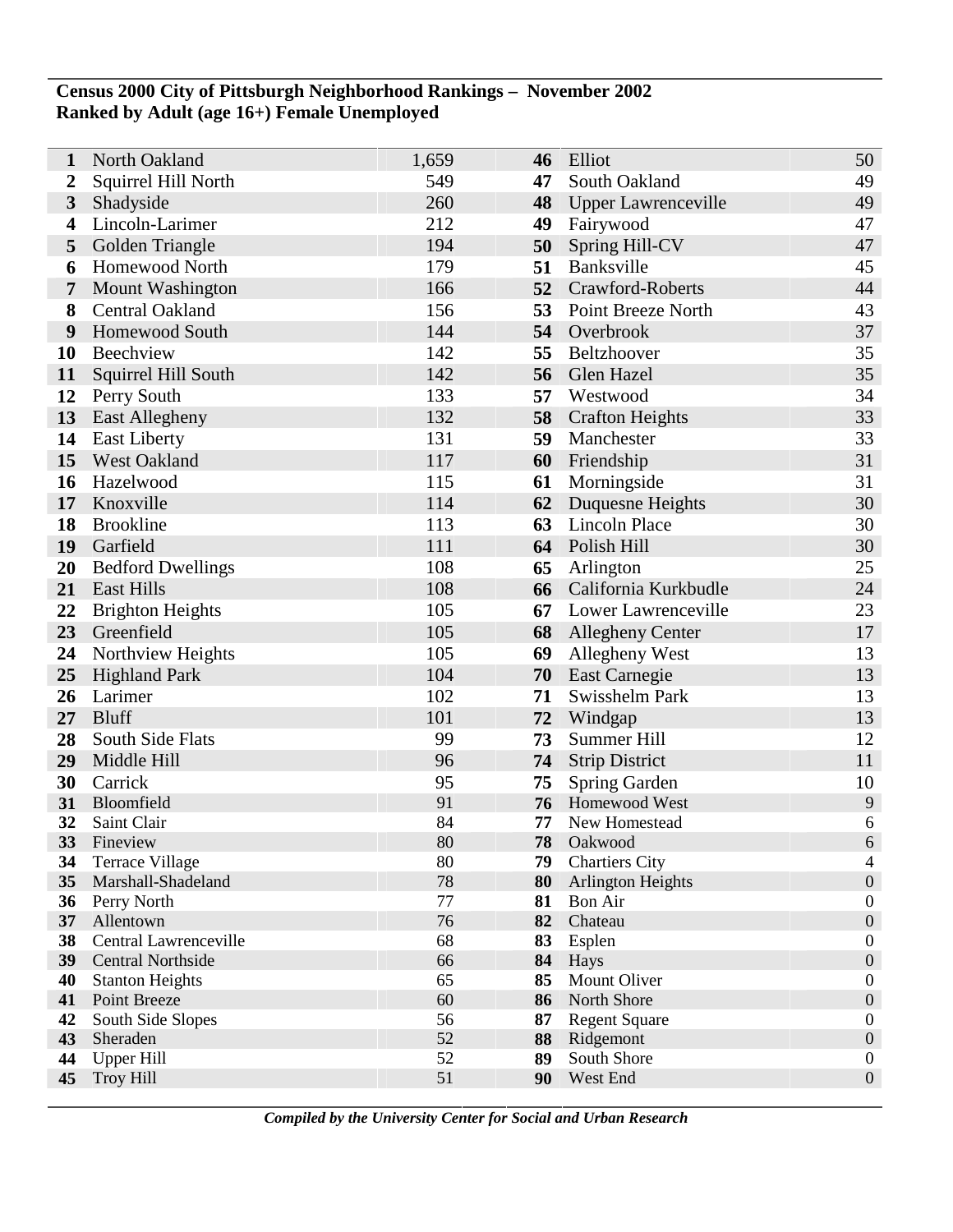**Census 2000 City of Pittsburgh Neighborhood Rankings – November 2002**
**Ranked by Adult (age 16+) Female Unemployed**

| Rank | Neighborhood | Female Unemployed | Rank | Neighborhood | Female Unemployed |
|---|---|---|---|---|---|
| 1 | North Oakland | 1,659 | 46 | Elliot | 50 |
| 2 | Squirrel Hill North | 549 | 47 | South Oakland | 49 |
| 3 | Shadyside | 260 | 48 | Upper Lawrenceville | 49 |
| 4 | Lincoln-Larimer | 212 | 49 | Fairywood | 47 |
| 5 | Golden Triangle | 194 | 50 | Spring Hill-CV | 47 |
| 6 | Homewood North | 179 | 51 | Banksville | 45 |
| 7 | Mount Washington | 166 | 52 | Crawford-Roberts | 44 |
| 8 | Central Oakland | 156 | 53 | Point Breeze North | 43 |
| 9 | Homewood South | 144 | 54 | Overbrook | 37 |
| 10 | Beechview | 142 | 55 | Beltzhoover | 35 |
| 11 | Squirrel Hill South | 142 | 56 | Glen Hazel | 35 |
| 12 | Perry South | 133 | 57 | Westwood | 34 |
| 13 | East Allegheny | 132 | 58 | Crafton Heights | 33 |
| 14 | East Liberty | 131 | 59 | Manchester | 33 |
| 15 | West Oakland | 117 | 60 | Friendship | 31 |
| 16 | Hazelwood | 115 | 61 | Morningside | 31 |
| 17 | Knoxville | 114 | 62 | Duquesne Heights | 30 |
| 18 | Brookline | 113 | 63 | Lincoln Place | 30 |
| 19 | Garfield | 111 | 64 | Polish Hill | 30 |
| 20 | Bedford Dwellings | 108 | 65 | Arlington | 25 |
| 21 | East Hills | 108 | 66 | California Kurkbudle | 24 |
| 22 | Brighton Heights | 105 | 67 | Lower Lawrenceville | 23 |
| 23 | Greenfield | 105 | 68 | Allegheny Center | 17 |
| 24 | Northview Heights | 105 | 69 | Allegheny West | 13 |
| 25 | Highland Park | 104 | 70 | East Carnegie | 13 |
| 26 | Larimer | 102 | 71 | Swisshelm Park | 13 |
| 27 | Bluff | 101 | 72 | Windgap | 13 |
| 28 | South Side Flats | 99 | 73 | Summer Hill | 12 |
| 29 | Middle Hill | 96 | 74 | Strip District | 11 |
| 30 | Carrick | 95 | 75 | Spring Garden | 10 |
| 31 | Bloomfield | 91 | 76 | Homewood West | 9 |
| 32 | Saint Clair | 84 | 77 | New Homestead | 6 |
| 33 | Fineview | 80 | 78 | Oakwood | 6 |
| 34 | Terrace Village | 80 | 79 | Chartiers City | 4 |
| 35 | Marshall-Shadeland | 78 | 80 | Arlington Heights | 0 |
| 36 | Perry North | 77 | 81 | Bon Air | 0 |
| 37 | Allentown | 76 | 82 | Chateau | 0 |
| 38 | Central Lawrenceville | 68 | 83 | Esplen | 0 |
| 39 | Central Northside | 66 | 84 | Hays | 0 |
| 40 | Stanton Heights | 65 | 85 | Mount Oliver | 0 |
| 41 | Point Breeze | 60 | 86 | North Shore | 0 |
| 42 | South Side Slopes | 56 | 87 | Regent Square | 0 |
| 43 | Sheraden | 52 | 88 | Ridgemont | 0 |
| 44 | Upper Hill | 52 | 89 | South Shore | 0 |
| 45 | Troy Hill | 51 | 90 | West End | 0 |

*Compiled by the University Center for Social and Urban Research*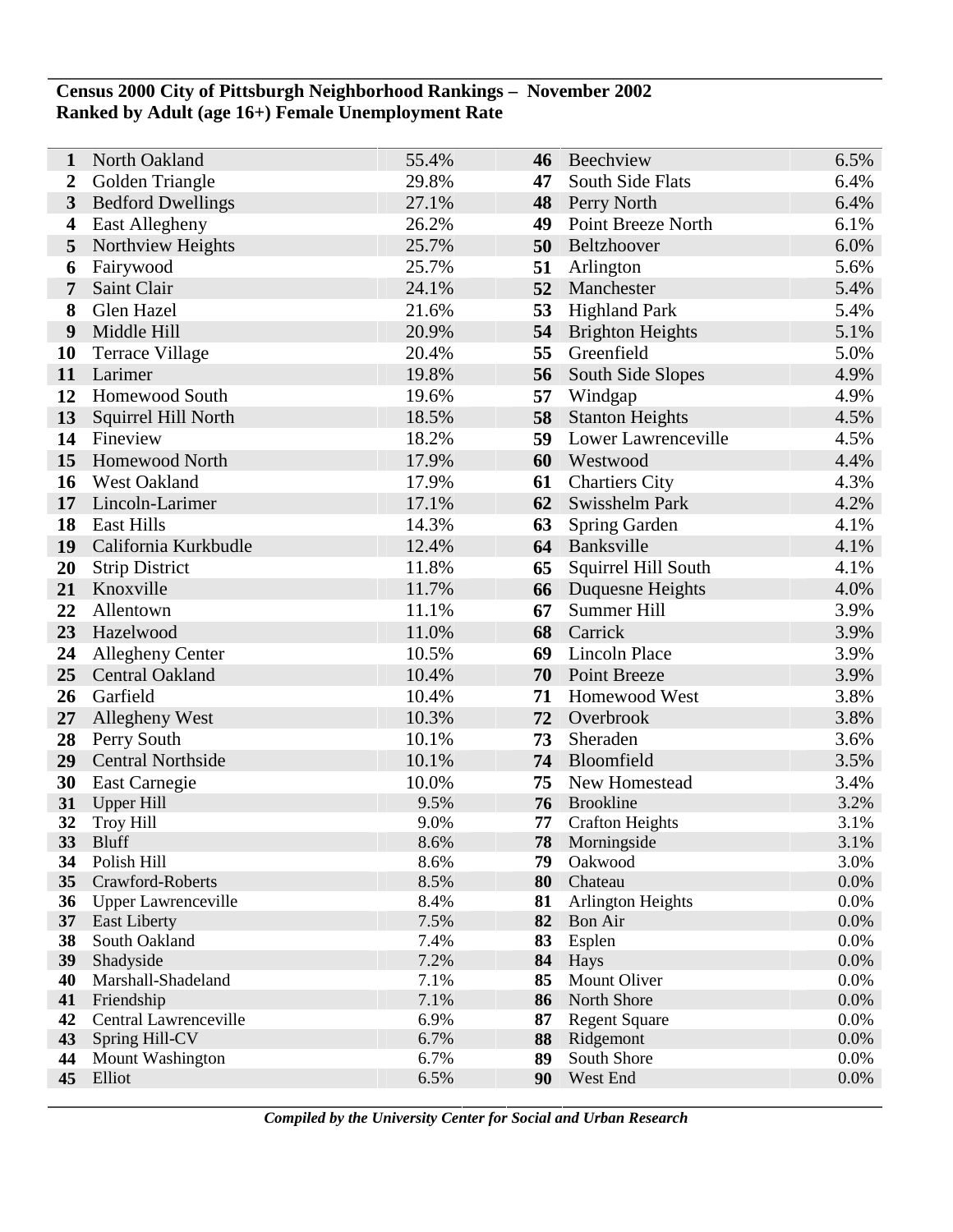**Census 2000 City of Pittsburgh Neighborhood Rankings – November 2002**
**Ranked by Adult (age 16+) Female Unemployment Rate**

| Rank | Neighborhood | Rate | Rank | Neighborhood | Rate |
|---|---|---|---|---|---|
| **1** | North Oakland | 55.4% | **46** | Beechview | 6.5% |
| **2** | Golden Triangle | 29.8% | **47** | South Side Flats | 6.4% |
| **3** | Bedford Dwellings | 27.1% | **48** | Perry North | 6.4% |
| **4** | East Allegheny | 26.2% | **49** | Point Breeze North | 6.1% |
| **5** | Northview Heights | 25.7% | **50** | Beltzhoover | 6.0% |
| **6** | Fairywood | 25.7% | **51** | Arlington | 5.6% |
| **7** | Saint Clair | 24.1% | **52** | Manchester | 5.4% |
| **8** | Glen Hazel | 21.6% | **53** | Highland Park | 5.4% |
| **9** | Middle Hill | 20.9% | **54** | Brighton Heights | 5.1% |
| **10** | Terrace Village | 20.4% | **55** | Greenfield | 5.0% |
| **11** | Larimer | 19.8% | **56** | South Side Slopes | 4.9% |
| **12** | Homewood South | 19.6% | **57** | Windgap | 4.9% |
| **13** | Squirrel Hill North | 18.5% | **58** | Stanton Heights | 4.5% |
| **14** | Fineview | 18.2% | **59** | Lower Lawrenceville | 4.5% |
| **15** | Homewood North | 17.9% | **60** | Westwood | 4.4% |
| **16** | West Oakland | 17.9% | **61** | Chartiers City | 4.3% |
| **17** | Lincoln-Larimer | 17.1% | **62** | Swisshelm Park | 4.2% |
| **18** | East Hills | 14.3% | **63** | Spring Garden | 4.1% |
| **19** | California Kurkbudle | 12.4% | **64** | Banksville | 4.1% |
| **20** | Strip District | 11.8% | **65** | Squirrel Hill South | 4.1% |
| **21** | Knoxville | 11.7% | **66** | Duquesne Heights | 4.0% |
| **22** | Allentown | 11.1% | **67** | Summer Hill | 3.9% |
| **23** | Hazelwood | 11.0% | **68** | Carrick | 3.9% |
| **24** | Allegheny Center | 10.5% | **69** | Lincoln Place | 3.9% |
| **25** | Central Oakland | 10.4% | **70** | Point Breeze | 3.9% |
| **26** | Garfield | 10.4% | **71** | Homewood West | 3.8% |
| **27** | Allegheny West | 10.3% | **72** | Overbrook | 3.8% |
| **28** | Perry South | 10.1% | **73** | Sheraden | 3.6% |
| **29** | Central Northside | 10.1% | **74** | Bloomfield | 3.5% |
| **30** | East Carnegie | 10.0% | **75** | New Homestead | 3.4% |
| **31** | Upper Hill | 9.5% | **76** | Brookline | 3.2% |
| **32** | Troy Hill | 9.0% | **77** | Crafton Heights | 3.1% |
| **33** | Bluff | 8.6% | **78** | Morningside | 3.1% |
| **34** | Polish Hill | 8.6% | **79** | Oakwood | 3.0% |
| **35** | Crawford-Roberts | 8.5% | **80** | Chateau | 0.0% |
| **36** | Upper Lawrenceville | 8.4% | **81** | Arlington Heights | 0.0% |
| **37** | East Liberty | 7.5% | **82** | Bon Air | 0.0% |
| **38** | South Oakland | 7.4% | **83** | Esplen | 0.0% |
| **39** | Shadyside | 7.2% | **84** | Hays | 0.0% |
| **40** | Marshall-Shadeland | 7.1% | **85** | Mount Oliver | 0.0% |
| **41** | Friendship | 7.1% | **86** | North Shore | 0.0% |
| **42** | Central Lawrenceville | 6.9% | **87** | Regent Square | 0.0% |
| **43** | Spring Hill-CV | 6.7% | **88** | Ridgemont | 0.0% |
| **44** | Mount Washington | 6.7% | **89** | South Shore | 0.0% |
| **45** | Elliot | 6.5% | **90** | West End | 0.0% |

***Compiled by the University Center for Social and Urban Research***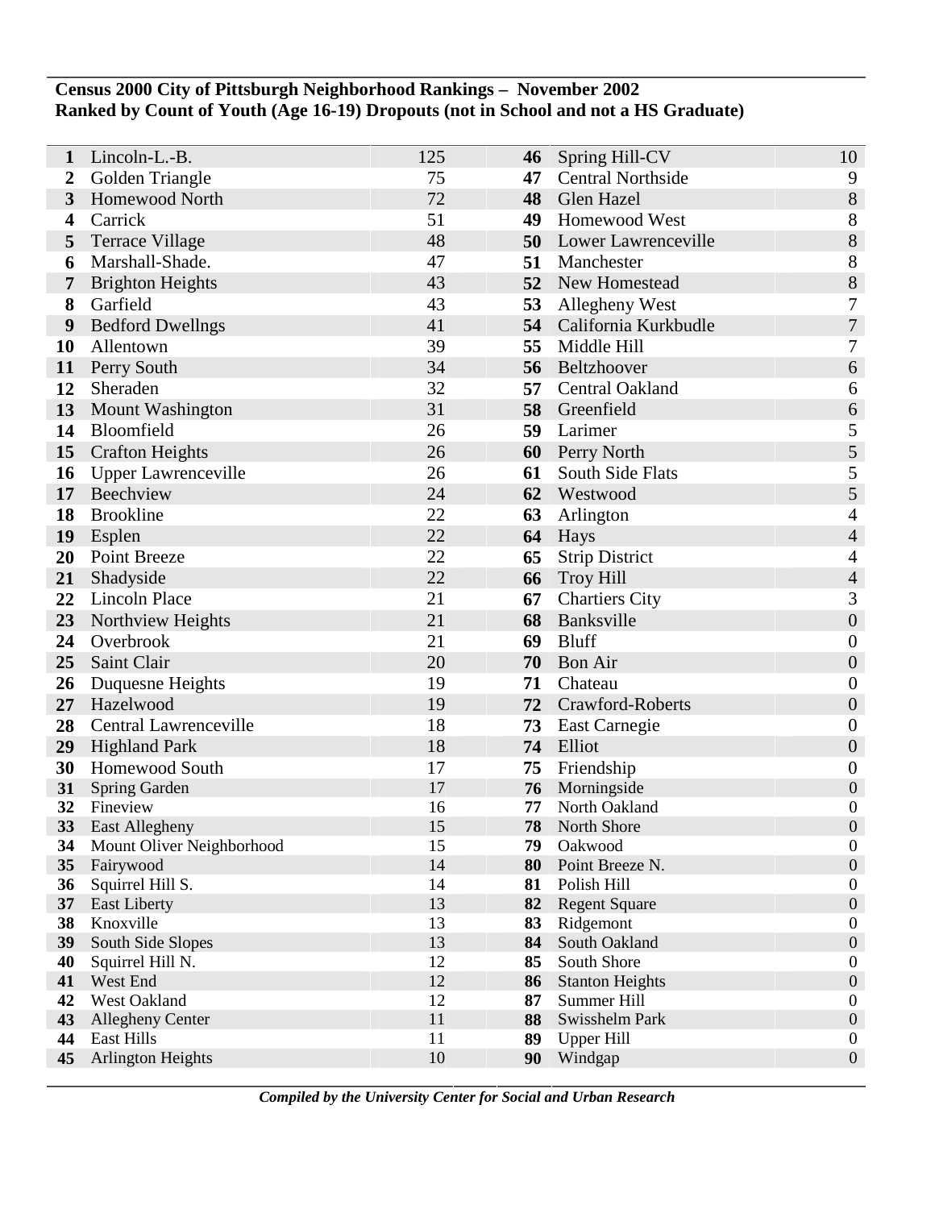**Census 2000 City of Pittsburgh Neighborhood Rankings – November 2002**
**Ranked by Count of Youth (Age 16-19) Dropouts (not in School and not a HS Graduate)**

| Rank | Neighborhood | Count | Rank | Neighborhood | Count |
|---|---|---|---|---|---|
| **1** | Lincoln-L.-B. | 125 | **46** | Spring Hill-CV | 10 |
| **2** | Golden Triangle | 75 | **47** | Central Northside | 9 |
| **3** | Homewood North | 72 | **48** | Glen Hazel | 8 |
| **4** | Carrick | 51 | **49** | Homewood West | 8 |
| **5** | Terrace Village | 48 | **50** | Lower Lawrenceville | 8 |
| **6** | Marshall-Shade. | 47 | **51** | Manchester | 8 |
| **7** | Brighton Heights | 43 | **52** | New Homestead | 8 |
| **8** | Garfield | 43 | **53** | Allegheny West | 7 |
| **9** | Bedford Dwellngs | 41 | **54** | California Kurkbudle | 7 |
| **10** | Allentown | 39 | **55** | Middle Hill | 7 |
| **11** | Perry South | 34 | **56** | Beltzhoover | 6 |
| **12** | Sheraden | 32 | **57** | Central Oakland | 6 |
| **13** | Mount Washington | 31 | **58** | Greenfield | 6 |
| **14** | Bloomfield | 26 | **59** | Larimer | 5 |
| **15** | Crafton Heights | 26 | **60** | Perry North | 5 |
| **16** | Upper Lawrenceville | 26 | **61** | South Side Flats | 5 |
| **17** | Beechview | 24 | **62** | Westwood | 5 |
| **18** | Brookline | 22 | **63** | Arlington | 4 |
| **19** | Esplen | 22 | **64** | Hays | 4 |
| **20** | Point Breeze | 22 | **65** | Strip District | 4 |
| **21** | Shadyside | 22 | **66** | Troy Hill | 4 |
| **22** | Lincoln Place | 21 | **67** | Chartiers City | 3 |
| **23** | Northview Heights | 21 | **68** | Banksville | 0 |
| **24** | Overbrook | 21 | **69** | Bluff | 0 |
| **25** | Saint Clair | 20 | **70** | Bon Air | 0 |
| **26** | Duquesne Heights | 19 | **71** | Chateau | 0 |
| **27** | Hazelwood | 19 | **72** | Crawford-Roberts | 0 |
| **28** | Central Lawrenceville | 18 | **73** | East Carnegie | 0 |
| **29** | Highland Park | 18 | **74** | Elliot | 0 |
| **30** | Homewood South | 17 | **75** | Friendship | 0 |
| **31** | Spring Garden | 17 | **76** | Morningside | 0 |
| **32** | Fineview | 16 | **77** | North Oakland | 0 |
| **33** | East Allegheny | 15 | **78** | North Shore | 0 |
| **34** | Mount Oliver Neighborhood | 15 | **79** | Oakwood | 0 |
| **35** | Fairywood | 14 | **80** | Point Breeze N. | 0 |
| **36** | Squirrel Hill S. | 14 | **81** | Polish Hill | 0 |
| **37** | East Liberty | 13 | **82** | Regent Square | 0 |
| **38** | Knoxville | 13 | **83** | Ridgemont | 0 |
| **39** | South Side Slopes | 13 | **84** | South Oakland | 0 |
| **40** | Squirrel Hill N. | 12 | **85** | South Shore | 0 |
| **41** | West End | 12 | **86** | Stanton Heights | 0 |
| **42** | West Oakland | 12 | **87** | Summer Hill | 0 |
| **43** | Allegheny Center | 11 | **88** | Swisshelm Park | 0 |
| **44** | East Hills | 11 | **89** | Upper Hill | 0 |
| **45** | Arlington Heights | 10 | **90** | Windgap | 0 |

*Compiled by the University Center for Social and Urban Research*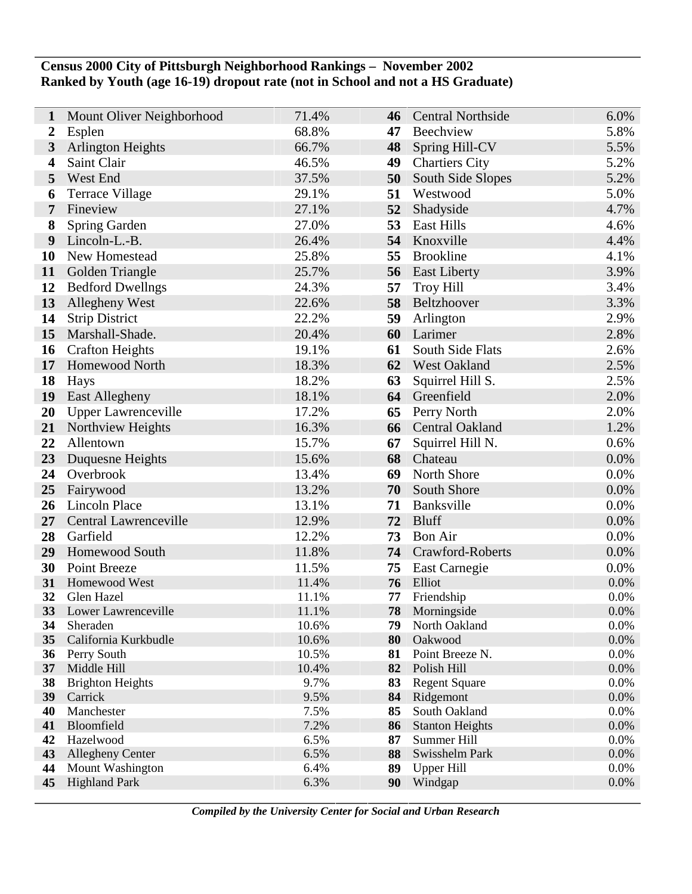**Census 2000 City of Pittsburgh Neighborhood Rankings – November 2002**
**Ranked by Youth (age 16-19) dropout rate (not in School and not a HS Graduate)**

| Rank | Neighborhood | Rate | Rank | Neighborhood | Rate |
|---|---|---|---|---|---|
| **1** | Mount Oliver Neighborhood | 71.4% | **46** | Central Northside | 6.0% |
| **2** | Esplen | 68.8% | **47** | Beechview | 5.8% |
| **3** | Arlington Heights | 66.7% | **48** | Spring Hill-CV | 5.5% |
| **4** | Saint Clair | 46.5% | **49** | Chartiers City | 5.2% |
| **5** | West End | 37.5% | **50** | South Side Slopes | 5.2% |
| **6** | Terrace Village | 29.1% | **51** | Westwood | 5.0% |
| **7** | Fineview | 27.1% | **52** | Shadyside | 4.7% |
| **8** | Spring Garden | 27.0% | **53** | East Hills | 4.6% |
| **9** | Lincoln-L.-B. | 26.4% | **54** | Knoxville | 4.4% |
| **10** | New Homestead | 25.8% | **55** | Brookline | 4.1% |
| **11** | Golden Triangle | 25.7% | **56** | East Liberty | 3.9% |
| **12** | Bedford Dwellngs | 24.3% | **57** | Troy Hill | 3.4% |
| **13** | Allegheny West | 22.6% | **58** | Beltzhoover | 3.3% |
| **14** | Strip District | 22.2% | **59** | Arlington | 2.9% |
| **15** | Marshall-Shade. | 20.4% | **60** | Larimer | 2.8% |
| **16** | Crafton Heights | 19.1% | **61** | South Side Flats | 2.6% |
| **17** | Homewood North | 18.3% | **62** | West Oakland | 2.5% |
| **18** | Hays | 18.2% | **63** | Squirrel Hill S. | 2.5% |
| **19** | East Allegheny | 18.1% | **64** | Greenfield | 2.0% |
| **20** | Upper Lawrenceville | 17.2% | **65** | Perry North | 2.0% |
| **21** | Northview Heights | 16.3% | **66** | Central Oakland | 1.2% |
| **22** | Allentown | 15.7% | **67** | Squirrel Hill N. | 0.6% |
| **23** | Duquesne Heights | 15.6% | **68** | Chateau | 0.0% |
| **24** | Overbrook | 13.4% | **69** | North Shore | 0.0% |
| **25** | Fairywood | 13.2% | **70** | South Shore | 0.0% |
| **26** | Lincoln Place | 13.1% | **71** | Banksville | 0.0% |
| **27** | Central Lawrenceville | 12.9% | **72** | Bluff | 0.0% |
| **28** | Garfield | 12.2% | **73** | Bon Air | 0.0% |
| **29** | Homewood South | 11.8% | **74** | Crawford-Roberts | 0.0% |
| **30** | Point Breeze | 11.5% | **75** | East Carnegie | 0.0% |
| **31** | Homewood West | 11.4% | **76** | Elliot | 0.0% |
| **32** | Glen Hazel | 11.1% | **77** | Friendship | 0.0% |
| **33** | Lower Lawrenceville | 11.1% | **78** | Morningside | 0.0% |
| **34** | Sheraden | 10.6% | **79** | North Oakland | 0.0% |
| **35** | California Kurkbudle | 10.6% | **80** | Oakwood | 0.0% |
| **36** | Perry South | 10.5% | **81** | Point Breeze N. | 0.0% |
| **37** | Middle Hill | 10.4% | **82** | Polish Hill | 0.0% |
| **38** | Brighton Heights | 9.7% | **83** | Regent Square | 0.0% |
| **39** | Carrick | 9.5% | **84** | Ridgemont | 0.0% |
| **40** | Manchester | 7.5% | **85** | South Oakland | 0.0% |
| **41** | Bloomfield | 7.2% | **86** | Stanton Heights | 0.0% |
| **42** | Hazelwood | 6.5% | **87** | Summer Hill | 0.0% |
| **43** | Allegheny Center | 6.5% | **88** | Swisshelm Park | 0.0% |
| **44** | Mount Washington | 6.4% | **89** | Upper Hill | 0.0% |
| **45** | Highland Park | 6.3% | **90** | Windgap | 0.0% |

***Compiled by the University Center for Social and Urban Research***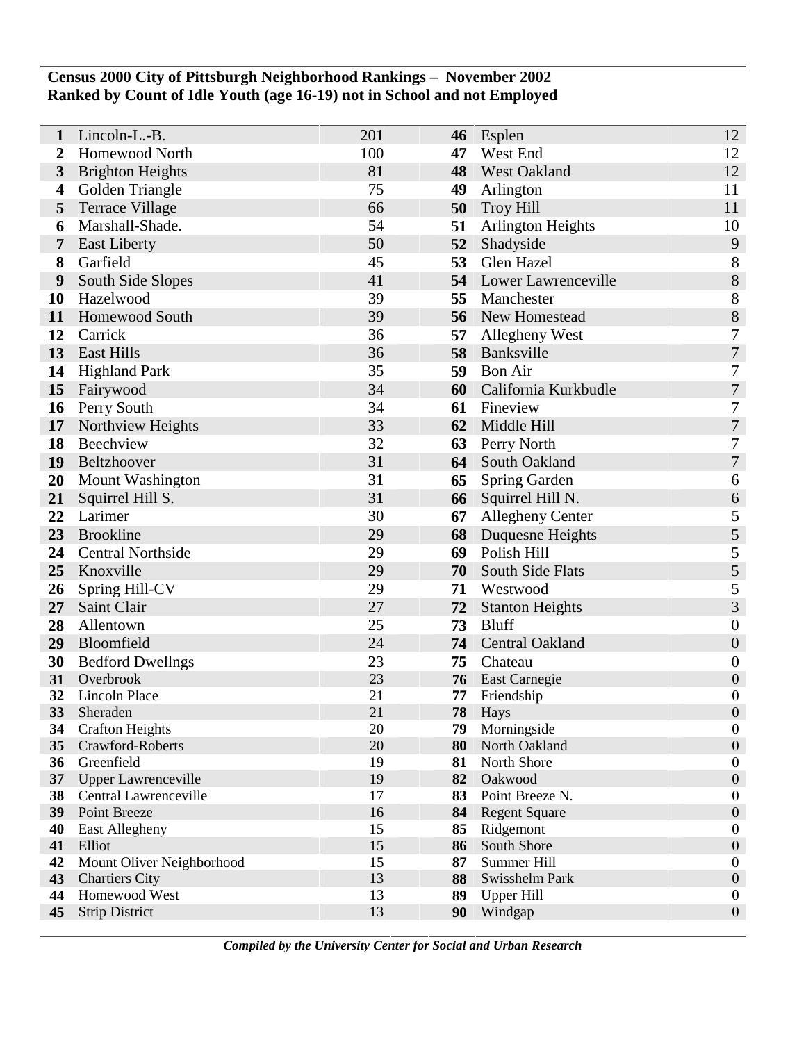**Census 2000 City of Pittsburgh Neighborhood Rankings – November 2002**
**Ranked by Count of Idle Youth (age 16-19) not in School and not Employed**

| Rank | Neighborhood | Count | Rank | Neighborhood | Count |
|---|---|---|---|---|---|
| **1** | Lincoln-L.-B. | 201 | **46** | Esplen | 12 |
| **2** | Homewood North | 100 | **47** | West End | 12 |
| **3** | Brighton Heights | 81 | **48** | West Oakland | 12 |
| **4** | Golden Triangle | 75 | **49** | Arlington | 11 |
| **5** | Terrace Village | 66 | **50** | Troy Hill | 11 |
| **6** | Marshall-Shade. | 54 | **51** | Arlington Heights | 10 |
| **7** | East Liberty | 50 | **52** | Shadyside | 9 |
| **8** | Garfield | 45 | **53** | Glen Hazel | 8 |
| **9** | South Side Slopes | 41 | **54** | Lower Lawrenceville | 8 |
| **10** | Hazelwood | 39 | **55** | Manchester | 8 |
| **11** | Homewood South | 39 | **56** | New Homestead | 8 |
| **12** | Carrick | 36 | **57** | Allegheny West | 7 |
| **13** | East Hills | 36 | **58** | Banksville | 7 |
| **14** | Highland Park | 35 | **59** | Bon Air | 7 |
| **15** | Fairywood | 34 | **60** | California Kurkbudle | 7 |
| **16** | Perry South | 34 | **61** | Fineview | 7 |
| **17** | Northview Heights | 33 | **62** | Middle Hill | 7 |
| **18** | Beechview | 32 | **63** | Perry North | 7 |
| **19** | Beltzhoover | 31 | **64** | South Oakland | 7 |
| **20** | Mount Washington | 31 | **65** | Spring Garden | 6 |
| **21** | Squirrel Hill S. | 31 | **66** | Squirrel Hill N. | 6 |
| **22** | Larimer | 30 | **67** | Allegheny Center | 5 |
| **23** | Brookline | 29 | **68** | Duquesne Heights | 5 |
| **24** | Central Northside | 29 | **69** | Polish Hill | 5 |
| **25** | Knoxville | 29 | **70** | South Side Flats | 5 |
| **26** | Spring Hill-CV | 29 | **71** | Westwood | 5 |
| **27** | Saint Clair | 27 | **72** | Stanton Heights | 3 |
| **28** | Allentown | 25 | **73** | Bluff | 0 |
| **29** | Bloomfield | 24 | **74** | Central Oakland | 0 |
| **30** | Bedford Dwellngs | 23 | **75** | Chateau | 0 |
| **31** | Overbrook | 23 | **76** | East Carnegie | 0 |
| **32** | Lincoln Place | 21 | **77** | Friendship | 0 |
| **33** | Sheraden | 21 | **78** | Hays | 0 |
| **34** | Crafton Heights | 20 | **79** | Morningside | 0 |
| **35** | Crawford-Roberts | 20 | **80** | North Oakland | 0 |
| **36** | Greenfield | 19 | **81** | North Shore | 0 |
| **37** | Upper Lawrenceville | 19 | **82** | Oakwood | 0 |
| **38** | Central Lawrenceville | 17 | **83** | Point Breeze N. | 0 |
| **39** | Point Breeze | 16 | **84** | Regent Square | 0 |
| **40** | East Allegheny | 15 | **85** | Ridgemont | 0 |
| **41** | Elliot | 15 | **86** | South Shore | 0 |
| **42** | Mount Oliver Neighborhood | 15 | **87** | Summer Hill | 0 |
| **43** | Chartiers City | 13 | **88** | Swisshelm Park | 0 |
| **44** | Homewood West | 13 | **89** | Upper Hill | 0 |
| **45** | Strip District | 13 | **90** | Windgap | 0 |

***Compiled by the University Center for Social and Urban Research***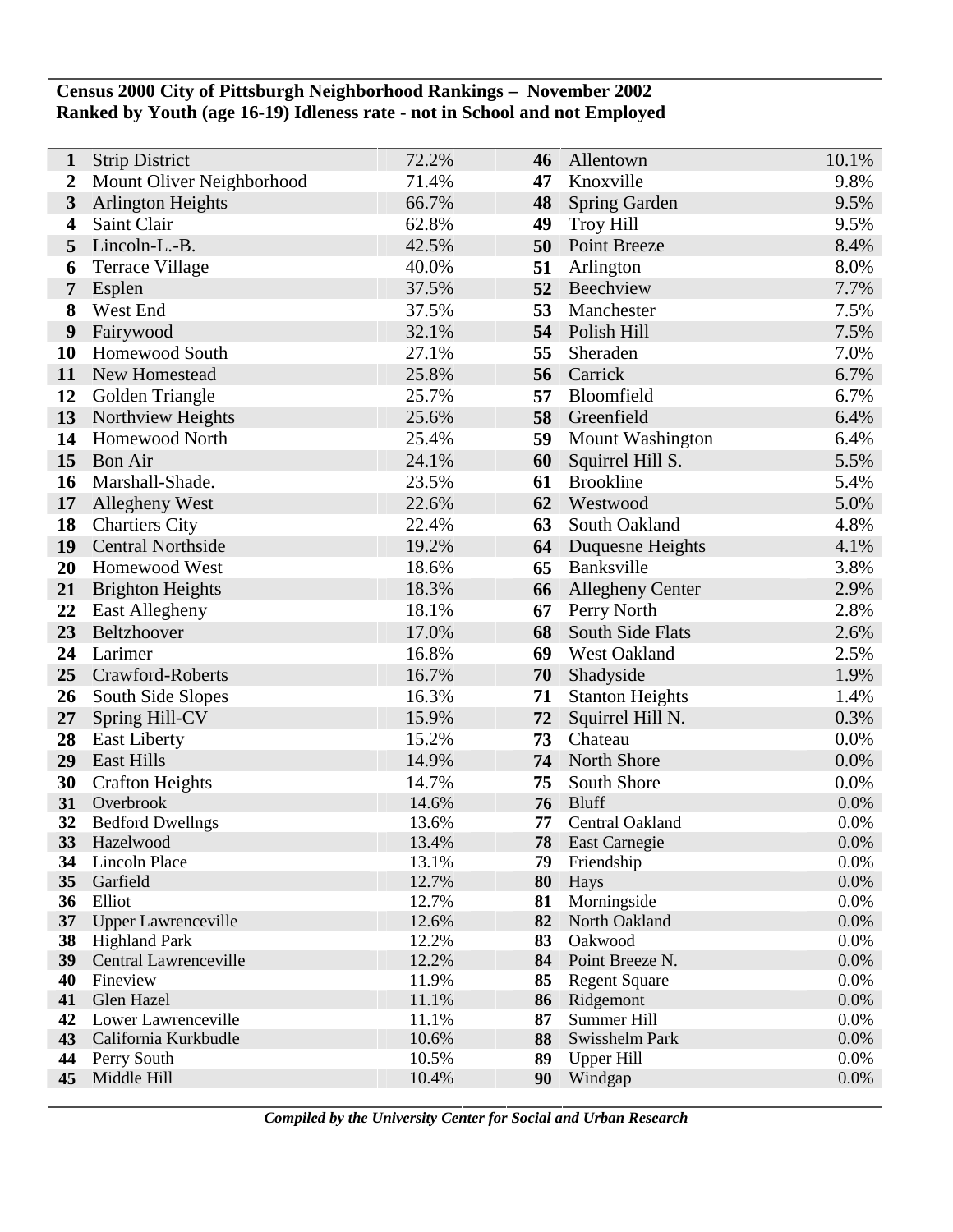**Census 2000 City of Pittsburgh Neighborhood Rankings – November 2002**
**Ranked by Youth (age 16-19) Idleness rate - not in School and not Employed**

| Rank | Neighborhood | Rate | Rank | Neighborhood | Rate |
|---|---|---|---|---|---|
| **1** | Strip District | 72.2% | **46** | Allentown | 10.1% |
| **2** | Mount Oliver Neighborhood | 71.4% | **47** | Knoxville | 9.8% |
| **3** | Arlington Heights | 66.7% | **48** | Spring Garden | 9.5% |
| **4** | Saint Clair | 62.8% | **49** | Troy Hill | 9.5% |
| **5** | Lincoln-L.-B. | 42.5% | **50** | Point Breeze | 8.4% |
| **6** | Terrace Village | 40.0% | **51** | Arlington | 8.0% |
| **7** | Esplen | 37.5% | **52** | Beechview | 7.7% |
| **8** | West End | 37.5% | **53** | Manchester | 7.5% |
| **9** | Fairywood | 32.1% | **54** | Polish Hill | 7.5% |
| **10** | Homewood South | 27.1% | **55** | Sheraden | 7.0% |
| **11** | New Homestead | 25.8% | **56** | Carrick | 6.7% |
| **12** | Golden Triangle | 25.7% | **57** | Bloomfield | 6.7% |
| **13** | Northview Heights | 25.6% | **58** | Greenfield | 6.4% |
| **14** | Homewood North | 25.4% | **59** | Mount Washington | 6.4% |
| **15** | Bon Air | 24.1% | **60** | Squirrel Hill S. | 5.5% |
| **16** | Marshall-Shade. | 23.5% | **61** | Brookline | 5.4% |
| **17** | Allegheny West | 22.6% | **62** | Westwood | 5.0% |
| **18** | Chartiers City | 22.4% | **63** | South Oakland | 4.8% |
| **19** | Central Northside | 19.2% | **64** | Duquesne Heights | 4.1% |
| **20** | Homewood West | 18.6% | **65** | Banksville | 3.8% |
| **21** | Brighton Heights | 18.3% | **66** | Allegheny Center | 2.9% |
| **22** | East Allegheny | 18.1% | **67** | Perry North | 2.8% |
| **23** | Beltzhoover | 17.0% | **68** | South Side Flats | 2.6% |
| **24** | Larimer | 16.8% | **69** | West Oakland | 2.5% |
| **25** | Crawford-Roberts | 16.7% | **70** | Shadyside | 1.9% |
| **26** | South Side Slopes | 16.3% | **71** | Stanton Heights | 1.4% |
| **27** | Spring Hill-CV | 15.9% | **72** | Squirrel Hill N. | 0.3% |
| **28** | East Liberty | 15.2% | **73** | Chateau | 0.0% |
| **29** | East Hills | 14.9% | **74** | North Shore | 0.0% |
| **30** | Crafton Heights | 14.7% | **75** | South Shore | 0.0% |
| **31** | Overbrook | 14.6% | **76** | Bluff | 0.0% |
| **32** | Bedford Dwellngs | 13.6% | **77** | Central Oakland | 0.0% |
| **33** | Hazelwood | 13.4% | **78** | East Carnegie | 0.0% |
| **34** | Lincoln Place | 13.1% | **79** | Friendship | 0.0% |
| **35** | Garfield | 12.7% | **80** | Hays | 0.0% |
| **36** | Elliot | 12.7% | **81** | Morningside | 0.0% |
| **37** | Upper Lawrenceville | 12.6% | **82** | North Oakland | 0.0% |
| **38** | Highland Park | 12.2% | **83** | Oakwood | 0.0% |
| **39** | Central Lawrenceville | 12.2% | **84** | Point Breeze N. | 0.0% |
| **40** | Fineview | 11.9% | **85** | Regent Square | 0.0% |
| **41** | Glen Hazel | 11.1% | **86** | Ridgemont | 0.0% |
| **42** | Lower Lawrenceville | 11.1% | **87** | Summer Hill | 0.0% |
| **43** | California Kurkbudle | 10.6% | **88** | Swisshelm Park | 0.0% |
| **44** | Perry South | 10.5% | **89** | Upper Hill | 0.0% |
| **45** | Middle Hill | 10.4% | **90** | Windgap | 0.0% |

***Compiled by the University Center for Social and Urban Research***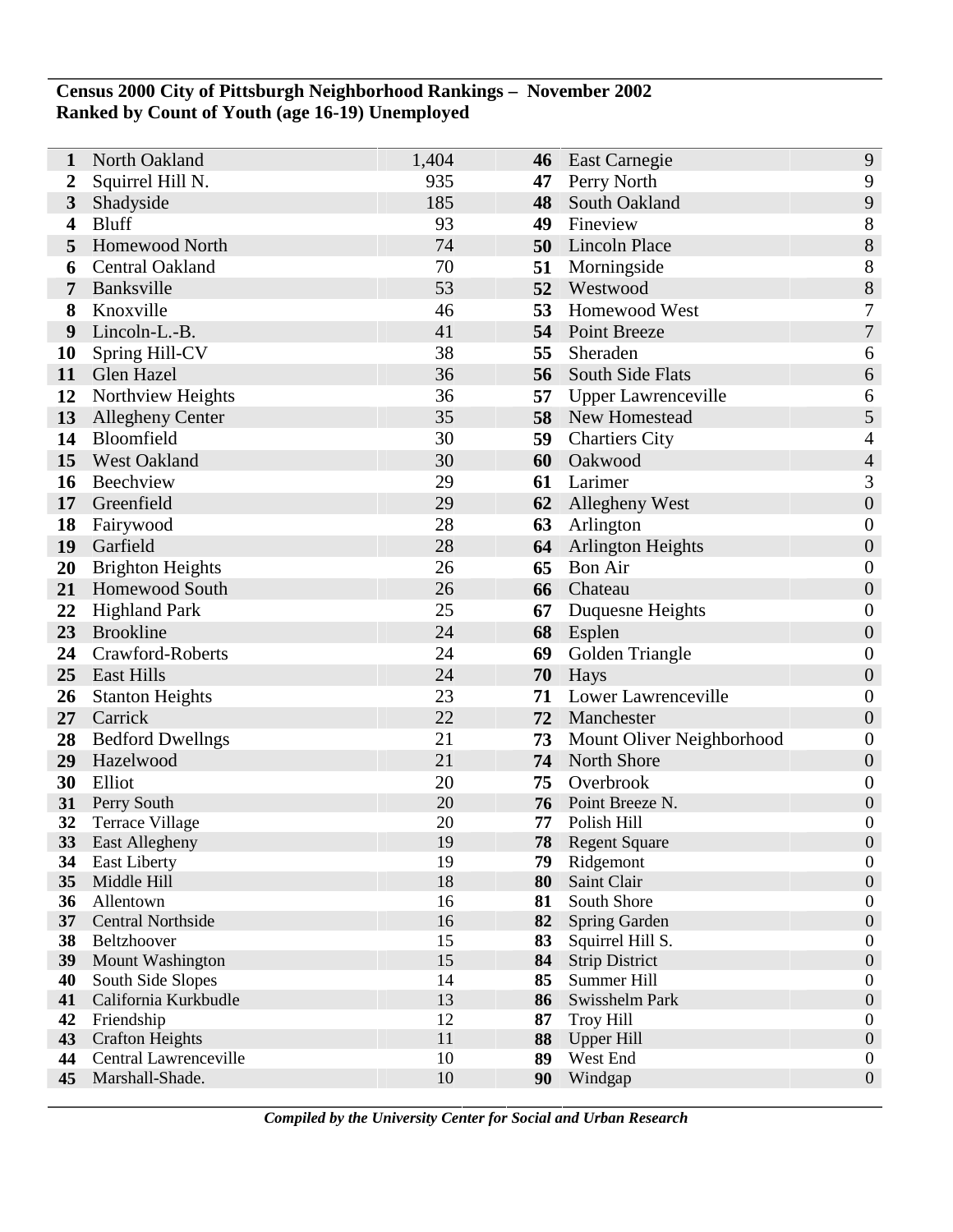**Census 2000 City of Pittsburgh Neighborhood Rankings – November 2002**
**Ranked by Count of Youth (age 16-19) Unemployed**

| Rank | Neighborhood | Count | Rank | Neighborhood | Count |
|---|---|---|---|---|---|
| **1** | North Oakland | 1,404 | **46** | East Carnegie | 9 |
| **2** | Squirrel Hill N. | 935 | **47** | Perry North | 9 |
| **3** | Shadyside | 185 | **48** | South Oakland | 9 |
| **4** | Bluff | 93 | **49** | Fineview | 8 |
| **5** | Homewood North | 74 | **50** | Lincoln Place | 8 |
| **6** | Central Oakland | 70 | **51** | Morningside | 8 |
| **7** | Banksville | 53 | **52** | Westwood | 8 |
| **8** | Knoxville | 46 | **53** | Homewood West | 7 |
| **9** | Lincoln-L.-B. | 41 | **54** | Point Breeze | 7 |
| **10** | Spring Hill-CV | 38 | **55** | Sheraden | 6 |
| **11** | Glen Hazel | 36 | **56** | South Side Flats | 6 |
| **12** | Northview Heights | 36 | **57** | Upper Lawrenceville | 6 |
| **13** | Allegheny Center | 35 | **58** | New Homestead | 5 |
| **14** | Bloomfield | 30 | **59** | Chartiers City | 4 |
| **15** | West Oakland | 30 | **60** | Oakwood | 4 |
| **16** | Beechview | 29 | **61** | Larimer | 3 |
| **17** | Greenfield | 29 | **62** | Allegheny West | 0 |
| **18** | Fairywood | 28 | **63** | Arlington | 0 |
| **19** | Garfield | 28 | **64** | Arlington Heights | 0 |
| **20** | Brighton Heights | 26 | **65** | Bon Air | 0 |
| **21** | Homewood South | 26 | **66** | Chateau | 0 |
| **22** | Highland Park | 25 | **67** | Duquesne Heights | 0 |
| **23** | Brookline | 24 | **68** | Esplen | 0 |
| **24** | Crawford-Roberts | 24 | **69** | Golden Triangle | 0 |
| **25** | East Hills | 24 | **70** | Hays | 0 |
| **26** | Stanton Heights | 23 | **71** | Lower Lawrenceville | 0 |
| **27** | Carrick | 22 | **72** | Manchester | 0 |
| **28** | Bedford Dwellngs | 21 | **73** | Mount Oliver Neighborhood | 0 |
| **29** | Hazelwood | 21 | **74** | North Shore | 0 |
| **30** | Elliot | 20 | **75** | Overbrook | 0 |
| **31** | Perry South | 20 | **76** | Point Breeze N. | 0 |
| **32** | Terrace Village | 20 | **77** | Polish Hill | 0 |
| **33** | East Allegheny | 19 | **78** | Regent Square | 0 |
| **34** | East Liberty | 19 | **79** | Ridgemont | 0 |
| **35** | Middle Hill | 18 | **80** | Saint Clair | 0 |
| **36** | Allentown | 16 | **81** | South Shore | 0 |
| **37** | Central Northside | 16 | **82** | Spring Garden | 0 |
| **38** | Beltzhoover | 15 | **83** | Squirrel Hill S. | 0 |
| **39** | Mount Washington | 15 | **84** | Strip District | 0 |
| **40** | South Side Slopes | 14 | **85** | Summer Hill | 0 |
| **41** | California Kurkbudle | 13 | **86** | Swisshelm Park | 0 |
| **42** | Friendship | 12 | **87** | Troy Hill | 0 |
| **43** | Crafton Heights | 11 | **88** | Upper Hill | 0 |
| **44** | Central Lawrenceville | 10 | **89** | West End | 0 |
| **45** | Marshall-Shade. | 10 | **90** | Windgap | 0 |

***Compiled by the University Center for Social and Urban Research***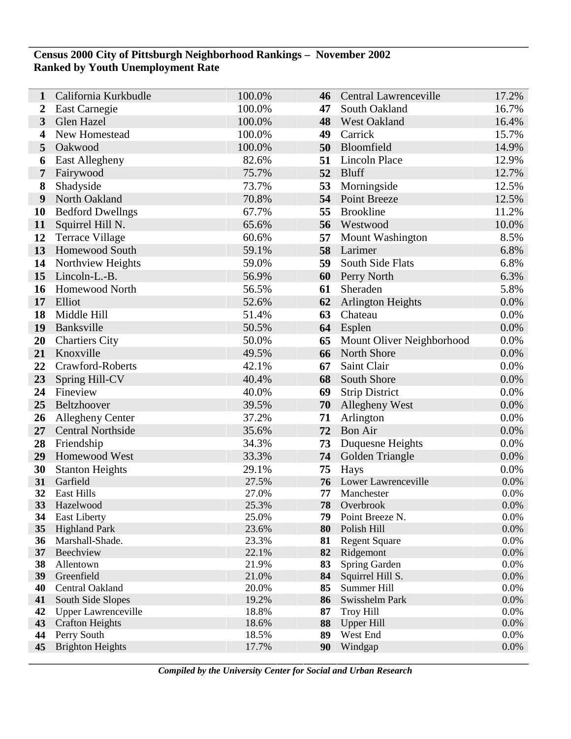**Census 2000 City of Pittsburgh Neighborhood Rankings – November 2002**
**Ranked by Youth Unemployment Rate**

| Rank | Neighborhood | Rate | Rank | Neighborhood | Rate |
|---|---|---|---|---|---|
| 1 | California Kurkbudle | 100.0% | 46 | Central Lawrenceville | 17.2% |
| 2 | East Carnegie | 100.0% | 47 | South Oakland | 16.7% |
| 3 | Glen Hazel | 100.0% | 48 | West Oakland | 16.4% |
| 4 | New Homestead | 100.0% | 49 | Carrick | 15.7% |
| 5 | Oakwood | 100.0% | 50 | Bloomfield | 14.9% |
| 6 | East Allegheny | 82.6% | 51 | Lincoln Place | 12.9% |
| 7 | Fairywood | 75.7% | 52 | Bluff | 12.7% |
| 8 | Shadyside | 73.7% | 53 | Morningside | 12.5% |
| 9 | North Oakland | 70.8% | 54 | Point Breeze | 12.5% |
| 10 | Bedford Dwellngs | 67.7% | 55 | Brookline | 11.2% |
| 11 | Squirrel Hill N. | 65.6% | 56 | Westwood | 10.0% |
| 12 | Terrace Village | 60.6% | 57 | Mount Washington | 8.5% |
| 13 | Homewood South | 59.1% | 58 | Larimer | 6.8% |
| 14 | Northview Heights | 59.0% | 59 | South Side Flats | 6.8% |
| 15 | Lincoln-L.-B. | 56.9% | 60 | Perry North | 6.3% |
| 16 | Homewood North | 56.5% | 61 | Sheraden | 5.8% |
| 17 | Elliot | 52.6% | 62 | Arlington Heights | 0.0% |
| 18 | Middle Hill | 51.4% | 63 | Chateau | 0.0% |
| 19 | Banksville | 50.5% | 64 | Esplen | 0.0% |
| 20 | Chartiers City | 50.0% | 65 | Mount Oliver Neighborhood | 0.0% |
| 21 | Knoxville | 49.5% | 66 | North Shore | 0.0% |
| 22 | Crawford-Roberts | 42.1% | 67 | Saint Clair | 0.0% |
| 23 | Spring Hill-CV | 40.4% | 68 | South Shore | 0.0% |
| 24 | Fineview | 40.0% | 69 | Strip District | 0.0% |
| 25 | Beltzhoover | 39.5% | 70 | Allegheny West | 0.0% |
| 26 | Allegheny Center | 37.2% | 71 | Arlington | 0.0% |
| 27 | Central Northside | 35.6% | 72 | Bon Air | 0.0% |
| 28 | Friendship | 34.3% | 73 | Duquesne Heights | 0.0% |
| 29 | Homewood West | 33.3% | 74 | Golden Triangle | 0.0% |
| 30 | Stanton Heights | 29.1% | 75 | Hays | 0.0% |
| 31 | Garfield | 27.5% | 76 | Lower Lawrenceville | 0.0% |
| 32 | East Hills | 27.0% | 77 | Manchester | 0.0% |
| 33 | Hazelwood | 25.3% | 78 | Overbrook | 0.0% |
| 34 | East Liberty | 25.0% | 79 | Point Breeze N. | 0.0% |
| 35 | Highland Park | 23.6% | 80 | Polish Hill | 0.0% |
| 36 | Marshall-Shade. | 23.3% | 81 | Regent Square | 0.0% |
| 37 | Beechview | 22.1% | 82 | Ridgemont | 0.0% |
| 38 | Allentown | 21.9% | 83 | Spring Garden | 0.0% |
| 39 | Greenfield | 21.0% | 84 | Squirrel Hill S. | 0.0% |
| 40 | Central Oakland | 20.0% | 85 | Summer Hill | 0.0% |
| 41 | South Side Slopes | 19.2% | 86 | Swisshelm Park | 0.0% |
| 42 | Upper Lawrenceville | 18.8% | 87 | Troy Hill | 0.0% |
| 43 | Crafton Heights | 18.6% | 88 | Upper Hill | 0.0% |
| 44 | Perry South | 18.5% | 89 | West End | 0.0% |
| 45 | Brighton Heights | 17.7% | 90 | Windgap | 0.0% |

***Compiled by the University Center for Social and Urban Research***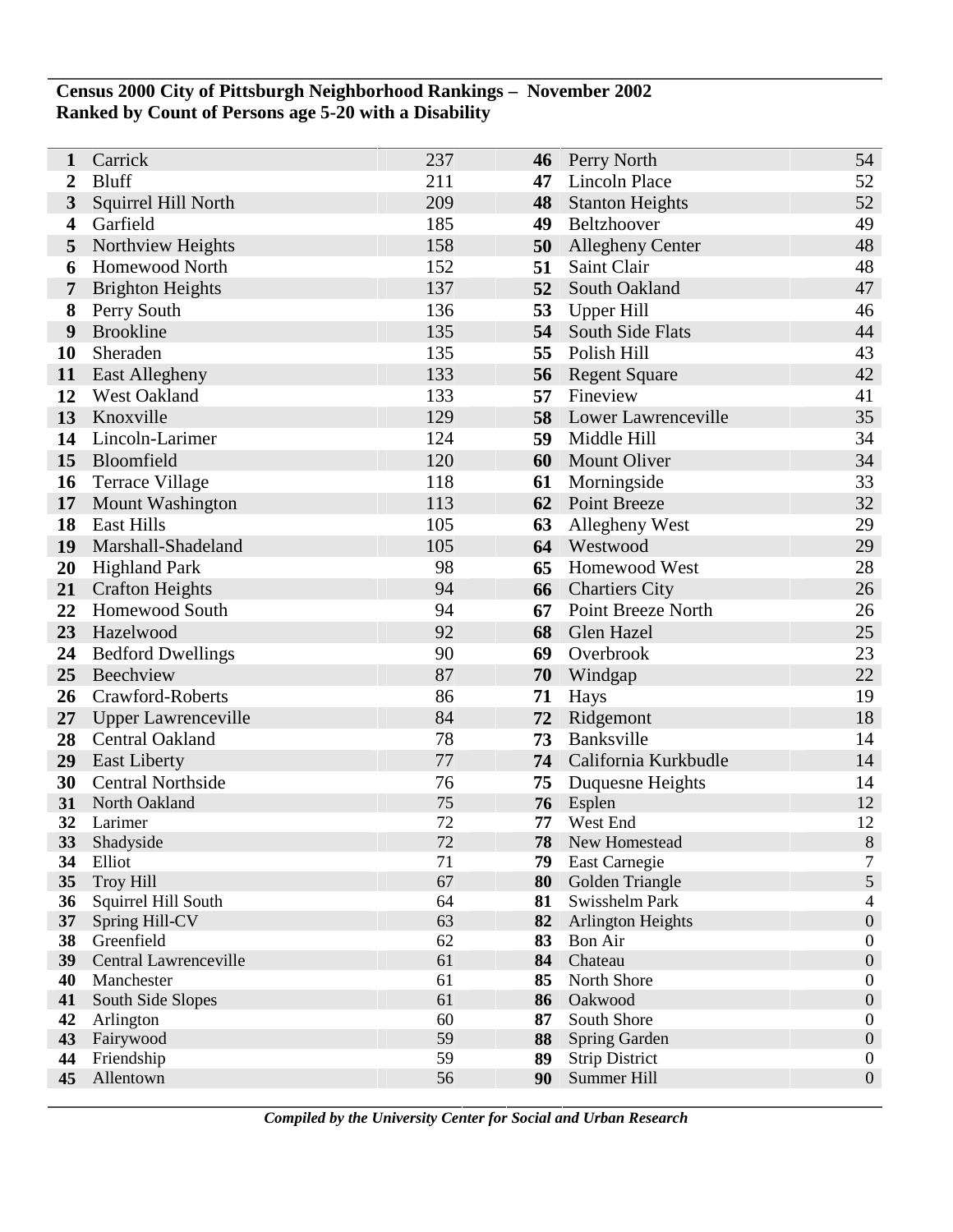**Census 2000 City of Pittsburgh Neighborhood Rankings – November 2002**
**Ranked by Count of Persons age 5-20 with a Disability**

| Rank | Neighborhood | Count | Rank | Neighborhood | Count |
|---|---|---|---|---|---|
| **1** | Carrick | 237 | **46** | Perry North | 54 |
| **2** | Bluff | 211 | **47** | Lincoln Place | 52 |
| **3** | Squirrel Hill North | 209 | **48** | Stanton Heights | 52 |
| **4** | Garfield | 185 | **49** | Beltzhoover | 49 |
| **5** | Northview Heights | 158 | **50** | Allegheny Center | 48 |
| **6** | Homewood North | 152 | **51** | Saint Clair | 48 |
| **7** | Brighton Heights | 137 | **52** | South Oakland | 47 |
| **8** | Perry South | 136 | **53** | Upper Hill | 46 |
| **9** | Brookline | 135 | **54** | South Side Flats | 44 |
| **10** | Sheraden | 135 | **55** | Polish Hill | 43 |
| **11** | East Allegheny | 133 | **56** | Regent Square | 42 |
| **12** | West Oakland | 133 | **57** | Fineview | 41 |
| **13** | Knoxville | 129 | **58** | Lower Lawrenceville | 35 |
| **14** | Lincoln-Larimer | 124 | **59** | Middle Hill | 34 |
| **15** | Bloomfield | 120 | **60** | Mount Oliver | 34 |
| **16** | Terrace Village | 118 | **61** | Morningside | 33 |
| **17** | Mount Washington | 113 | **62** | Point Breeze | 32 |
| **18** | East Hills | 105 | **63** | Allegheny West | 29 |
| **19** | Marshall-Shadeland | 105 | **64** | Westwood | 29 |
| **20** | Highland Park | 98 | **65** | Homewood West | 28 |
| **21** | Crafton Heights | 94 | **66** | Chartiers City | 26 |
| **22** | Homewood South | 94 | **67** | Point Breeze North | 26 |
| **23** | Hazelwood | 92 | **68** | Glen Hazel | 25 |
| **24** | Bedford Dwellings | 90 | **69** | Overbrook | 23 |
| **25** | Beechview | 87 | **70** | Windgap | 22 |
| **26** | Crawford-Roberts | 86 | **71** | Hays | 19 |
| **27** | Upper Lawrenceville | 84 | **72** | Ridgemont | 18 |
| **28** | Central Oakland | 78 | **73** | Banksville | 14 |
| **29** | East Liberty | 77 | **74** | California Kurkbudle | 14 |
| **30** | Central Northside | 76 | **75** | Duquesne Heights | 14 |
| **31** | North Oakland | 75 | **76** | Esplen | 12 |
| **32** | Larimer | 72 | **77** | West End | 12 |
| **33** | Shadyside | 72 | **78** | New Homestead | 8 |
| **34** | Elliot | 71 | **79** | East Carnegie | 7 |
| **35** | Troy Hill | 67 | **80** | Golden Triangle | 5 |
| **36** | Squirrel Hill South | 64 | **81** | Swisshelm Park | 4 |
| **37** | Spring Hill-CV | 63 | **82** | Arlington Heights | 0 |
| **38** | Greenfield | 62 | **83** | Bon Air | 0 |
| **39** | Central Lawrenceville | 61 | **84** | Chateau | 0 |
| **40** | Manchester | 61 | **85** | North Shore | 0 |
| **41** | South Side Slopes | 61 | **86** | Oakwood | 0 |
| **42** | Arlington | 60 | **87** | South Shore | 0 |
| **43** | Fairywood | 59 | **88** | Spring Garden | 0 |
| **44** | Friendship | 59 | **89** | Strip District | 0 |
| **45** | Allentown | 56 | **90** | Summer Hill | 0 |

***Compiled by the University Center for Social and Urban Research***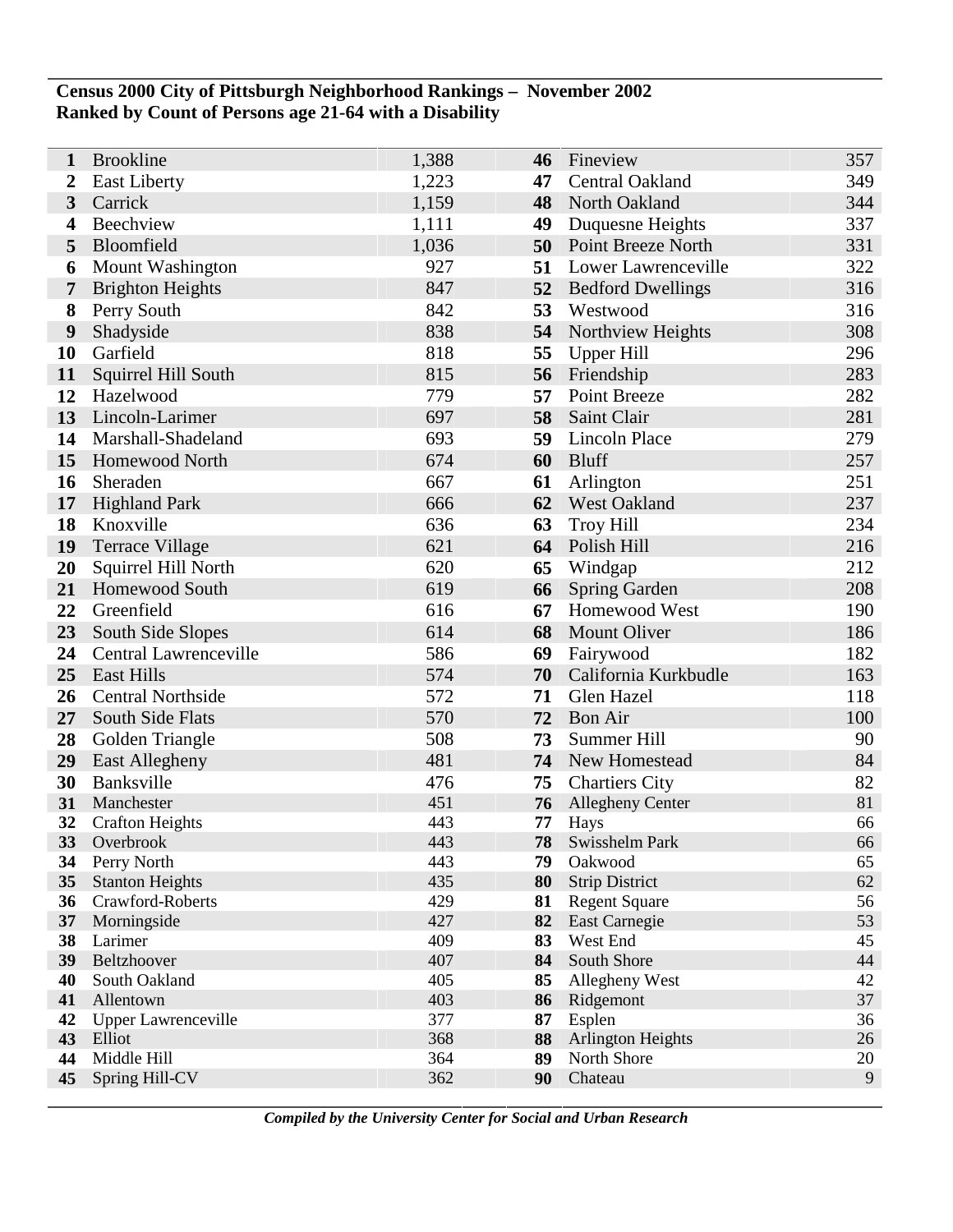**Census 2000 City of Pittsburgh Neighborhood Rankings – November 2002**
**Ranked by Count of Persons age 21-64 with a Disability**

| Rank | Neighborhood | Count | Rank | Neighborhood | Count |
|---|---|---|---|---|---|
| **1** | Brookline | 1,388 | **46** | Fineview | 357 |
| **2** | East Liberty | 1,223 | **47** | Central Oakland | 349 |
| **3** | Carrick | 1,159 | **48** | North Oakland | 344 |
| **4** | Beechview | 1,111 | **49** | Duquesne Heights | 337 |
| **5** | Bloomfield | 1,036 | **50** | Point Breeze North | 331 |
| **6** | Mount Washington | 927 | **51** | Lower Lawrenceville | 322 |
| **7** | Brighton Heights | 847 | **52** | Bedford Dwellings | 316 |
| **8** | Perry South | 842 | **53** | Westwood | 316 |
| **9** | Shadyside | 838 | **54** | Northview Heights | 308 |
| **10** | Garfield | 818 | **55** | Upper Hill | 296 |
| **11** | Squirrel Hill South | 815 | **56** | Friendship | 283 |
| **12** | Hazelwood | 779 | **57** | Point Breeze | 282 |
| **13** | Lincoln-Larimer | 697 | **58** | Saint Clair | 281 |
| **14** | Marshall-Shadeland | 693 | **59** | Lincoln Place | 279 |
| **15** | Homewood North | 674 | **60** | Bluff | 257 |
| **16** | Sheraden | 667 | **61** | Arlington | 251 |
| **17** | Highland Park | 666 | **62** | West Oakland | 237 |
| **18** | Knoxville | 636 | **63** | Troy Hill | 234 |
| **19** | Terrace Village | 621 | **64** | Polish Hill | 216 |
| **20** | Squirrel Hill North | 620 | **65** | Windgap | 212 |
| **21** | Homewood South | 619 | **66** | Spring Garden | 208 |
| **22** | Greenfield | 616 | **67** | Homewood West | 190 |
| **23** | South Side Slopes | 614 | **68** | Mount Oliver | 186 |
| **24** | Central Lawrenceville | 586 | **69** | Fairywood | 182 |
| **25** | East Hills | 574 | **70** | California Kurkbudle | 163 |
| **26** | Central Northside | 572 | **71** | Glen Hazel | 118 |
| **27** | South Side Flats | 570 | **72** | Bon Air | 100 |
| **28** | Golden Triangle | 508 | **73** | Summer Hill | 90 |
| **29** | East Allegheny | 481 | **74** | New Homestead | 84 |
| **30** | Banksville | 476 | **75** | Chartiers City | 82 |
| **31** | Manchester | 451 | **76** | Allegheny Center | 81 |
| **32** | Crafton Heights | 443 | **77** | Hays | 66 |
| **33** | Overbrook | 443 | **78** | Swisshelm Park | 66 |
| **34** | Perry North | 443 | **79** | Oakwood | 65 |
| **35** | Stanton Heights | 435 | **80** | Strip District | 62 |
| **36** | Crawford-Roberts | 429 | **81** | Regent Square | 56 |
| **37** | Morningside | 427 | **82** | East Carnegie | 53 |
| **38** | Larimer | 409 | **83** | West End | 45 |
| **39** | Beltzhoover | 407 | **84** | South Shore | 44 |
| **40** | South Oakland | 405 | **85** | Allegheny West | 42 |
| **41** | Allentown | 403 | **86** | Ridgemont | 37 |
| **42** | Upper Lawrenceville | 377 | **87** | Esplen | 36 |
| **43** | Elliot | 368 | **88** | Arlington Heights | 26 |
| **44** | Middle Hill | 364 | **89** | North Shore | 20 |
| **45** | Spring Hill-CV | 362 | **90** | Chateau | 9 |

***Compiled by the University Center for Social and Urban Research***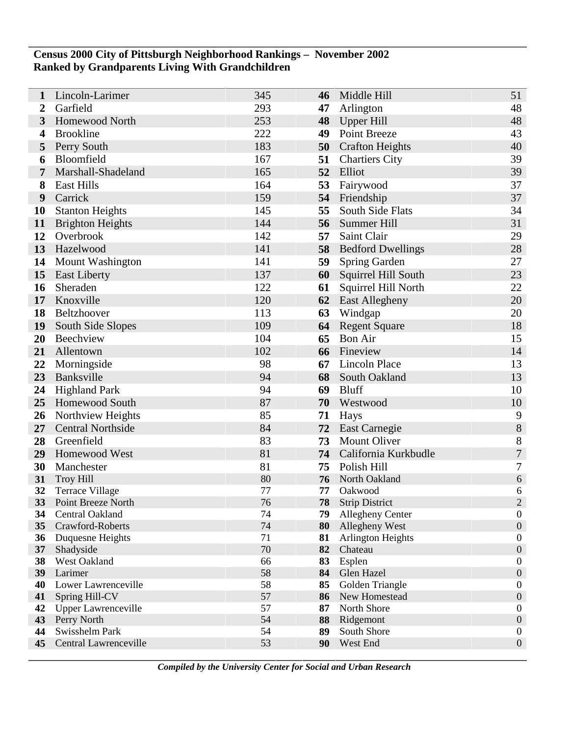**Census 2000 City of Pittsburgh Neighborhood Rankings – November 2002**
**Ranked by Grandparents Living With Grandchildren**

| Rank | Neighborhood | Count | Rank | Neighborhood | Count |
|---|---|---|---|---|---|
| **1** | Lincoln-Larimer | 345 | **46** | Middle Hill | 51 |
| **2** | Garfield | 293 | **47** | Arlington | 48 |
| **3** | Homewood North | 253 | **48** | Upper Hill | 48 |
| **4** | Brookline | 222 | **49** | Point Breeze | 43 |
| **5** | Perry South | 183 | **50** | Crafton Heights | 40 |
| **6** | Bloomfield | 167 | **51** | Chartiers City | 39 |
| **7** | Marshall-Shadeland | 165 | **52** | Elliot | 39 |
| **8** | East Hills | 164 | **53** | Fairywood | 37 |
| **9** | Carrick | 159 | **54** | Friendship | 37 |
| **10** | Stanton Heights | 145 | **55** | South Side Flats | 34 |
| **11** | Brighton Heights | 144 | **56** | Summer Hill | 31 |
| **12** | Overbrook | 142 | **57** | Saint Clair | 29 |
| **13** | Hazelwood | 141 | **58** | Bedford Dwellings | 28 |
| **14** | Mount Washington | 141 | **59** | Spring Garden | 27 |
| **15** | East Liberty | 137 | **60** | Squirrel Hill South | 23 |
| **16** | Sheraden | 122 | **61** | Squirrel Hill North | 22 |
| **17** | Knoxville | 120 | **62** | East Allegheny | 20 |
| **18** | Beltzhoover | 113 | **63** | Windgap | 20 |
| **19** | South Side Slopes | 109 | **64** | Regent Square | 18 |
| **20** | Beechview | 104 | **65** | Bon Air | 15 |
| **21** | Allentown | 102 | **66** | Fineview | 14 |
| **22** | Morningside | 98 | **67** | Lincoln Place | 13 |
| **23** | Banksville | 94 | **68** | South Oakland | 13 |
| **24** | Highland Park | 94 | **69** | Bluff | 10 |
| **25** | Homewood South | 87 | **70** | Westwood | 10 |
| **26** | Northview Heights | 85 | **71** | Hays | 9 |
| **27** | Central Northside | 84 | **72** | East Carnegie | 8 |
| **28** | Greenfield | 83 | **73** | Mount Oliver | 8 |
| **29** | Homewood West | 81 | **74** | California Kurkbudle | 7 |
| **30** | Manchester | 81 | **75** | Polish Hill | 7 |
| **31** | Troy Hill | 80 | **76** | North Oakland | 6 |
| **32** | Terrace Village | 77 | **77** | Oakwood | 6 |
| **33** | Point Breeze North | 76 | **78** | Strip District | 2 |
| **34** | Central Oakland | 74 | **79** | Allegheny Center | 0 |
| **35** | Crawford-Roberts | 74 | **80** | Allegheny West | 0 |
| **36** | Duquesne Heights | 71 | **81** | Arlington Heights | 0 |
| **37** | Shadyside | 70 | **82** | Chateau | 0 |
| **38** | West Oakland | 66 | **83** | Esplen | 0 |
| **39** | Larimer | 58 | **84** | Glen Hazel | 0 |
| **40** | Lower Lawrenceville | 58 | **85** | Golden Triangle | 0 |
| **41** | Spring Hill-CV | 57 | **86** | New Homestead | 0 |
| **42** | Upper Lawrenceville | 57 | **87** | North Shore | 0 |
| **43** | Perry North | 54 | **88** | Ridgemont | 0 |
| **44** | Swisshelm Park | 54 | **89** | South Shore | 0 |
| **45** | Central Lawrenceville | 53 | **90** | West End | 0 |

***Compiled by the University Center for Social and Urban Research***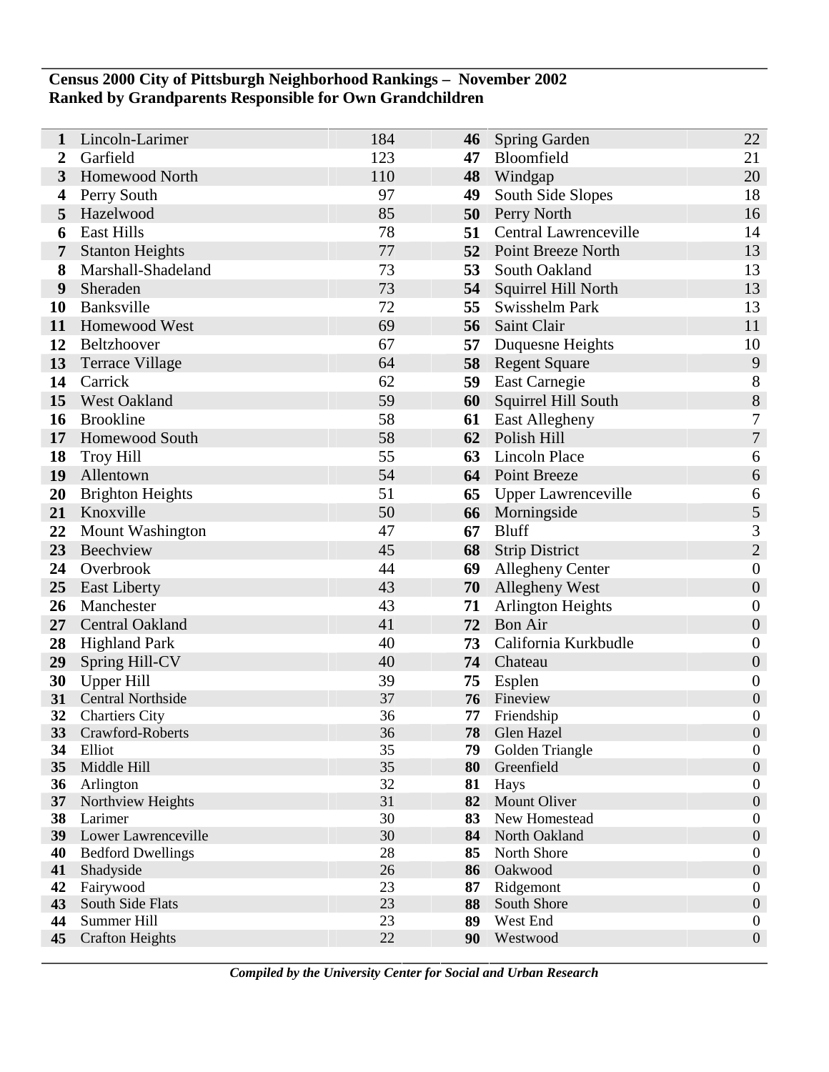**Census 2000 City of Pittsburgh Neighborhood Rankings – November 2002**
**Ranked by Grandparents Responsible for Own Grandchildren**

| Rank | Neighborhood | Count | Rank | Neighborhood | Count |
|---|---|---|---|---|---|
| **1** | Lincoln-Larimer | 184 | **46** | Spring Garden | 22 |
| **2** | Garfield | 123 | **47** | Bloomfield | 21 |
| **3** | Homewood North | 110 | **48** | Windgap | 20 |
| **4** | Perry South | 97 | **49** | South Side Slopes | 18 |
| **5** | Hazelwood | 85 | **50** | Perry North | 16 |
| **6** | East Hills | 78 | **51** | Central Lawrenceville | 14 |
| **7** | Stanton Heights | 77 | **52** | Point Breeze North | 13 |
| **8** | Marshall-Shadeland | 73 | **53** | South Oakland | 13 |
| **9** | Sheraden | 73 | **54** | Squirrel Hill North | 13 |
| **10** | Banksville | 72 | **55** | Swisshelm Park | 13 |
| **11** | Homewood West | 69 | **56** | Saint Clair | 11 |
| **12** | Beltzhoover | 67 | **57** | Duquesne Heights | 10 |
| **13** | Terrace Village | 64 | **58** | Regent Square | 9 |
| **14** | Carrick | 62 | **59** | East Carnegie | 8 |
| **15** | West Oakland | 59 | **60** | Squirrel Hill South | 8 |
| **16** | Brookline | 58 | **61** | East Allegheny | 7 |
| **17** | Homewood South | 58 | **62** | Polish Hill | 7 |
| **18** | Troy Hill | 55 | **63** | Lincoln Place | 6 |
| **19** | Allentown | 54 | **64** | Point Breeze | 6 |
| **20** | Brighton Heights | 51 | **65** | Upper Lawrenceville | 6 |
| **21** | Knoxville | 50 | **66** | Morningside | 5 |
| **22** | Mount Washington | 47 | **67** | Bluff | 3 |
| **23** | Beechview | 45 | **68** | Strip District | 2 |
| **24** | Overbrook | 44 | **69** | Allegheny Center | 0 |
| **25** | East Liberty | 43 | **70** | Allegheny West | 0 |
| **26** | Manchester | 43 | **71** | Arlington Heights | 0 |
| **27** | Central Oakland | 41 | **72** | Bon Air | 0 |
| **28** | Highland Park | 40 | **73** | California Kurkbudle | 0 |
| **29** | Spring Hill-CV | 40 | **74** | Chateau | 0 |
| **30** | Upper Hill | 39 | **75** | Esplen | 0 |
| **31** | Central Northside | 37 | **76** | Fineview | 0 |
| **32** | Chartiers City | 36 | **77** | Friendship | 0 |
| **33** | Crawford-Roberts | 36 | **78** | Glen Hazel | 0 |
| **34** | Elliot | 35 | **79** | Golden Triangle | 0 |
| **35** | Middle Hill | 35 | **80** | Greenfield | 0 |
| **36** | Arlington | 32 | **81** | Hays | 0 |
| **37** | Northview Heights | 31 | **82** | Mount Oliver | 0 |
| **38** | Larimer | 30 | **83** | New Homestead | 0 |
| **39** | Lower Lawrenceville | 30 | **84** | North Oakland | 0 |
| **40** | Bedford Dwellings | 28 | **85** | North Shore | 0 |
| **41** | Shadyside | 26 | **86** | Oakwood | 0 |
| **42** | Fairywood | 23 | **87** | Ridgemont | 0 |
| **43** | South Side Flats | 23 | **88** | South Shore | 0 |
| **44** | Summer Hill | 23 | **89** | West End | 0 |
| **45** | Crafton Heights | 22 | **90** | Westwood | 0 |

***Compiled by the University Center for Social and Urban Research***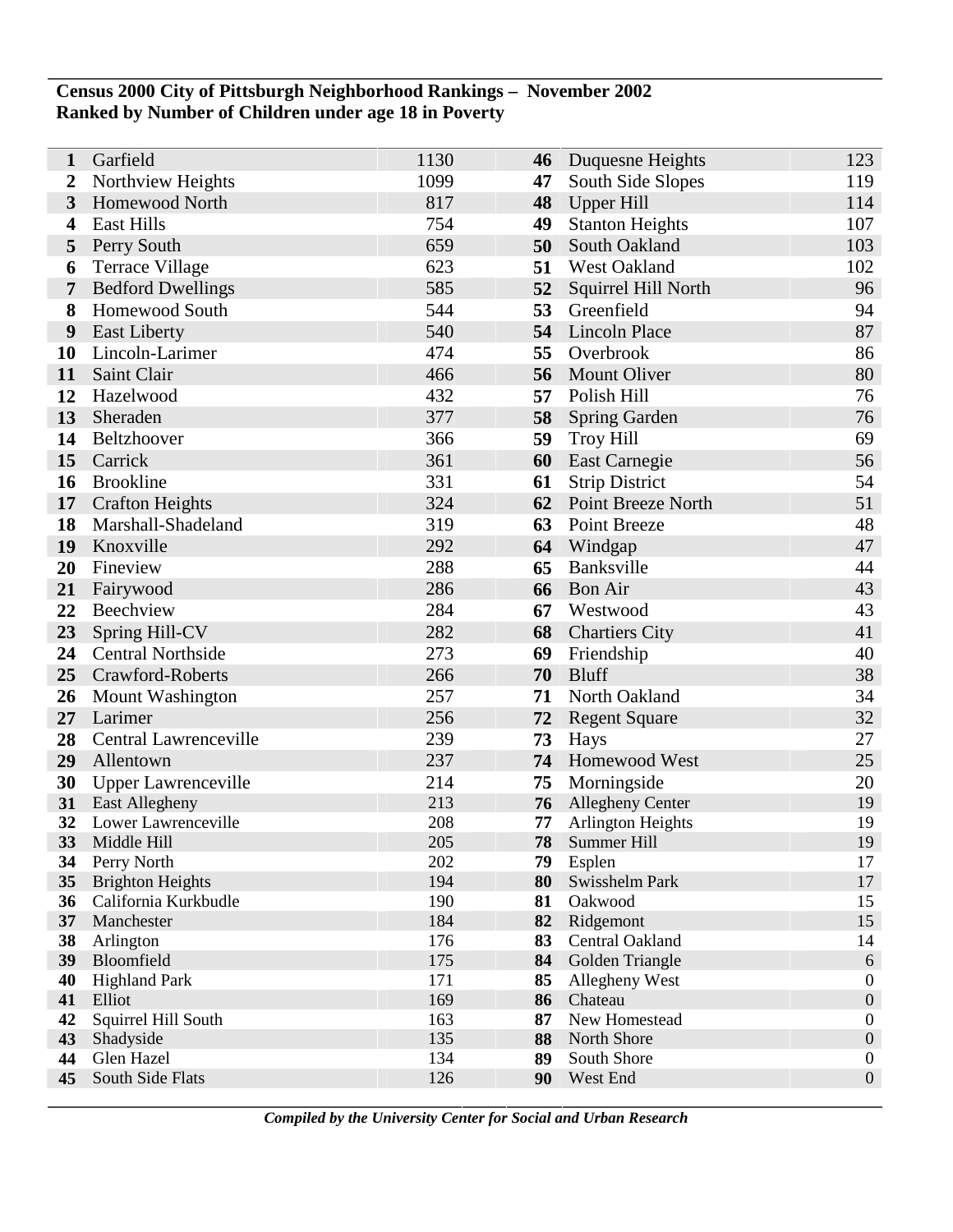**Census 2000 City of Pittsburgh Neighborhood Rankings – November 2002**
**Ranked by Number of Children under age 18 in Poverty**

| Rank | Neighborhood | Number | Rank | Neighborhood | Number |
|---|---|---|---|---|---|
| 1 | Garfield | 1130 | 46 | Duquesne Heights | 123 |
| 2 | Northview Heights | 1099 | 47 | South Side Slopes | 119 |
| 3 | Homewood North | 817 | 48 | Upper Hill | 114 |
| 4 | East Hills | 754 | 49 | Stanton Heights | 107 |
| 5 | Perry South | 659 | 50 | South Oakland | 103 |
| 6 | Terrace Village | 623 | 51 | West Oakland | 102 |
| 7 | Bedford Dwellings | 585 | 52 | Squirrel Hill North | 96 |
| 8 | Homewood South | 544 | 53 | Greenfield | 94 |
| 9 | East Liberty | 540 | 54 | Lincoln Place | 87 |
| 10 | Lincoln-Larimer | 474 | 55 | Overbrook | 86 |
| 11 | Saint Clair | 466 | 56 | Mount Oliver | 80 |
| 12 | Hazelwood | 432 | 57 | Polish Hill | 76 |
| 13 | Sheraden | 377 | 58 | Spring Garden | 76 |
| 14 | Beltzhoover | 366 | 59 | Troy Hill | 69 |
| 15 | Carrick | 361 | 60 | East Carnegie | 56 |
| 16 | Brookline | 331 | 61 | Strip District | 54 |
| 17 | Crafton Heights | 324 | 62 | Point Breeze North | 51 |
| 18 | Marshall-Shadeland | 319 | 63 | Point Breeze | 48 |
| 19 | Knoxville | 292 | 64 | Windgap | 47 |
| 20 | Fineview | 288 | 65 | Banksville | 44 |
| 21 | Fairywood | 286 | 66 | Bon Air | 43 |
| 22 | Beechview | 284 | 67 | Westwood | 43 |
| 23 | Spring Hill-CV | 282 | 68 | Chartiers City | 41 |
| 24 | Central Northside | 273 | 69 | Friendship | 40 |
| 25 | Crawford-Roberts | 266 | 70 | Bluff | 38 |
| 26 | Mount Washington | 257 | 71 | North Oakland | 34 |
| 27 | Larimer | 256 | 72 | Regent Square | 32 |
| 28 | Central Lawrenceville | 239 | 73 | Hays | 27 |
| 29 | Allentown | 237 | 74 | Homewood West | 25 |
| 30 | Upper Lawrenceville | 214 | 75 | Morningside | 20 |
| 31 | East Allegheny | 213 | 76 | Allegheny Center | 19 |
| 32 | Lower Lawrenceville | 208 | 77 | Arlington Heights | 19 |
| 33 | Middle Hill | 205 | 78 | Summer Hill | 19 |
| 34 | Perry North | 202 | 79 | Esplen | 17 |
| 35 | Brighton Heights | 194 | 80 | Swisshelm Park | 17 |
| 36 | California Kurkbudle | 190 | 81 | Oakwood | 15 |
| 37 | Manchester | 184 | 82 | Ridgemont | 15 |
| 38 | Arlington | 176 | 83 | Central Oakland | 14 |
| 39 | Bloomfield | 175 | 84 | Golden Triangle | 6 |
| 40 | Highland Park | 171 | 85 | Allegheny West | 0 |
| 41 | Elliot | 169 | 86 | Chateau | 0 |
| 42 | Squirrel Hill South | 163 | 87 | New Homestead | 0 |
| 43 | Shadyside | 135 | 88 | North Shore | 0 |
| 44 | Glen Hazel | 134 | 89 | South Shore | 0 |
| 45 | South Side Flats | 126 | 90 | West End | 0 |

*Compiled by the University Center for Social and Urban Research*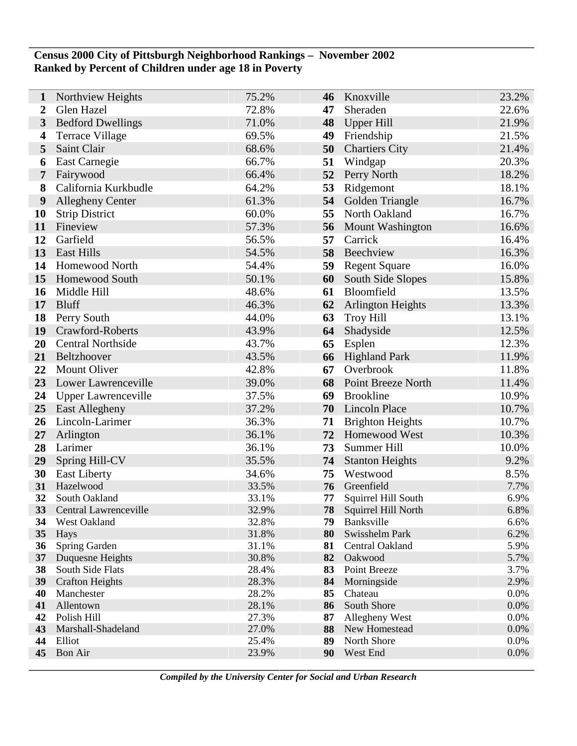**Census 2000 City of Pittsburgh Neighborhood Rankings – November 2002**
**Ranked by Percent of Children under age 18 in Poverty**

| Rank | Neighborhood | Percent | Rank | Neighborhood | Percent |
|---|---|---|---|---|---|
| 1 | Northview Heights | 75.2% | 46 | Knoxville | 23.2% |
| 2 | Glen Hazel | 72.8% | 47 | Sheraden | 22.6% |
| 3 | Bedford Dwellings | 71.0% | 48 | Upper Hill | 21.9% |
| 4 | Terrace Village | 69.5% | 49 | Friendship | 21.5% |
| 5 | Saint Clair | 68.6% | 50 | Chartiers City | 21.4% |
| 6 | East Carnegie | 66.7% | 51 | Windgap | 20.3% |
| 7 | Fairywood | 66.4% | 52 | Perry North | 18.2% |
| 8 | California Kurkbudle | 64.2% | 53 | Ridgemont | 18.1% |
| 9 | Allegheny Center | 61.3% | 54 | Golden Triangle | 16.7% |
| 10 | Strip District | 60.0% | 55 | North Oakland | 16.7% |
| 11 | Fineview | 57.3% | 56 | Mount Washington | 16.6% |
| 12 | Garfield | 56.5% | 57 | Carrick | 16.4% |
| 13 | East Hills | 54.5% | 58 | Beechview | 16.3% |
| 14 | Homewood North | 54.4% | 59 | Regent Square | 16.0% |
| 15 | Homewood South | 50.1% | 60 | South Side Slopes | 15.8% |
| 16 | Middle Hill | 48.6% | 61 | Bloomfield | 13.5% |
| 17 | Bluff | 46.3% | 62 | Arlington Heights | 13.3% |
| 18 | Perry South | 44.0% | 63 | Troy Hill | 13.1% |
| 19 | Crawford-Roberts | 43.9% | 64 | Shadyside | 12.5% |
| 20 | Central Northside | 43.7% | 65 | Esplen | 12.3% |
| 21 | Beltzhoover | 43.5% | 66 | Highland Park | 11.9% |
| 22 | Mount Oliver | 42.8% | 67 | Overbrook | 11.8% |
| 23 | Lower Lawrenceville | 39.0% | 68 | Point Breeze North | 11.4% |
| 24 | Upper Lawrenceville | 37.5% | 69 | Brookline | 10.9% |
| 25 | East Allegheny | 37.2% | 70 | Lincoln Place | 10.7% |
| 26 | Lincoln-Larimer | 36.3% | 71 | Brighton Heights | 10.7% |
| 27 | Arlington | 36.1% | 72 | Homewood West | 10.3% |
| 28 | Larimer | 36.1% | 73 | Summer Hill | 10.0% |
| 29 | Spring Hill-CV | 35.5% | 74 | Stanton Heights | 9.2% |
| 30 | East Liberty | 34.6% | 75 | Westwood | 8.5% |
| 31 | Hazelwood | 33.5% | 76 | Greenfield | 7.7% |
| 32 | South Oakland | 33.1% | 77 | Squirrel Hill South | 6.9% |
| 33 | Central Lawrenceville | 32.9% | 78 | Squirrel Hill North | 6.8% |
| 34 | West Oakland | 32.8% | 79 | Banksville | 6.6% |
| 35 | Hays | 31.8% | 80 | Swisshelm Park | 6.2% |
| 36 | Spring Garden | 31.1% | 81 | Central Oakland | 5.9% |
| 37 | Duquesne Heights | 30.8% | 82 | Oakwood | 5.7% |
| 38 | South Side Flats | 28.4% | 83 | Point Breeze | 3.7% |
| 39 | Crafton Heights | 28.3% | 84 | Morningside | 2.9% |
| 40 | Manchester | 28.2% | 85 | Chateau | 0.0% |
| 41 | Allentown | 28.1% | 86 | South Shore | 0.0% |
| 42 | Polish Hill | 27.3% | 87 | Allegheny West | 0.0% |
| 43 | Marshall-Shadeland | 27.0% | 88 | New Homestead | 0.0% |
| 44 | Elliot | 25.4% | 89 | North Shore | 0.0% |
| 45 | Bon Air | 23.9% | 90 | West End | 0.0% |

*Compiled by the University Center for Social and Urban Research*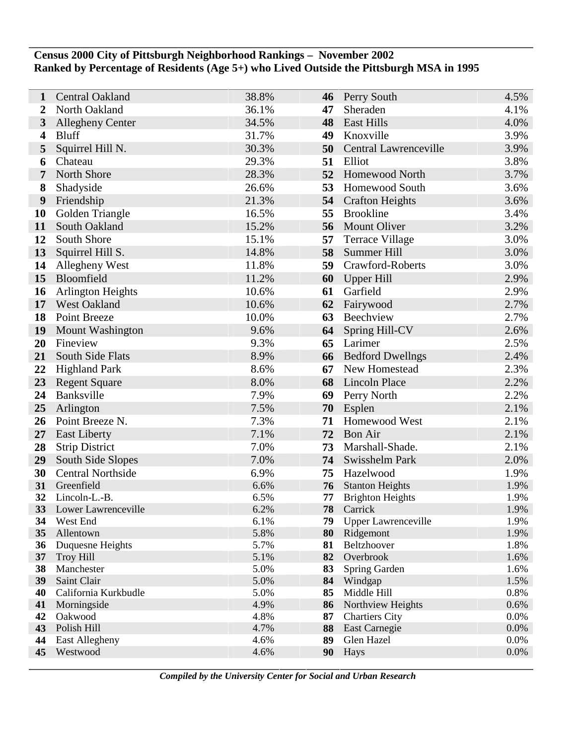**Census 2000 City of Pittsburgh Neighborhood Rankings – November 2002**
**Ranked by Percentage of Residents (Age 5+) who Lived Outside the Pittsburgh MSA in 1995**

| Rank | Neighborhood | Percent | Rank | Neighborhood | Percent |
|---|---|---|---|---|---|
| 1 | Central Oakland | 38.8% | 46 | Perry South | 4.5% |
| 2 | North Oakland | 36.1% | 47 | Sheraden | 4.1% |
| 3 | Allegheny Center | 34.5% | 48 | East Hills | 4.0% |
| 4 | Bluff | 31.7% | 49 | Knoxville | 3.9% |
| 5 | Squirrel Hill N. | 30.3% | 50 | Central Lawrenceville | 3.9% |
| 6 | Chateau | 29.3% | 51 | Elliot | 3.8% |
| 7 | North Shore | 28.3% | 52 | Homewood North | 3.7% |
| 8 | Shadyside | 26.6% | 53 | Homewood South | 3.6% |
| 9 | Friendship | 21.3% | 54 | Crafton Heights | 3.6% |
| 10 | Golden Triangle | 16.5% | 55 | Brookline | 3.4% |
| 11 | South Oakland | 15.2% | 56 | Mount Oliver | 3.2% |
| 12 | South Shore | 15.1% | 57 | Terrace Village | 3.0% |
| 13 | Squirrel Hill S. | 14.8% | 58 | Summer Hill | 3.0% |
| 14 | Allegheny West | 11.8% | 59 | Crawford-Roberts | 3.0% |
| 15 | Bloomfield | 11.2% | 60 | Upper Hill | 2.9% |
| 16 | Arlington Heights | 10.6% | 61 | Garfield | 2.9% |
| 17 | West Oakland | 10.6% | 62 | Fairywood | 2.7% |
| 18 | Point Breeze | 10.0% | 63 | Beechview | 2.7% |
| 19 | Mount Washington | 9.6% | 64 | Spring Hill-CV | 2.6% |
| 20 | Fineview | 9.3% | 65 | Larimer | 2.5% |
| 21 | South Side Flats | 8.9% | 66 | Bedford Dwellngs | 2.4% |
| 22 | Highland Park | 8.6% | 67 | New Homestead | 2.3% |
| 23 | Regent Square | 8.0% | 68 | Lincoln Place | 2.2% |
| 24 | Banksville | 7.9% | 69 | Perry North | 2.2% |
| 25 | Arlington | 7.5% | 70 | Esplen | 2.1% |
| 26 | Point Breeze N. | 7.3% | 71 | Homewood West | 2.1% |
| 27 | East Liberty | 7.1% | 72 | Bon Air | 2.1% |
| 28 | Strip District | 7.0% | 73 | Marshall-Shade. | 2.1% |
| 29 | South Side Slopes | 7.0% | 74 | Swisshelm Park | 2.0% |
| 30 | Central Northside | 6.9% | 75 | Hazelwood | 1.9% |
| 31 | Greenfield | 6.6% | 76 | Stanton Heights | 1.9% |
| 32 | Lincoln-L.-B. | 6.5% | 77 | Brighton Heights | 1.9% |
| 33 | Lower Lawrenceville | 6.2% | 78 | Carrick | 1.9% |
| 34 | West End | 6.1% | 79 | Upper Lawrenceville | 1.9% |
| 35 | Allentown | 5.8% | 80 | Ridgemont | 1.9% |
| 36 | Duquesne Heights | 5.7% | 81 | Beltzhoover | 1.8% |
| 37 | Troy Hill | 5.1% | 82 | Overbrook | 1.6% |
| 38 | Manchester | 5.0% | 83 | Spring Garden | 1.6% |
| 39 | Saint Clair | 5.0% | 84 | Windgap | 1.5% |
| 40 | California Kurkbudle | 5.0% | 85 | Middle Hill | 0.8% |
| 41 | Morningside | 4.9% | 86 | Northview Heights | 0.6% |
| 42 | Oakwood | 4.8% | 87 | Chartiers City | 0.0% |
| 43 | Polish Hill | 4.7% | 88 | East Carnegie | 0.0% |
| 44 | East Allegheny | 4.6% | 89 | Glen Hazel | 0.0% |
| 45 | Westwood | 4.6% | 90 | Hays | 0.0% |

*Compiled by the University Center for Social and Urban Research*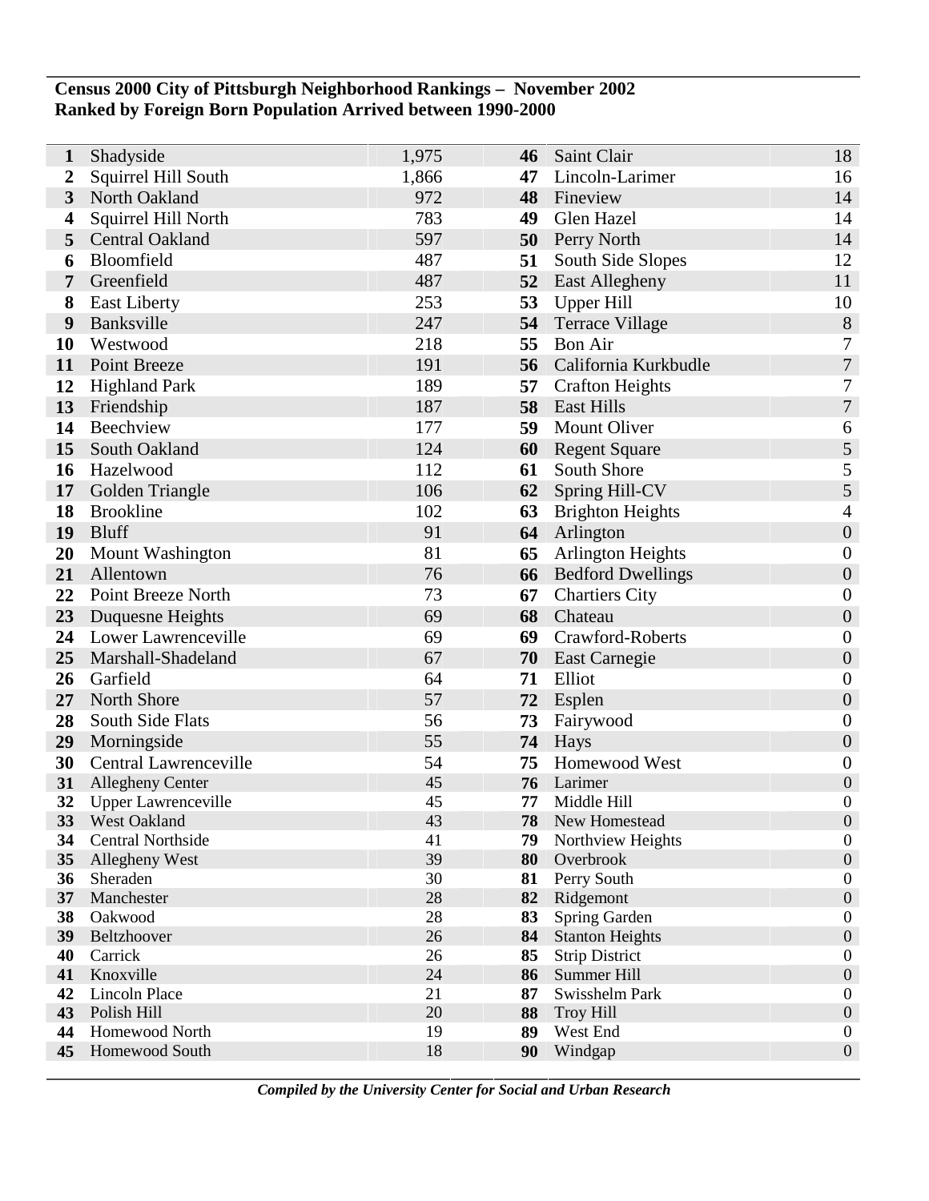**Census 2000 City of Pittsburgh Neighborhood Rankings – November 2002**
**Ranked by Foreign Born Population Arrived between 1990-2000**

| Rank | Neighborhood | Population | Rank | Neighborhood | Population |
|---|---|---|---|---|---|
| **1** | Shadyside | 1,975 | **46** | Saint Clair | 18 |
| **2** | Squirrel Hill South | 1,866 | **47** | Lincoln-Larimer | 16 |
| **3** | North Oakland | 972 | **48** | Fineview | 14 |
| **4** | Squirrel Hill North | 783 | **49** | Glen Hazel | 14 |
| **5** | Central Oakland | 597 | **50** | Perry North | 14 |
| **6** | Bloomfield | 487 | **51** | South Side Slopes | 12 |
| **7** | Greenfield | 487 | **52** | East Allegheny | 11 |
| **8** | East Liberty | 253 | **53** | Upper Hill | 10 |
| **9** | Banksville | 247 | **54** | Terrace Village | 8 |
| **10** | Westwood | 218 | **55** | Bon Air | 7 |
| **11** | Point Breeze | 191 | **56** | California Kurkbudle | 7 |
| **12** | Highland Park | 189 | **57** | Crafton Heights | 7 |
| **13** | Friendship | 187 | **58** | East Hills | 7 |
| **14** | Beechview | 177 | **59** | Mount Oliver | 6 |
| **15** | South Oakland | 124 | **60** | Regent Square | 5 |
| **16** | Hazelwood | 112 | **61** | South Shore | 5 |
| **17** | Golden Triangle | 106 | **62** | Spring Hill-CV | 5 |
| **18** | Brookline | 102 | **63** | Brighton Heights | 4 |
| **19** | Bluff | 91 | **64** | Arlington | 0 |
| **20** | Mount Washington | 81 | **65** | Arlington Heights | 0 |
| **21** | Allentown | 76 | **66** | Bedford Dwellings | 0 |
| **22** | Point Breeze North | 73 | **67** | Chartiers City | 0 |
| **23** | Duquesne Heights | 69 | **68** | Chateau | 0 |
| **24** | Lower Lawrenceville | 69 | **69** | Crawford-Roberts | 0 |
| **25** | Marshall-Shadeland | 67 | **70** | East Carnegie | 0 |
| **26** | Garfield | 64 | **71** | Elliot | 0 |
| **27** | North Shore | 57 | **72** | Esplen | 0 |
| **28** | South Side Flats | 56 | **73** | Fairywood | 0 |
| **29** | Morningside | 55 | **74** | Hays | 0 |
| **30** | Central Lawrenceville | 54 | **75** | Homewood West | 0 |
| **31** | Allegheny Center | 45 | **76** | Larimer | 0 |
| **32** | Upper Lawrenceville | 45 | **77** | Middle Hill | 0 |
| **33** | West Oakland | 43 | **78** | New Homestead | 0 |
| **34** | Central Northside | 41 | **79** | Northview Heights | 0 |
| **35** | Allegheny West | 39 | **80** | Overbrook | 0 |
| **36** | Sheraden | 30 | **81** | Perry South | 0 |
| **37** | Manchester | 28 | **82** | Ridgemont | 0 |
| **38** | Oakwood | 28 | **83** | Spring Garden | 0 |
| **39** | Beltzhoover | 26 | **84** | Stanton Heights | 0 |
| **40** | Carrick | 26 | **85** | Strip District | 0 |
| **41** | Knoxville | 24 | **86** | Summer Hill | 0 |
| **42** | Lincoln Place | 21 | **87** | Swisshelm Park | 0 |
| **43** | Polish Hill | 20 | **88** | Troy Hill | 0 |
| **44** | Homewood North | 19 | **89** | West End | 0 |
| **45** | Homewood South | 18 | **90** | Windgap | 0 |

***Compiled by the University Center for Social and Urban Research***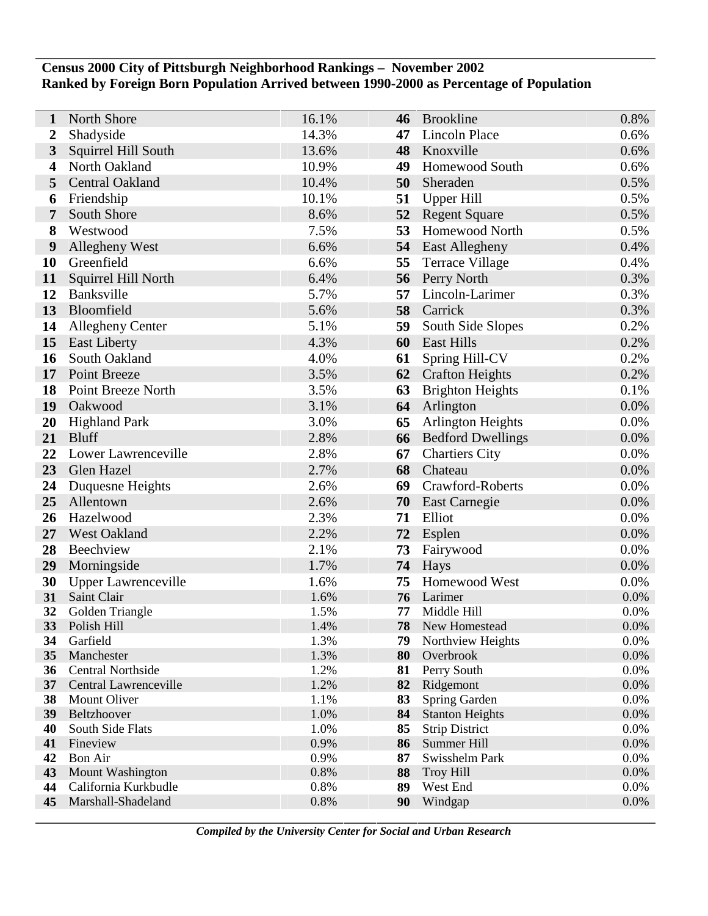**Census 2000 City of Pittsburgh Neighborhood Rankings – November 2002**
**Ranked by Foreign Born Population Arrived between 1990-2000 as Percentage of Population**

| Rank | Neighborhood | Percent | Rank | Neighborhood | Percent |
|---|---|---|---|---|---|
| 1 | North Shore | 16.1% | 46 | Brookline | 0.8% |
| 2 | Shadyside | 14.3% | 47 | Lincoln Place | 0.6% |
| 3 | Squirrel Hill South | 13.6% | 48 | Knoxville | 0.6% |
| 4 | North Oakland | 10.9% | 49 | Homewood South | 0.6% |
| 5 | Central Oakland | 10.4% | 50 | Sheraden | 0.5% |
| 6 | Friendship | 10.1% | 51 | Upper Hill | 0.5% |
| 7 | South Shore | 8.6% | 52 | Regent Square | 0.5% |
| 8 | Westwood | 7.5% | 53 | Homewood North | 0.5% |
| 9 | Allegheny West | 6.6% | 54 | East Allegheny | 0.4% |
| 10 | Greenfield | 6.6% | 55 | Terrace Village | 0.4% |
| 11 | Squirrel Hill North | 6.4% | 56 | Perry North | 0.3% |
| 12 | Banksville | 5.7% | 57 | Lincoln-Larimer | 0.3% |
| 13 | Bloomfield | 5.6% | 58 | Carrick | 0.3% |
| 14 | Allegheny Center | 5.1% | 59 | South Side Slopes | 0.2% |
| 15 | East Liberty | 4.3% | 60 | East Hills | 0.2% |
| 16 | South Oakland | 4.0% | 61 | Spring Hill-CV | 0.2% |
| 17 | Point Breeze | 3.5% | 62 | Crafton Heights | 0.2% |
| 18 | Point Breeze North | 3.5% | 63 | Brighton Heights | 0.1% |
| 19 | Oakwood | 3.1% | 64 | Arlington | 0.0% |
| 20 | Highland Park | 3.0% | 65 | Arlington Heights | 0.0% |
| 21 | Bluff | 2.8% | 66 | Bedford Dwellings | 0.0% |
| 22 | Lower Lawrenceville | 2.8% | 67 | Chartiers City | 0.0% |
| 23 | Glen Hazel | 2.7% | 68 | Chateau | 0.0% |
| 24 | Duquesne Heights | 2.6% | 69 | Crawford-Roberts | 0.0% |
| 25 | Allentown | 2.6% | 70 | East Carnegie | 0.0% |
| 26 | Hazelwood | 2.3% | 71 | Elliot | 0.0% |
| 27 | West Oakland | 2.2% | 72 | Esplen | 0.0% |
| 28 | Beechview | 2.1% | 73 | Fairywood | 0.0% |
| 29 | Morningside | 1.7% | 74 | Hays | 0.0% |
| 30 | Upper Lawrenceville | 1.6% | 75 | Homewood West | 0.0% |
| 31 | Saint Clair | 1.6% | 76 | Larimer | 0.0% |
| 32 | Golden Triangle | 1.5% | 77 | Middle Hill | 0.0% |
| 33 | Polish Hill | 1.4% | 78 | New Homestead | 0.0% |
| 34 | Garfield | 1.3% | 79 | Northview Heights | 0.0% |
| 35 | Manchester | 1.3% | 80 | Overbrook | 0.0% |
| 36 | Central Northside | 1.2% | 81 | Perry South | 0.0% |
| 37 | Central Lawrenceville | 1.2% | 82 | Ridgemont | 0.0% |
| 38 | Mount Oliver | 1.1% | 83 | Spring Garden | 0.0% |
| 39 | Beltzhoover | 1.0% | 84 | Stanton Heights | 0.0% |
| 40 | South Side Flats | 1.0% | 85 | Strip District | 0.0% |
| 41 | Fineview | 0.9% | 86 | Summer Hill | 0.0% |
| 42 | Bon Air | 0.9% | 87 | Swisshelm Park | 0.0% |
| 43 | Mount Washington | 0.8% | 88 | Troy Hill | 0.0% |
| 44 | California Kurkbudle | 0.8% | 89 | West End | 0.0% |
| 45 | Marshall-Shadeland | 0.8% | 90 | Windgap | 0.0% |

*Compiled by the University Center for Social and Urban Research*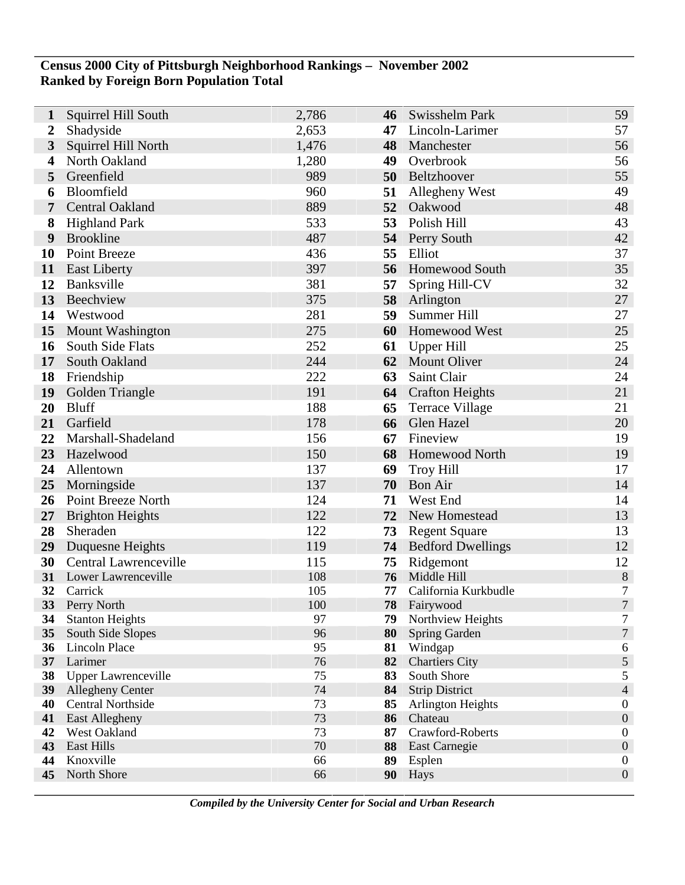**Census 2000 City of Pittsburgh Neighborhood Rankings – November 2002**
**Ranked by Foreign Born Population Total**

| Rank | Neighborhood | Total | Rank | Neighborhood | Total |
|---|---|---|---|---|---|
| 1 | Squirrel Hill South | 2,786 | 46 | Swisshelm Park | 59 |
| 2 | Shadyside | 2,653 | 47 | Lincoln-Larimer | 57 |
| 3 | Squirrel Hill North | 1,476 | 48 | Manchester | 56 |
| 4 | North Oakland | 1,280 | 49 | Overbrook | 56 |
| 5 | Greenfield | 989 | 50 | Beltzhoover | 55 |
| 6 | Bloomfield | 960 | 51 | Allegheny West | 49 |
| 7 | Central Oakland | 889 | 52 | Oakwood | 48 |
| 8 | Highland Park | 533 | 53 | Polish Hill | 43 |
| 9 | Brookline | 487 | 54 | Perry South | 42 |
| 10 | Point Breeze | 436 | 55 | Elliot | 37 |
| 11 | East Liberty | 397 | 56 | Homewood South | 35 |
| 12 | Banksville | 381 | 57 | Spring Hill-CV | 32 |
| 13 | Beechview | 375 | 58 | Arlington | 27 |
| 14 | Westwood | 281 | 59 | Summer Hill | 27 |
| 15 | Mount Washington | 275 | 60 | Homewood West | 25 |
| 16 | South Side Flats | 252 | 61 | Upper Hill | 25 |
| 17 | South Oakland | 244 | 62 | Mount Oliver | 24 |
| 18 | Friendship | 222 | 63 | Saint Clair | 24 |
| 19 | Golden Triangle | 191 | 64 | Crafton Heights | 21 |
| 20 | Bluff | 188 | 65 | Terrace Village | 21 |
| 21 | Garfield | 178 | 66 | Glen Hazel | 20 |
| 22 | Marshall-Shadeland | 156 | 67 | Fineview | 19 |
| 23 | Hazelwood | 150 | 68 | Homewood North | 19 |
| 24 | Allentown | 137 | 69 | Troy Hill | 17 |
| 25 | Morningside | 137 | 70 | Bon Air | 14 |
| 26 | Point Breeze North | 124 | 71 | West End | 14 |
| 27 | Brighton Heights | 122 | 72 | New Homestead | 13 |
| 28 | Sheraden | 122 | 73 | Regent Square | 13 |
| 29 | Duquesne Heights | 119 | 74 | Bedford Dwellings | 12 |
| 30 | Central Lawrenceville | 115 | 75 | Ridgemont | 12 |
| 31 | Lower Lawrenceville | 108 | 76 | Middle Hill | 8 |
| 32 | Carrick | 105 | 77 | California Kurkbudle | 7 |
| 33 | Perry North | 100 | 78 | Fairywood | 7 |
| 34 | Stanton Heights | 97 | 79 | Northview Heights | 7 |
| 35 | South Side Slopes | 96 | 80 | Spring Garden | 7 |
| 36 | Lincoln Place | 95 | 81 | Windgap | 6 |
| 37 | Larimer | 76 | 82 | Chartiers City | 5 |
| 38 | Upper Lawrenceville | 75 | 83 | South Shore | 5 |
| 39 | Allegheny Center | 74 | 84 | Strip District | 4 |
| 40 | Central Northside | 73 | 85 | Arlington Heights | 0 |
| 41 | East Allegheny | 73 | 86 | Chateau | 0 |
| 42 | West Oakland | 73 | 87 | Crawford-Roberts | 0 |
| 43 | East Hills | 70 | 88 | East Carnegie | 0 |
| 44 | Knoxville | 66 | 89 | Esplen | 0 |
| 45 | North Shore | 66 | 90 | Hays | 0 |

***Compiled by the University Center for Social and Urban Research***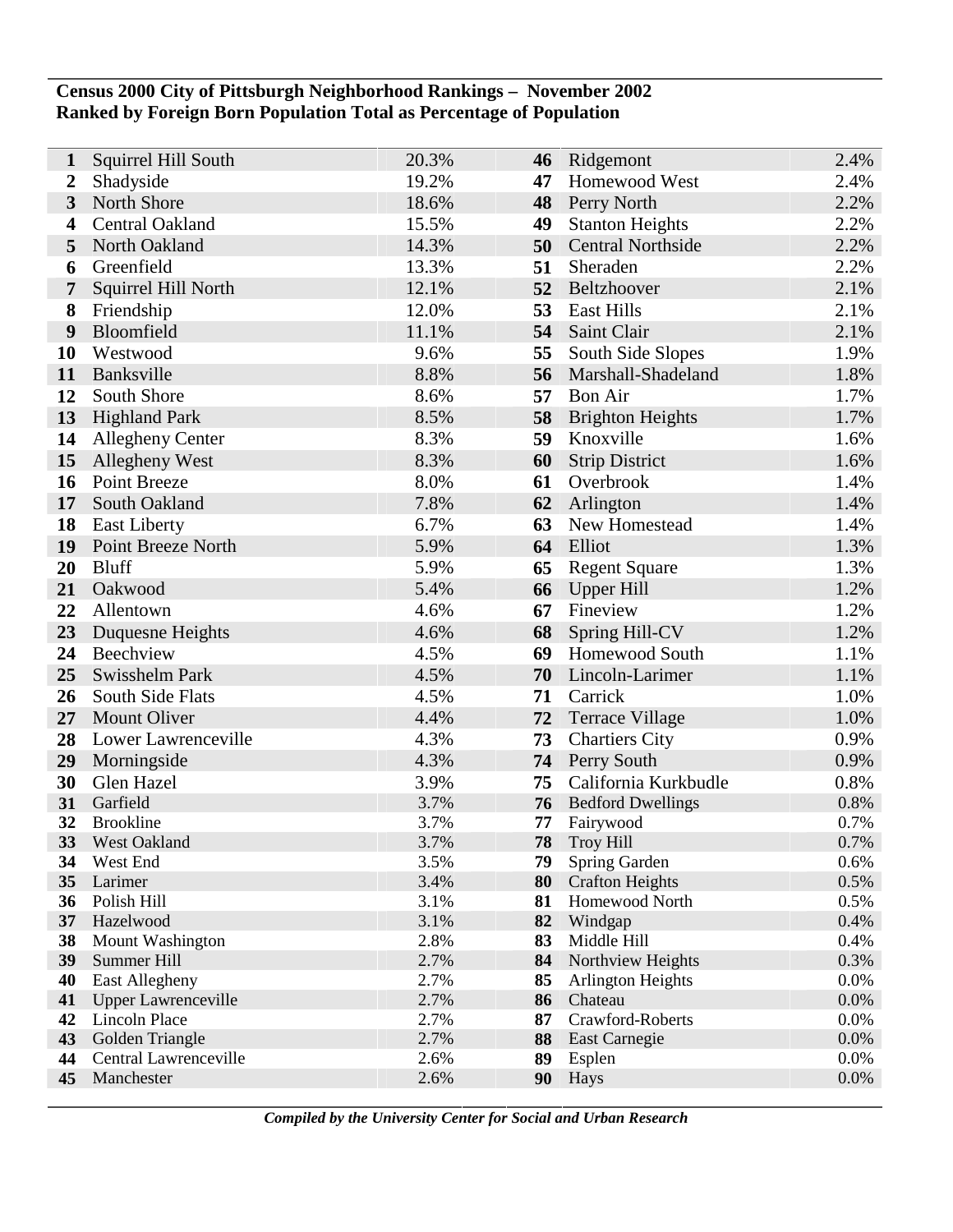**Census 2000 City of Pittsburgh Neighborhood Rankings – November 2002**
**Ranked by Foreign Born Population Total as Percentage of Population**

| Rank | Neighborhood | % | Rank | Neighborhood | % |
|---|---|---|---|---|---|
| 1 | Squirrel Hill South | 20.3% | 46 | Ridgemont | 2.4% |
| 2 | Shadyside | 19.2% | 47 | Homewood West | 2.4% |
| 3 | North Shore | 18.6% | 48 | Perry North | 2.2% |
| 4 | Central Oakland | 15.5% | 49 | Stanton Heights | 2.2% |
| 5 | North Oakland | 14.3% | 50 | Central Northside | 2.2% |
| 6 | Greenfield | 13.3% | 51 | Sheraden | 2.2% |
| 7 | Squirrel Hill North | 12.1% | 52 | Beltzhoover | 2.1% |
| 8 | Friendship | 12.0% | 53 | East Hills | 2.1% |
| 9 | Bloomfield | 11.1% | 54 | Saint Clair | 2.1% |
| 10 | Westwood | 9.6% | 55 | South Side Slopes | 1.9% |
| 11 | Banksville | 8.8% | 56 | Marshall-Shadeland | 1.8% |
| 12 | South Shore | 8.6% | 57 | Bon Air | 1.7% |
| 13 | Highland Park | 8.5% | 58 | Brighton Heights | 1.7% |
| 14 | Allegheny Center | 8.3% | 59 | Knoxville | 1.6% |
| 15 | Allegheny West | 8.3% | 60 | Strip District | 1.6% |
| 16 | Point Breeze | 8.0% | 61 | Overbrook | 1.4% |
| 17 | South Oakland | 7.8% | 62 | Arlington | 1.4% |
| 18 | East Liberty | 6.7% | 63 | New Homestead | 1.4% |
| 19 | Point Breeze North | 5.9% | 64 | Elliot | 1.3% |
| 20 | Bluff | 5.9% | 65 | Regent Square | 1.3% |
| 21 | Oakwood | 5.4% | 66 | Upper Hill | 1.2% |
| 22 | Allentown | 4.6% | 67 | Fineview | 1.2% |
| 23 | Duquesne Heights | 4.6% | 68 | Spring Hill-CV | 1.2% |
| 24 | Beechview | 4.5% | 69 | Homewood South | 1.1% |
| 25 | Swisshelm Park | 4.5% | 70 | Lincoln-Larimer | 1.1% |
| 26 | South Side Flats | 4.5% | 71 | Carrick | 1.0% |
| 27 | Mount Oliver | 4.4% | 72 | Terrace Village | 1.0% |
| 28 | Lower Lawrenceville | 4.3% | 73 | Chartiers City | 0.9% |
| 29 | Morningside | 4.3% | 74 | Perry South | 0.9% |
| 30 | Glen Hazel | 3.9% | 75 | California Kurkbudle | 0.8% |
| 31 | Garfield | 3.7% | 76 | Bedford Dwellings | 0.8% |
| 32 | Brookline | 3.7% | 77 | Fairywood | 0.7% |
| 33 | West Oakland | 3.7% | 78 | Troy Hill | 0.7% |
| 34 | West End | 3.5% | 79 | Spring Garden | 0.6% |
| 35 | Larimer | 3.4% | 80 | Crafton Heights | 0.5% |
| 36 | Polish Hill | 3.1% | 81 | Homewood North | 0.5% |
| 37 | Hazelwood | 3.1% | 82 | Windgap | 0.4% |
| 38 | Mount Washington | 2.8% | 83 | Middle Hill | 0.4% |
| 39 | Summer Hill | 2.7% | 84 | Northview Heights | 0.3% |
| 40 | East Allegheny | 2.7% | 85 | Arlington Heights | 0.0% |
| 41 | Upper Lawrenceville | 2.7% | 86 | Chateau | 0.0% |
| 42 | Lincoln Place | 2.7% | 87 | Crawford-Roberts | 0.0% |
| 43 | Golden Triangle | 2.7% | 88 | East Carnegie | 0.0% |
| 44 | Central Lawrenceville | 2.6% | 89 | Esplen | 0.0% |
| 45 | Manchester | 2.6% | 90 | Hays | 0.0% |

*Compiled by the University Center for Social and Urban Research*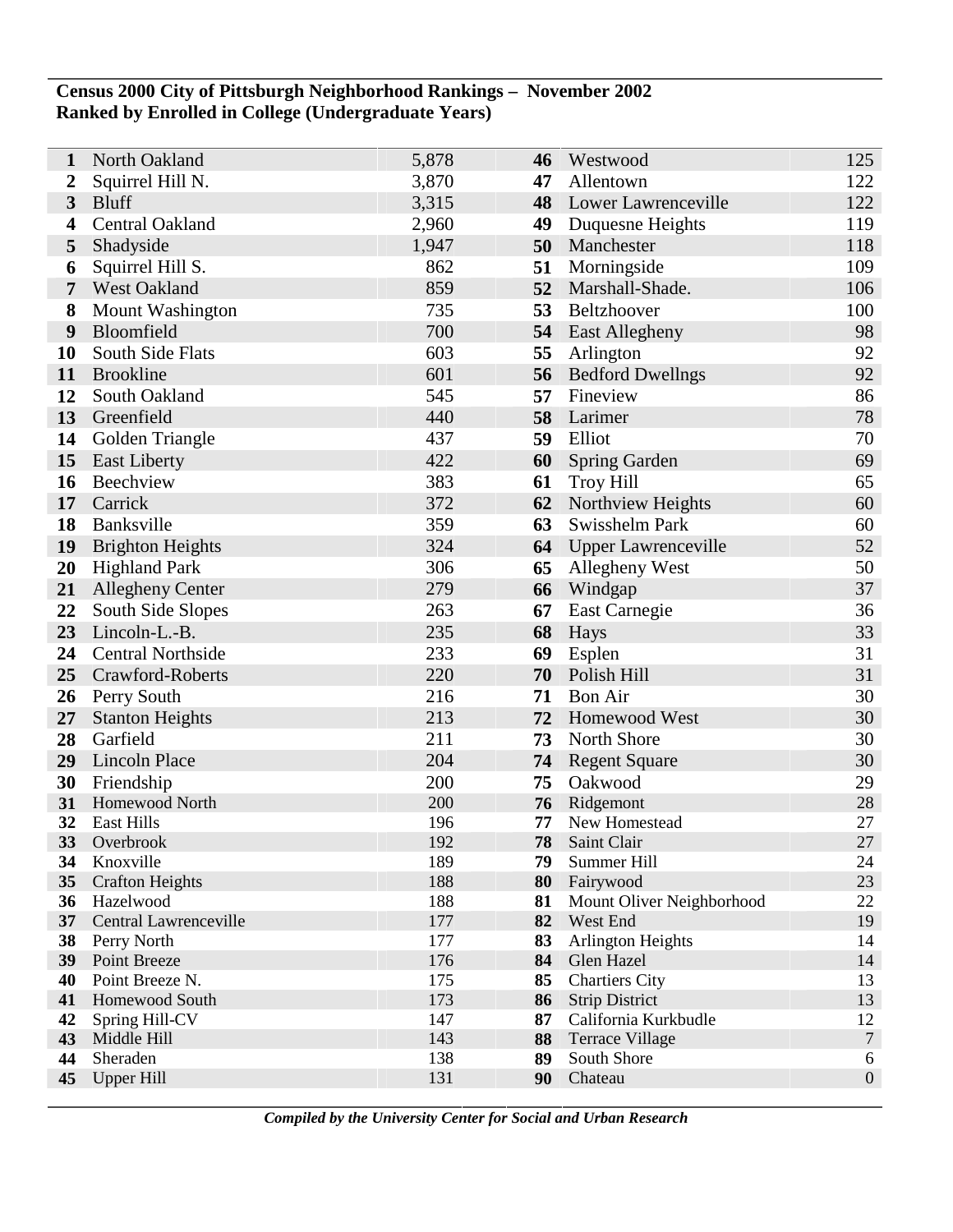**Census 2000 City of Pittsburgh Neighborhood Rankings – November 2002**
**Ranked by Enrolled in College (Undergraduate Years)**

| Rank | Neighborhood | Enrolled | Rank | Neighborhood | Enrolled |
|---|---|---|---|---|---|
| **1** | North Oakland | 5,878 | **46** | Westwood | 125 |
| **2** | Squirrel Hill N. | 3,870 | **47** | Allentown | 122 |
| **3** | Bluff | 3,315 | **48** | Lower Lawrenceville | 122 |
| **4** | Central Oakland | 2,960 | **49** | Duquesne Heights | 119 |
| **5** | Shadyside | 1,947 | **50** | Manchester | 118 |
| **6** | Squirrel Hill S. | 862 | **51** | Morningside | 109 |
| **7** | West Oakland | 859 | **52** | Marshall-Shade. | 106 |
| **8** | Mount Washington | 735 | **53** | Beltzhoover | 100 |
| **9** | Bloomfield | 700 | **54** | East Allegheny | 98 |
| **10** | South Side Flats | 603 | **55** | Arlington | 92 |
| **11** | Brookline | 601 | **56** | Bedford Dwellngs | 92 |
| **12** | South Oakland | 545 | **57** | Fineview | 86 |
| **13** | Greenfield | 440 | **58** | Larimer | 78 |
| **14** | Golden Triangle | 437 | **59** | Elliot | 70 |
| **15** | East Liberty | 422 | **60** | Spring Garden | 69 |
| **16** | Beechview | 383 | **61** | Troy Hill | 65 |
| **17** | Carrick | 372 | **62** | Northview Heights | 60 |
| **18** | Banksville | 359 | **63** | Swisshelm Park | 60 |
| **19** | Brighton Heights | 324 | **64** | Upper Lawrenceville | 52 |
| **20** | Highland Park | 306 | **65** | Allegheny West | 50 |
| **21** | Allegheny Center | 279 | **66** | Windgap | 37 |
| **22** | South Side Slopes | 263 | **67** | East Carnegie | 36 |
| **23** | Lincoln-L.-B. | 235 | **68** | Hays | 33 |
| **24** | Central Northside | 233 | **69** | Esplen | 31 |
| **25** | Crawford-Roberts | 220 | **70** | Polish Hill | 31 |
| **26** | Perry South | 216 | **71** | Bon Air | 30 |
| **27** | Stanton Heights | 213 | **72** | Homewood West | 30 |
| **28** | Garfield | 211 | **73** | North Shore | 30 |
| **29** | Lincoln Place | 204 | **74** | Regent Square | 30 |
| **30** | Friendship | 200 | **75** | Oakwood | 29 |
| **31** | Homewood North | 200 | **76** | Ridgemont | 28 |
| **32** | East Hills | 196 | **77** | New Homestead | 27 |
| **33** | Overbrook | 192 | **78** | Saint Clair | 27 |
| **34** | Knoxville | 189 | **79** | Summer Hill | 24 |
| **35** | Crafton Heights | 188 | **80** | Fairywood | 23 |
| **36** | Hazelwood | 188 | **81** | Mount Oliver Neighborhood | 22 |
| **37** | Central Lawrenceville | 177 | **82** | West End | 19 |
| **38** | Perry North | 177 | **83** | Arlington Heights | 14 |
| **39** | Point Breeze | 176 | **84** | Glen Hazel | 14 |
| **40** | Point Breeze N. | 175 | **85** | Chartiers City | 13 |
| **41** | Homewood South | 173 | **86** | Strip District | 13 |
| **42** | Spring Hill-CV | 147 | **87** | California Kurkbudle | 12 |
| **43** | Middle Hill | 143 | **88** | Terrace Village | 7 |
| **44** | Sheraden | 138 | **89** | South Shore | 6 |
| **45** | Upper Hill | 131 | **90** | Chateau | 0 |

***Compiled by the University Center for Social and Urban Research***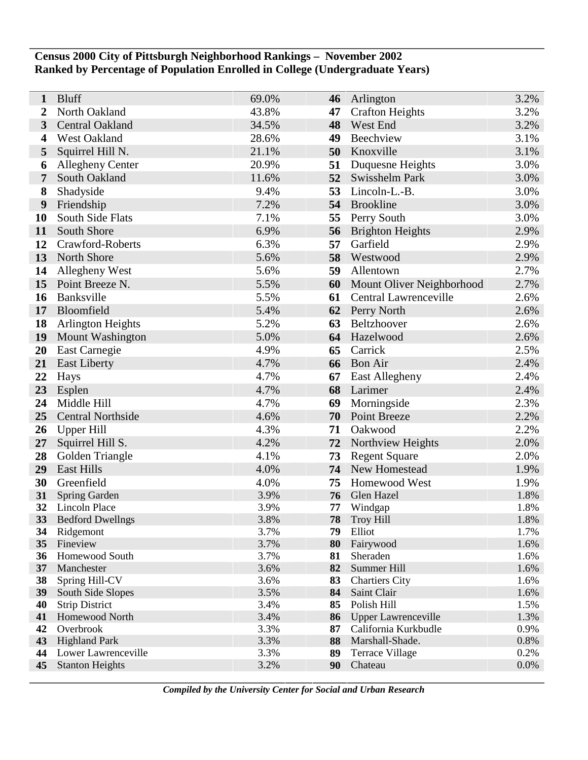**Census 2000 City of Pittsburgh Neighborhood Rankings – November 2002**
**Ranked by Percentage of Population Enrolled in College (Undergraduate Years)**

| | | | | | |
|---|---|---|---|---|---|
| **1** | Bluff | 69.0% | **46** | Arlington | 3.2% |
| **2** | North Oakland | 43.8% | **47** | Crafton Heights | 3.2% |
| **3** | Central Oakland | 34.5% | **48** | West End | 3.2% |
| **4** | West Oakland | 28.6% | **49** | Beechview | 3.1% |
| **5** | Squirrel Hill N. | 21.1% | **50** | Knoxville | 3.1% |
| **6** | Allegheny Center | 20.9% | **51** | Duquesne Heights | 3.0% |
| **7** | South Oakland | 11.6% | **52** | Swisshelm Park | 3.0% |
| **8** | Shadyside | 9.4% | **53** | Lincoln-L.-B. | 3.0% |
| **9** | Friendship | 7.2% | **54** | Brookline | 3.0% |
| **10** | South Side Flats | 7.1% | **55** | Perry South | 3.0% |
| **11** | South Shore | 6.9% | **56** | Brighton Heights | 2.9% |
| **12** | Crawford-Roberts | 6.3% | **57** | Garfield | 2.9% |
| **13** | North Shore | 5.6% | **58** | Westwood | 2.9% |
| **14** | Allegheny West | 5.6% | **59** | Allentown | 2.7% |
| **15** | Point Breeze N. | 5.5% | **60** | Mount Oliver Neighborhood | 2.7% |
| **16** | Banksville | 5.5% | **61** | Central Lawrenceville | 2.6% |
| **17** | Bloomfield | 5.4% | **62** | Perry North | 2.6% |
| **18** | Arlington Heights | 5.2% | **63** | Beltzhoover | 2.6% |
| **19** | Mount Washington | 5.0% | **64** | Hazelwood | 2.6% |
| **20** | East Carnegie | 4.9% | **65** | Carrick | 2.5% |
| **21** | East Liberty | 4.7% | **66** | Bon Air | 2.4% |
| **22** | Hays | 4.7% | **67** | East Allegheny | 2.4% |
| **23** | Esplen | 4.7% | **68** | Larimer | 2.4% |
| **24** | Middle Hill | 4.7% | **69** | Morningside | 2.3% |
| **25** | Central Northside | 4.6% | **70** | Point Breeze | 2.2% |
| **26** | Upper Hill | 4.3% | **71** | Oakwood | 2.2% |
| **27** | Squirrel Hill S. | 4.2% | **72** | Northview Heights | 2.0% |
| **28** | Golden Triangle | 4.1% | **73** | Regent Square | 2.0% |
| **29** | East Hills | 4.0% | **74** | New Homestead | 1.9% |
| **30** | Greenfield | 4.0% | **75** | Homewood West | 1.9% |
| **31** | Spring Garden | 3.9% | **76** | Glen Hazel | 1.8% |
| **32** | Lincoln Place | 3.9% | **77** | Windgap | 1.8% |
| **33** | Bedford Dwellngs | 3.8% | **78** | Troy Hill | 1.8% |
| **34** | Ridgemont | 3.7% | **79** | Elliot | 1.7% |
| **35** | Fineview | 3.7% | **80** | Fairywood | 1.6% |
| **36** | Homewood South | 3.7% | **81** | Sheraden | 1.6% |
| **37** | Manchester | 3.6% | **82** | Summer Hill | 1.6% |
| **38** | Spring Hill-CV | 3.6% | **83** | Chartiers City | 1.6% |
| **39** | South Side Slopes | 3.5% | **84** | Saint Clair | 1.6% |
| **40** | Strip District | 3.4% | **85** | Polish Hill | 1.5% |
| **41** | Homewood North | 3.4% | **86** | Upper Lawrenceville | 1.3% |
| **42** | Overbrook | 3.3% | **87** | California Kurkbudle | 0.9% |
| **43** | Highland Park | 3.3% | **88** | Marshall-Shade. | 0.8% |
| **44** | Lower Lawrenceville | 3.3% | **89** | Terrace Village | 0.2% |
| **45** | Stanton Heights | 3.2% | **90** | Chateau | 0.0% |

***Compiled by the University Center for Social and Urban Research***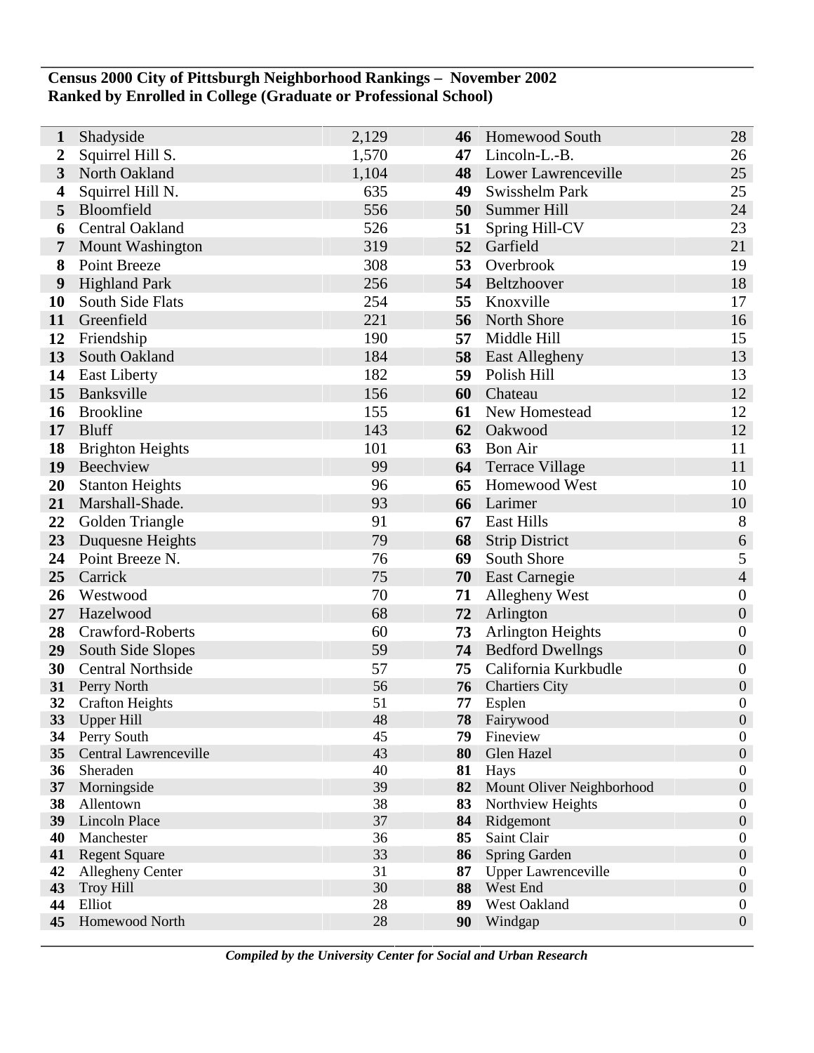**Census 2000 City of Pittsburgh Neighborhood Rankings – November 2002**
**Ranked by Enrolled in College (Graduate or Professional School)**

| Rank | Neighborhood | Count | Rank | Neighborhood | Count |
|---|---|---|---|---|---|
| **1** | Shadyside | 2,129 | **46** | Homewood South | 28 |
| **2** | Squirrel Hill S. | 1,570 | **47** | Lincoln-L.-B. | 26 |
| **3** | North Oakland | 1,104 | **48** | Lower Lawrenceville | 25 |
| **4** | Squirrel Hill N. | 635 | **49** | Swisshelm Park | 25 |
| **5** | Bloomfield | 556 | **50** | Summer Hill | 24 |
| **6** | Central Oakland | 526 | **51** | Spring Hill-CV | 23 |
| **7** | Mount Washington | 319 | **52** | Garfield | 21 |
| **8** | Point Breeze | 308 | **53** | Overbrook | 19 |
| **9** | Highland Park | 256 | **54** | Beltzhoover | 18 |
| **10** | South Side Flats | 254 | **55** | Knoxville | 17 |
| **11** | Greenfield | 221 | **56** | North Shore | 16 |
| **12** | Friendship | 190 | **57** | Middle Hill | 15 |
| **13** | South Oakland | 184 | **58** | East Allegheny | 13 |
| **14** | East Liberty | 182 | **59** | Polish Hill | 13 |
| **15** | Banksville | 156 | **60** | Chateau | 12 |
| **16** | Brookline | 155 | **61** | New Homestead | 12 |
| **17** | Bluff | 143 | **62** | Oakwood | 12 |
| **18** | Brighton Heights | 101 | **63** | Bon Air | 11 |
| **19** | Beechview | 99 | **64** | Terrace Village | 11 |
| **20** | Stanton Heights | 96 | **65** | Homewood West | 10 |
| **21** | Marshall-Shade. | 93 | **66** | Larimer | 10 |
| **22** | Golden Triangle | 91 | **67** | East Hills | 8 |
| **23** | Duquesne Heights | 79 | **68** | Strip District | 6 |
| **24** | Point Breeze N. | 76 | **69** | South Shore | 5 |
| **25** | Carrick | 75 | **70** | East Carnegie | 4 |
| **26** | Westwood | 70 | **71** | Allegheny West | 0 |
| **27** | Hazelwood | 68 | **72** | Arlington | 0 |
| **28** | Crawford-Roberts | 60 | **73** | Arlington Heights | 0 |
| **29** | South Side Slopes | 59 | **74** | Bedford Dwellngs | 0 |
| **30** | Central Northside | 57 | **75** | California Kurkbudle | 0 |
| **31** | Perry North | 56 | **76** | Chartiers City | 0 |
| **32** | Crafton Heights | 51 | **77** | Esplen | 0 |
| **33** | Upper Hill | 48 | **78** | Fairywood | 0 |
| **34** | Perry South | 45 | **79** | Fineview | 0 |
| **35** | Central Lawrenceville | 43 | **80** | Glen Hazel | 0 |
| **36** | Sheraden | 40 | **81** | Hays | 0 |
| **37** | Morningside | 39 | **82** | Mount Oliver Neighborhood | 0 |
| **38** | Allentown | 38 | **83** | Northview Heights | 0 |
| **39** | Lincoln Place | 37 | **84** | Ridgemont | 0 |
| **40** | Manchester | 36 | **85** | Saint Clair | 0 |
| **41** | Regent Square | 33 | **86** | Spring Garden | 0 |
| **42** | Allegheny Center | 31 | **87** | Upper Lawrenceville | 0 |
| **43** | Troy Hill | 30 | **88** | West End | 0 |
| **44** | Elliot | 28 | **89** | West Oakland | 0 |
| **45** | Homewood North | 28 | **90** | Windgap | 0 |

***Compiled by the University Center for Social and Urban Research***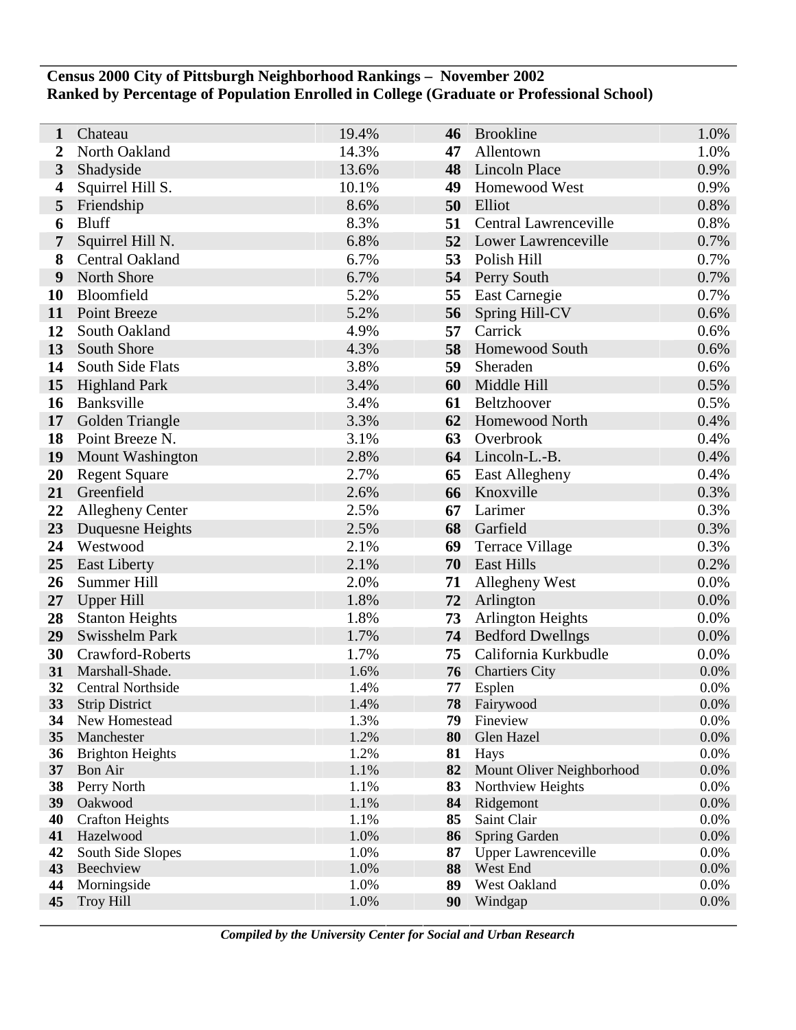**Census 2000 City of Pittsburgh Neighborhood Rankings – November 2002**
**Ranked by Percentage of Population Enrolled in College (Graduate or Professional School)**

| Rank | Neighborhood | Percent | Rank | Neighborhood | Percent |
|---|---|---|---|---|---|
| **1** | Chateau | 19.4% | **46** | Brookline | 1.0% |
| **2** | North Oakland | 14.3% | **47** | Allentown | 1.0% |
| **3** | Shadyside | 13.6% | **48** | Lincoln Place | 0.9% |
| **4** | Squirrel Hill S. | 10.1% | **49** | Homewood West | 0.9% |
| **5** | Friendship | 8.6% | **50** | Elliot | 0.8% |
| **6** | Bluff | 8.3% | **51** | Central Lawrenceville | 0.8% |
| **7** | Squirrel Hill N. | 6.8% | **52** | Lower Lawrenceville | 0.7% |
| **8** | Central Oakland | 6.7% | **53** | Polish Hill | 0.7% |
| **9** | North Shore | 6.7% | **54** | Perry South | 0.7% |
| **10** | Bloomfield | 5.2% | **55** | East Carnegie | 0.7% |
| **11** | Point Breeze | 5.2% | **56** | Spring Hill-CV | 0.6% |
| **12** | South Oakland | 4.9% | **57** | Carrick | 0.6% |
| **13** | South Shore | 4.3% | **58** | Homewood South | 0.6% |
| **14** | South Side Flats | 3.8% | **59** | Sheraden | 0.6% |
| **15** | Highland Park | 3.4% | **60** | Middle Hill | 0.5% |
| **16** | Banksville | 3.4% | **61** | Beltzhoover | 0.5% |
| **17** | Golden Triangle | 3.3% | **62** | Homewood North | 0.4% |
| **18** | Point Breeze N. | 3.1% | **63** | Overbrook | 0.4% |
| **19** | Mount Washington | 2.8% | **64** | Lincoln-L.-B. | 0.4% |
| **20** | Regent Square | 2.7% | **65** | East Allegheny | 0.4% |
| **21** | Greenfield | 2.6% | **66** | Knoxville | 0.3% |
| **22** | Allegheny Center | 2.5% | **67** | Larimer | 0.3% |
| **23** | Duquesne Heights | 2.5% | **68** | Garfield | 0.3% |
| **24** | Westwood | 2.1% | **69** | Terrace Village | 0.3% |
| **25** | East Liberty | 2.1% | **70** | East Hills | 0.2% |
| **26** | Summer Hill | 2.0% | **71** | Allegheny West | 0.0% |
| **27** | Upper Hill | 1.8% | **72** | Arlington | 0.0% |
| **28** | Stanton Heights | 1.8% | **73** | Arlington Heights | 0.0% |
| **29** | Swisshelm Park | 1.7% | **74** | Bedford Dwellngs | 0.0% |
| **30** | Crawford-Roberts | 1.7% | **75** | California Kurkbudle | 0.0% |
| **31** | Marshall-Shade. | 1.6% | **76** | Chartiers City | 0.0% |
| **32** | Central Northside | 1.4% | **77** | Esplen | 0.0% |
| **33** | Strip District | 1.4% | **78** | Fairywood | 0.0% |
| **34** | New Homestead | 1.3% | **79** | Fineview | 0.0% |
| **35** | Manchester | 1.2% | **80** | Glen Hazel | 0.0% |
| **36** | Brighton Heights | 1.2% | **81** | Hays | 0.0% |
| **37** | Bon Air | 1.1% | **82** | Mount Oliver Neighborhood | 0.0% |
| **38** | Perry North | 1.1% | **83** | Northview Heights | 0.0% |
| **39** | Oakwood | 1.1% | **84** | Ridgemont | 0.0% |
| **40** | Crafton Heights | 1.1% | **85** | Saint Clair | 0.0% |
| **41** | Hazelwood | 1.0% | **86** | Spring Garden | 0.0% |
| **42** | South Side Slopes | 1.0% | **87** | Upper Lawrenceville | 0.0% |
| **43** | Beechview | 1.0% | **88** | West End | 0.0% |
| **44** | Morningside | 1.0% | **89** | West Oakland | 0.0% |
| **45** | Troy Hill | 1.0% | **90** | Windgap | 0.0% |

***Compiled by the University Center for Social and Urban Research***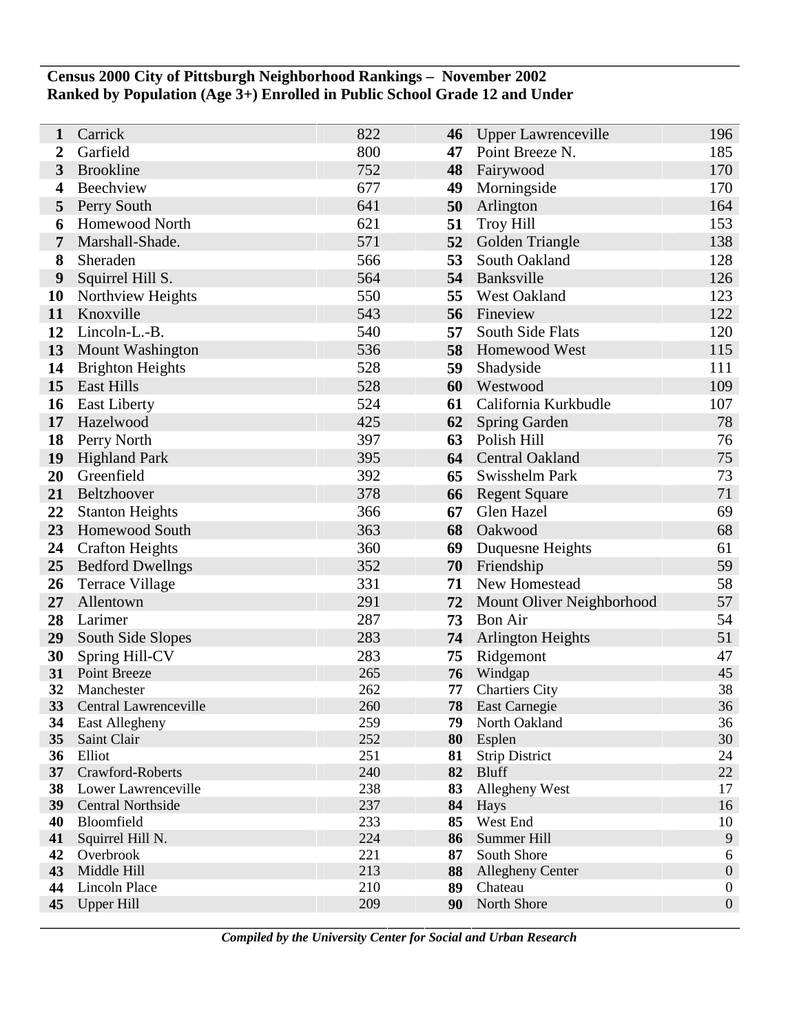**Census 2000 City of Pittsburgh Neighborhood Rankings – November 2002**
**Ranked by Population (Age 3+) Enrolled in Public School Grade 12 and Under**

| Rank | Neighborhood | Count | Rank | Neighborhood | Count |
|---|---|---|---|---|---|
| **1** | Carrick | 822 | **46** | Upper Lawrenceville | 196 |
| **2** | Garfield | 800 | **47** | Point Breeze N. | 185 |
| **3** | Brookline | 752 | **48** | Fairywood | 170 |
| **4** | Beechview | 677 | **49** | Morningside | 170 |
| **5** | Perry South | 641 | **50** | Arlington | 164 |
| **6** | Homewood North | 621 | **51** | Troy Hill | 153 |
| **7** | Marshall-Shade. | 571 | **52** | Golden Triangle | 138 |
| **8** | Sheraden | 566 | **53** | South Oakland | 128 |
| **9** | Squirrel Hill S. | 564 | **54** | Banksville | 126 |
| **10** | Northview Heights | 550 | **55** | West Oakland | 123 |
| **11** | Knoxville | 543 | **56** | Fineview | 122 |
| **12** | Lincoln-L.-B. | 540 | **57** | South Side Flats | 120 |
| **13** | Mount Washington | 536 | **58** | Homewood West | 115 |
| **14** | Brighton Heights | 528 | **59** | Shadyside | 111 |
| **15** | East Hills | 528 | **60** | Westwood | 109 |
| **16** | East Liberty | 524 | **61** | California Kurkbudle | 107 |
| **17** | Hazelwood | 425 | **62** | Spring Garden | 78 |
| **18** | Perry North | 397 | **63** | Polish Hill | 76 |
| **19** | Highland Park | 395 | **64** | Central Oakland | 75 |
| **20** | Greenfield | 392 | **65** | Swisshelm Park | 73 |
| **21** | Beltzhoover | 378 | **66** | Regent Square | 71 |
| **22** | Stanton Heights | 366 | **67** | Glen Hazel | 69 |
| **23** | Homewood South | 363 | **68** | Oakwood | 68 |
| **24** | Crafton Heights | 360 | **69** | Duquesne Heights | 61 |
| **25** | Bedford Dwellngs | 352 | **70** | Friendship | 59 |
| **26** | Terrace Village | 331 | **71** | New Homestead | 58 |
| **27** | Allentown | 291 | **72** | Mount Oliver Neighborhood | 57 |
| **28** | Larimer | 287 | **73** | Bon Air | 54 |
| **29** | South Side Slopes | 283 | **74** | Arlington Heights | 51 |
| **30** | Spring Hill-CV | 283 | **75** | Ridgemont | 47 |
| **31** | Point Breeze | 265 | **76** | Windgap | 45 |
| **32** | Manchester | 262 | **77** | Chartiers City | 38 |
| **33** | Central Lawrenceville | 260 | **78** | East Carnegie | 36 |
| **34** | East Allegheny | 259 | **79** | North Oakland | 36 |
| **35** | Saint Clair | 252 | **80** | Esplen | 30 |
| **36** | Elliot | 251 | **81** | Strip District | 24 |
| **37** | Crawford-Roberts | 240 | **82** | Bluff | 22 |
| **38** | Lower Lawrenceville | 238 | **83** | Allegheny West | 17 |
| **39** | Central Northside | 237 | **84** | Hays | 16 |
| **40** | Bloomfield | 233 | **85** | West End | 10 |
| **41** | Squirrel Hill N. | 224 | **86** | Summer Hill | 9 |
| **42** | Overbrook | 221 | **87** | South Shore | 6 |
| **43** | Middle Hill | 213 | **88** | Allegheny Center | 0 |
| **44** | Lincoln Place | 210 | **89** | Chateau | 0 |
| **45** | Upper Hill | 209 | **90** | North Shore | 0 |

***Compiled by the University Center for Social and Urban Research***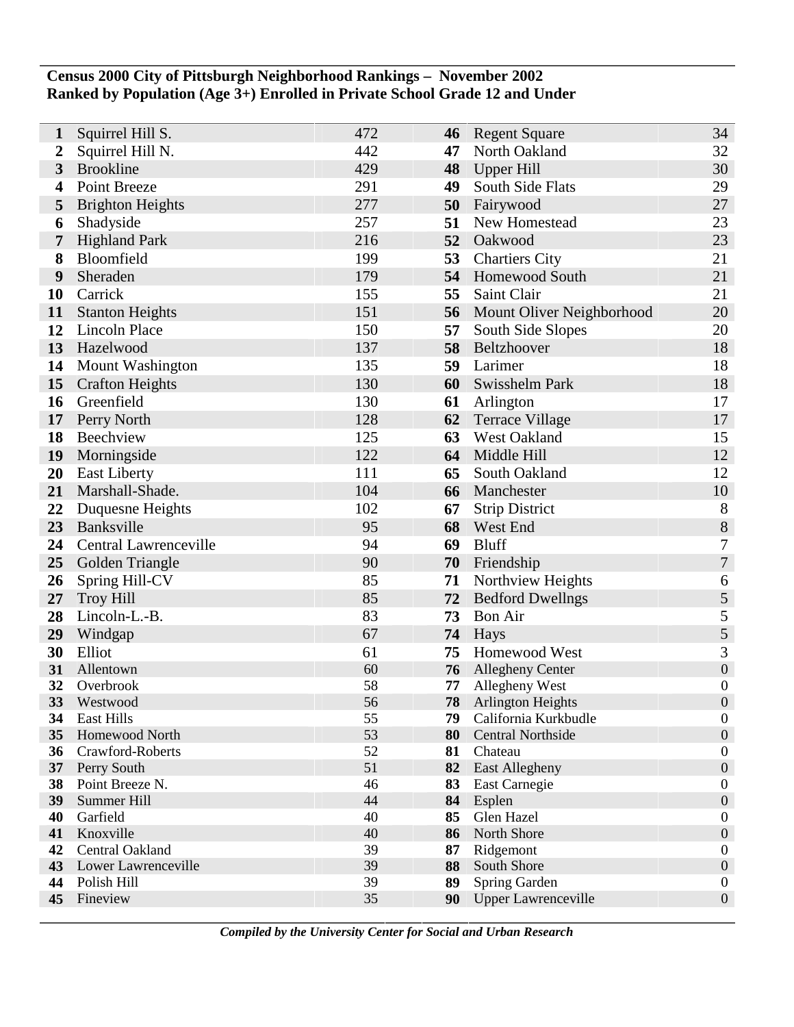**Census 2000 City of Pittsburgh Neighborhood Rankings – November 2002**
**Ranked by Population (Age 3+) Enrolled in Private School Grade 12 and Under**

| Rank | Neighborhood | Population | Rank | Neighborhood | Population |
|---|---|---|---|---|---|
| **1** | Squirrel Hill S. | 472 | **46** | Regent Square | 34 |
| **2** | Squirrel Hill N. | 442 | **47** | North Oakland | 32 |
| **3** | Brookline | 429 | **48** | Upper Hill | 30 |
| **4** | Point Breeze | 291 | **49** | South Side Flats | 29 |
| **5** | Brighton Heights | 277 | **50** | Fairywood | 27 |
| **6** | Shadyside | 257 | **51** | New Homestead | 23 |
| **7** | Highland Park | 216 | **52** | Oakwood | 23 |
| **8** | Bloomfield | 199 | **53** | Chartiers City | 21 |
| **9** | Sheraden | 179 | **54** | Homewood South | 21 |
| **10** | Carrick | 155 | **55** | Saint Clair | 21 |
| **11** | Stanton Heights | 151 | **56** | Mount Oliver Neighborhood | 20 |
| **12** | Lincoln Place | 150 | **57** | South Side Slopes | 20 |
| **13** | Hazelwood | 137 | **58** | Beltzhoover | 18 |
| **14** | Mount Washington | 135 | **59** | Larimer | 18 |
| **15** | Crafton Heights | 130 | **60** | Swisshelm Park | 18 |
| **16** | Greenfield | 130 | **61** | Arlington | 17 |
| **17** | Perry North | 128 | **62** | Terrace Village | 17 |
| **18** | Beechview | 125 | **63** | West Oakland | 15 |
| **19** | Morningside | 122 | **64** | Middle Hill | 12 |
| **20** | East Liberty | 111 | **65** | South Oakland | 12 |
| **21** | Marshall-Shade. | 104 | **66** | Manchester | 10 |
| **22** | Duquesne Heights | 102 | **67** | Strip District | 8 |
| **23** | Banksville | 95 | **68** | West End | 8 |
| **24** | Central Lawrenceville | 94 | **69** | Bluff | 7 |
| **25** | Golden Triangle | 90 | **70** | Friendship | 7 |
| **26** | Spring Hill-CV | 85 | **71** | Northview Heights | 6 |
| **27** | Troy Hill | 85 | **72** | Bedford Dwellngs | 5 |
| **28** | Lincoln-L.-B. | 83 | **73** | Bon Air | 5 |
| **29** | Windgap | 67 | **74** | Hays | 5 |
| **30** | Elliot | 61 | **75** | Homewood West | 3 |
| **31** | Allentown | 60 | **76** | Allegheny Center | 0 |
| **32** | Overbrook | 58 | **77** | Allegheny West | 0 |
| **33** | Westwood | 56 | **78** | Arlington Heights | 0 |
| **34** | East Hills | 55 | **79** | California Kurkbudle | 0 |
| **35** | Homewood North | 53 | **80** | Central Northside | 0 |
| **36** | Crawford-Roberts | 52 | **81** | Chateau | 0 |
| **37** | Perry South | 51 | **82** | East Allegheny | 0 |
| **38** | Point Breeze N. | 46 | **83** | East Carnegie | 0 |
| **39** | Summer Hill | 44 | **84** | Esplen | 0 |
| **40** | Garfield | 40 | **85** | Glen Hazel | 0 |
| **41** | Knoxville | 40 | **86** | North Shore | 0 |
| **42** | Central Oakland | 39 | **87** | Ridgemont | 0 |
| **43** | Lower Lawrenceville | 39 | **88** | South Shore | 0 |
| **44** | Polish Hill | 39 | **89** | Spring Garden | 0 |
| **45** | Fineview | 35 | **90** | Upper Lawrenceville | 0 |

***Compiled by the University Center for Social and Urban Research***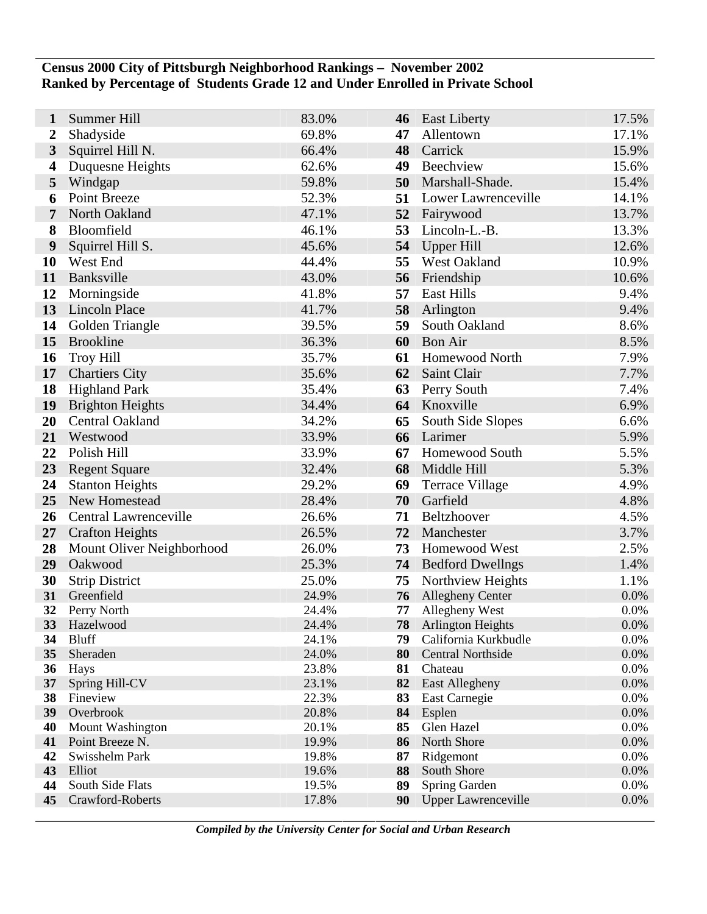**Census 2000 City of Pittsburgh Neighborhood Rankings – November 2002**
**Ranked by Percentage of Students Grade 12 and Under Enrolled in Private School**

| Rank | Neighborhood | Percent | Rank | Neighborhood | Percent |
|---|---|---|---|---|---|
| 1 | Summer Hill | 83.0% | 46 | East Liberty | 17.5% |
| 2 | Shadyside | 69.8% | 47 | Allentown | 17.1% |
| 3 | Squirrel Hill N. | 66.4% | 48 | Carrick | 15.9% |
| 4 | Duquesne Heights | 62.6% | 49 | Beechview | 15.6% |
| 5 | Windgap | 59.8% | 50 | Marshall-Shade. | 15.4% |
| 6 | Point Breeze | 52.3% | 51 | Lower Lawrenceville | 14.1% |
| 7 | North Oakland | 47.1% | 52 | Fairywood | 13.7% |
| 8 | Bloomfield | 46.1% | 53 | Lincoln-L.-B. | 13.3% |
| 9 | Squirrel Hill S. | 45.6% | 54 | Upper Hill | 12.6% |
| 10 | West End | 44.4% | 55 | West Oakland | 10.9% |
| 11 | Banksville | 43.0% | 56 | Friendship | 10.6% |
| 12 | Morningside | 41.8% | 57 | East Hills | 9.4% |
| 13 | Lincoln Place | 41.7% | 58 | Arlington | 9.4% |
| 14 | Golden Triangle | 39.5% | 59 | South Oakland | 8.6% |
| 15 | Brookline | 36.3% | 60 | Bon Air | 8.5% |
| 16 | Troy Hill | 35.7% | 61 | Homewood North | 7.9% |
| 17 | Chartiers City | 35.6% | 62 | Saint Clair | 7.7% |
| 18 | Highland Park | 35.4% | 63 | Perry South | 7.4% |
| 19 | Brighton Heights | 34.4% | 64 | Knoxville | 6.9% |
| 20 | Central Oakland | 34.2% | 65 | South Side Slopes | 6.6% |
| 21 | Westwood | 33.9% | 66 | Larimer | 5.9% |
| 22 | Polish Hill | 33.9% | 67 | Homewood South | 5.5% |
| 23 | Regent Square | 32.4% | 68 | Middle Hill | 5.3% |
| 24 | Stanton Heights | 29.2% | 69 | Terrace Village | 4.9% |
| 25 | New Homestead | 28.4% | 70 | Garfield | 4.8% |
| 26 | Central Lawrenceville | 26.6% | 71 | Beltzhoover | 4.5% |
| 27 | Crafton Heights | 26.5% | 72 | Manchester | 3.7% |
| 28 | Mount Oliver Neighborhood | 26.0% | 73 | Homewood West | 2.5% |
| 29 | Oakwood | 25.3% | 74 | Bedford Dwellngs | 1.4% |
| 30 | Strip District | 25.0% | 75 | Northview Heights | 1.1% |
| 31 | Greenfield | 24.9% | 76 | Allegheny Center | 0.0% |
| 32 | Perry North | 24.4% | 77 | Allegheny West | 0.0% |
| 33 | Hazelwood | 24.4% | 78 | Arlington Heights | 0.0% |
| 34 | Bluff | 24.1% | 79 | California Kurkbudle | 0.0% |
| 35 | Sheraden | 24.0% | 80 | Central Northside | 0.0% |
| 36 | Hays | 23.8% | 81 | Chateau | 0.0% |
| 37 | Spring Hill-CV | 23.1% | 82 | East Allegheny | 0.0% |
| 38 | Fineview | 22.3% | 83 | East Carnegie | 0.0% |
| 39 | Overbrook | 20.8% | 84 | Esplen | 0.0% |
| 40 | Mount Washington | 20.1% | 85 | Glen Hazel | 0.0% |
| 41 | Point Breeze N. | 19.9% | 86 | North Shore | 0.0% |
| 42 | Swisshelm Park | 19.8% | 87 | Ridgemont | 0.0% |
| 43 | Elliot | 19.6% | 88 | South Shore | 0.0% |
| 44 | South Side Flats | 19.5% | 89 | Spring Garden | 0.0% |
| 45 | Crawford-Roberts | 17.8% | 90 | Upper Lawrenceville | 0.0% |

***Compiled by the University Center for Social and Urban Research***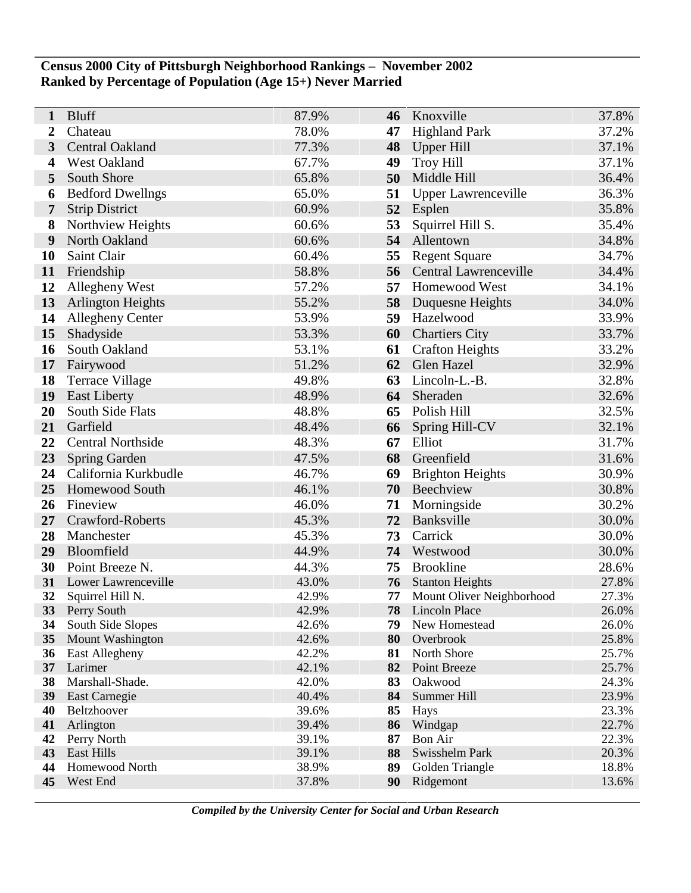**Census 2000 City of Pittsburgh Neighborhood Rankings – November 2002**
**Ranked by Percentage of Population (Age 15+) Never Married**

| Rank | Neighborhood | % | Rank | Neighborhood | % |
|---|---|---|---|---|---|
| **1** | Bluff | 87.9% | **46** | Knoxville | 37.8% |
| **2** | Chateau | 78.0% | **47** | Highland Park | 37.2% |
| **3** | Central Oakland | 77.3% | **48** | Upper Hill | 37.1% |
| **4** | West Oakland | 67.7% | **49** | Troy Hill | 37.1% |
| **5** | South Shore | 65.8% | **50** | Middle Hill | 36.4% |
| **6** | Bedford Dwellngs | 65.0% | **51** | Upper Lawrenceville | 36.3% |
| **7** | Strip District | 60.9% | **52** | Esplen | 35.8% |
| **8** | Northview Heights | 60.6% | **53** | Squirrel Hill S. | 35.4% |
| **9** | North Oakland | 60.6% | **54** | Allentown | 34.8% |
| **10** | Saint Clair | 60.4% | **55** | Regent Square | 34.7% |
| **11** | Friendship | 58.8% | **56** | Central Lawrenceville | 34.4% |
| **12** | Allegheny West | 57.2% | **57** | Homewood West | 34.1% |
| **13** | Arlington Heights | 55.2% | **58** | Duquesne Heights | 34.0% |
| **14** | Allegheny Center | 53.9% | **59** | Hazelwood | 33.9% |
| **15** | Shadyside | 53.3% | **60** | Chartiers City | 33.7% |
| **16** | South Oakland | 53.1% | **61** | Crafton Heights | 33.2% |
| **17** | Fairywood | 51.2% | **62** | Glen Hazel | 32.9% |
| **18** | Terrace Village | 49.8% | **63** | Lincoln-L.-B. | 32.8% |
| **19** | East Liberty | 48.9% | **64** | Sheraden | 32.6% |
| **20** | South Side Flats | 48.8% | **65** | Polish Hill | 32.5% |
| **21** | Garfield | 48.4% | **66** | Spring Hill-CV | 32.1% |
| **22** | Central Northside | 48.3% | **67** | Elliot | 31.7% |
| **23** | Spring Garden | 47.5% | **68** | Greenfield | 31.6% |
| **24** | California Kurkbudle | 46.7% | **69** | Brighton Heights | 30.9% |
| **25** | Homewood South | 46.1% | **70** | Beechview | 30.8% |
| **26** | Fineview | 46.0% | **71** | Morningside | 30.2% |
| **27** | Crawford-Roberts | 45.3% | **72** | Banksville | 30.0% |
| **28** | Manchester | 45.3% | **73** | Carrick | 30.0% |
| **29** | Bloomfield | 44.9% | **74** | Westwood | 30.0% |
| **30** | Point Breeze N. | 44.3% | **75** | Brookline | 28.6% |
| **31** | Lower Lawrenceville | 43.0% | **76** | Stanton Heights | 27.8% |
| **32** | Squirrel Hill N. | 42.9% | **77** | Mount Oliver Neighborhood | 27.3% |
| **33** | Perry South | 42.9% | **78** | Lincoln Place | 26.0% |
| **34** | South Side Slopes | 42.6% | **79** | New Homestead | 26.0% |
| **35** | Mount Washington | 42.6% | **80** | Overbrook | 25.8% |
| **36** | East Allegheny | 42.2% | **81** | North Shore | 25.7% |
| **37** | Larimer | 42.1% | **82** | Point Breeze | 25.7% |
| **38** | Marshall-Shade. | 42.0% | **83** | Oakwood | 24.3% |
| **39** | East Carnegie | 40.4% | **84** | Summer Hill | 23.9% |
| **40** | Beltzhoover | 39.6% | **85** | Hays | 23.3% |
| **41** | Arlington | 39.4% | **86** | Windgap | 22.7% |
| **42** | Perry North | 39.1% | **87** | Bon Air | 22.3% |
| **43** | East Hills | 39.1% | **88** | Swisshelm Park | 20.3% |
| **44** | Homewood North | 38.9% | **89** | Golden Triangle | 18.8% |
| **45** | West End | 37.8% | **90** | Ridgemont | 13.6% |

***Compiled by the University Center for Social and Urban Research***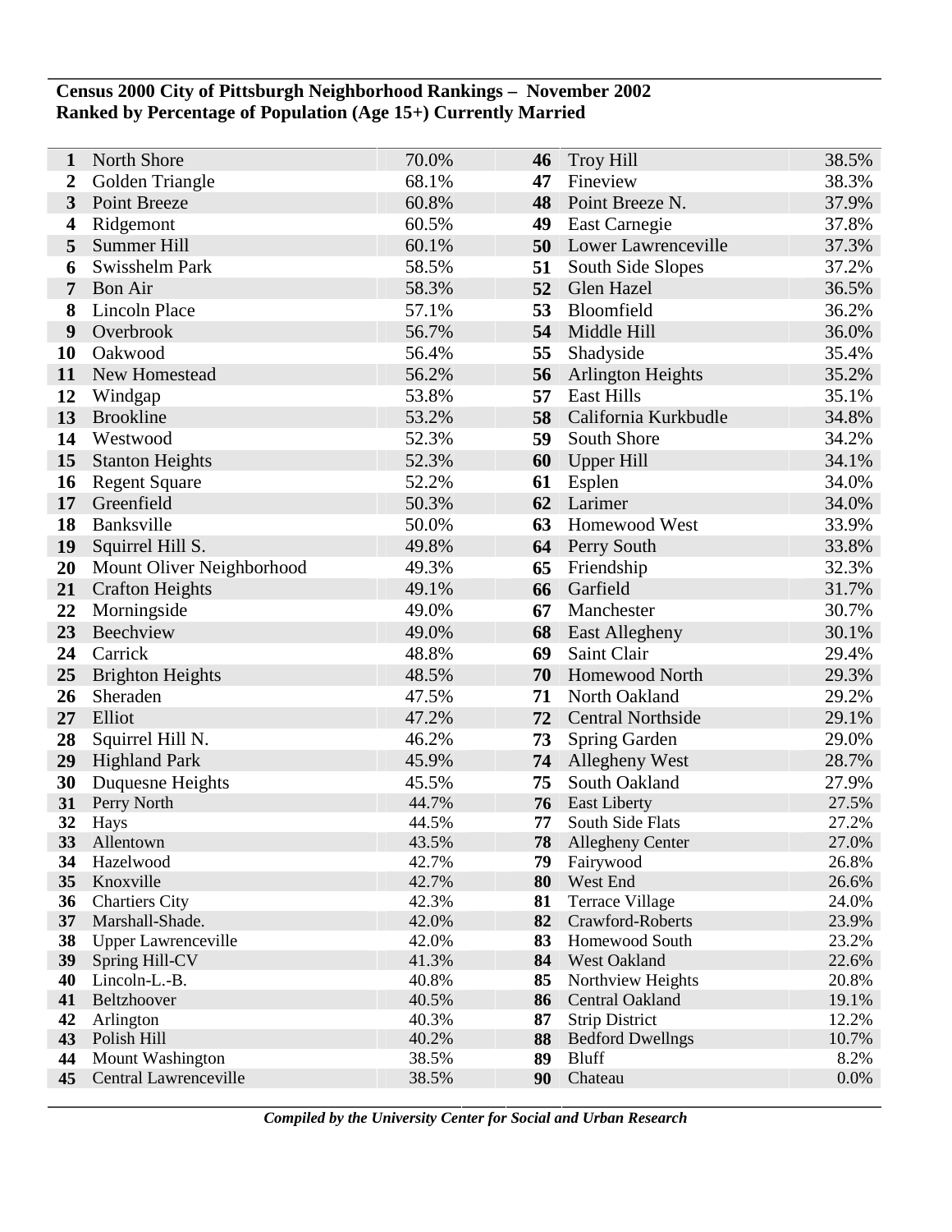**Census 2000 City of Pittsburgh Neighborhood Rankings – November 2002**
**Ranked by Percentage of Population (Age 15+) Currently Married**

| Rank | Neighborhood | Percent | Rank | Neighborhood | Percent |
|---|---|---|---|---|---|
| **1** | North Shore | 70.0% | **46** | Troy Hill | 38.5% |
| **2** | Golden Triangle | 68.1% | **47** | Fineview | 38.3% |
| **3** | Point Breeze | 60.8% | **48** | Point Breeze N. | 37.9% |
| **4** | Ridgemont | 60.5% | **49** | East Carnegie | 37.8% |
| **5** | Summer Hill | 60.1% | **50** | Lower Lawrenceville | 37.3% |
| **6** | Swisshelm Park | 58.5% | **51** | South Side Slopes | 37.2% |
| **7** | Bon Air | 58.3% | **52** | Glen Hazel | 36.5% |
| **8** | Lincoln Place | 57.1% | **53** | Bloomfield | 36.2% |
| **9** | Overbrook | 56.7% | **54** | Middle Hill | 36.0% |
| **10** | Oakwood | 56.4% | **55** | Shadyside | 35.4% |
| **11** | New Homestead | 56.2% | **56** | Arlington Heights | 35.2% |
| **12** | Windgap | 53.8% | **57** | East Hills | 35.1% |
| **13** | Brookline | 53.2% | **58** | California Kurkbudle | 34.8% |
| **14** | Westwood | 52.3% | **59** | South Shore | 34.2% |
| **15** | Stanton Heights | 52.3% | **60** | Upper Hill | 34.1% |
| **16** | Regent Square | 52.2% | **61** | Esplen | 34.0% |
| **17** | Greenfield | 50.3% | **62** | Larimer | 34.0% |
| **18** | Banksville | 50.0% | **63** | Homewood West | 33.9% |
| **19** | Squirrel Hill S. | 49.8% | **64** | Perry South | 33.8% |
| **20** | Mount Oliver Neighborhood | 49.3% | **65** | Friendship | 32.3% |
| **21** | Crafton Heights | 49.1% | **66** | Garfield | 31.7% |
| **22** | Morningside | 49.0% | **67** | Manchester | 30.7% |
| **23** | Beechview | 49.0% | **68** | East Allegheny | 30.1% |
| **24** | Carrick | 48.8% | **69** | Saint Clair | 29.4% |
| **25** | Brighton Heights | 48.5% | **70** | Homewood North | 29.3% |
| **26** | Sheraden | 47.5% | **71** | North Oakland | 29.2% |
| **27** | Elliot | 47.2% | **72** | Central Northside | 29.1% |
| **28** | Squirrel Hill N. | 46.2% | **73** | Spring Garden | 29.0% |
| **29** | Highland Park | 45.9% | **74** | Allegheny West | 28.7% |
| **30** | Duquesne Heights | 45.5% | **75** | South Oakland | 27.9% |
| **31** | Perry North | 44.7% | **76** | East Liberty | 27.5% |
| **32** | Hays | 44.5% | **77** | South Side Flats | 27.2% |
| **33** | Allentown | 43.5% | **78** | Allegheny Center | 27.0% |
| **34** | Hazelwood | 42.7% | **79** | Fairywood | 26.8% |
| **35** | Knoxville | 42.7% | **80** | West End | 26.6% |
| **36** | Chartiers City | 42.3% | **81** | Terrace Village | 24.0% |
| **37** | Marshall-Shade. | 42.0% | **82** | Crawford-Roberts | 23.9% |
| **38** | Upper Lawrenceville | 42.0% | **83** | Homewood South | 23.2% |
| **39** | Spring Hill-CV | 41.3% | **84** | West Oakland | 22.6% |
| **40** | Lincoln-L.-B. | 40.8% | **85** | Northview Heights | 20.8% |
| **41** | Beltzhoover | 40.5% | **86** | Central Oakland | 19.1% |
| **42** | Arlington | 40.3% | **87** | Strip District | 12.2% |
| **43** | Polish Hill | 40.2% | **88** | Bedford Dwellngs | 10.7% |
| **44** | Mount Washington | 38.5% | **89** | Bluff | 8.2% |
| **45** | Central Lawrenceville | 38.5% | **90** | Chateau | 0.0% |

***Compiled by the University Center for Social and Urban Research***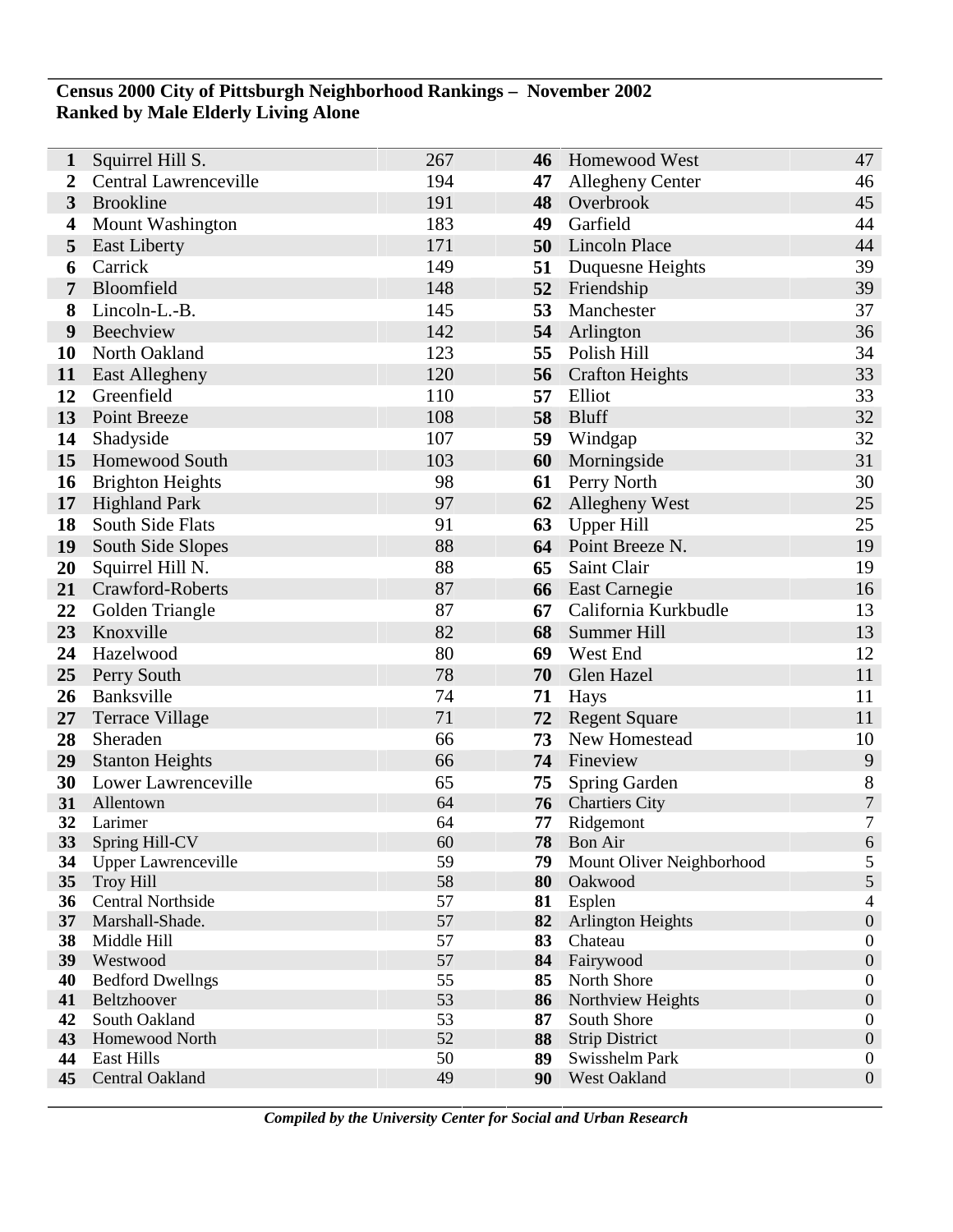**Census 2000 City of Pittsburgh Neighborhood Rankings – November 2002**
**Ranked by Male Elderly Living Alone**

| Rank | Neighborhood | Count | Rank | Neighborhood | Count |
|---|---|---|---|---|---|
| **1** | Squirrel Hill S. | 267 | **46** | Homewood West | 47 |
| **2** | Central Lawrenceville | 194 | **47** | Allegheny Center | 46 |
| **3** | Brookline | 191 | **48** | Overbrook | 45 |
| **4** | Mount Washington | 183 | **49** | Garfield | 44 |
| **5** | East Liberty | 171 | **50** | Lincoln Place | 44 |
| **6** | Carrick | 149 | **51** | Duquesne Heights | 39 |
| **7** | Bloomfield | 148 | **52** | Friendship | 39 |
| **8** | Lincoln-L.-B. | 145 | **53** | Manchester | 37 |
| **9** | Beechview | 142 | **54** | Arlington | 36 |
| **10** | North Oakland | 123 | **55** | Polish Hill | 34 |
| **11** | East Allegheny | 120 | **56** | Crafton Heights | 33 |
| **12** | Greenfield | 110 | **57** | Elliot | 33 |
| **13** | Point Breeze | 108 | **58** | Bluff | 32 |
| **14** | Shadyside | 107 | **59** | Windgap | 32 |
| **15** | Homewood South | 103 | **60** | Morningside | 31 |
| **16** | Brighton Heights | 98 | **61** | Perry North | 30 |
| **17** | Highland Park | 97 | **62** | Allegheny West | 25 |
| **18** | South Side Flats | 91 | **63** | Upper Hill | 25 |
| **19** | South Side Slopes | 88 | **64** | Point Breeze N. | 19 |
| **20** | Squirrel Hill N. | 88 | **65** | Saint Clair | 19 |
| **21** | Crawford-Roberts | 87 | **66** | East Carnegie | 16 |
| **22** | Golden Triangle | 87 | **67** | California Kurkbudle | 13 |
| **23** | Knoxville | 82 | **68** | Summer Hill | 13 |
| **24** | Hazelwood | 80 | **69** | West End | 12 |
| **25** | Perry South | 78 | **70** | Glen Hazel | 11 |
| **26** | Banksville | 74 | **71** | Hays | 11 |
| **27** | Terrace Village | 71 | **72** | Regent Square | 11 |
| **28** | Sheraden | 66 | **73** | New Homestead | 10 |
| **29** | Stanton Heights | 66 | **74** | Fineview | 9 |
| **30** | Lower Lawrenceville | 65 | **75** | Spring Garden | 8 |
| **31** | Allentown | 64 | **76** | Chartiers City | 7 |
| **32** | Larimer | 64 | **77** | Ridgemont | 7 |
| **33** | Spring Hill-CV | 60 | **78** | Bon Air | 6 |
| **34** | Upper Lawrenceville | 59 | **79** | Mount Oliver Neighborhood | 5 |
| **35** | Troy Hill | 58 | **80** | Oakwood | 5 |
| **36** | Central Northside | 57 | **81** | Esplen | 4 |
| **37** | Marshall-Shade. | 57 | **82** | Arlington Heights | 0 |
| **38** | Middle Hill | 57 | **83** | Chateau | 0 |
| **39** | Westwood | 57 | **84** | Fairywood | 0 |
| **40** | Bedford Dwellngs | 55 | **85** | North Shore | 0 |
| **41** | Beltzhoover | 53 | **86** | Northview Heights | 0 |
| **42** | South Oakland | 53 | **87** | South Shore | 0 |
| **43** | Homewood North | 52 | **88** | Strip District | 0 |
| **44** | East Hills | 50 | **89** | Swisshelm Park | 0 |
| **45** | Central Oakland | 49 | **90** | West Oakland | 0 |

***Compiled by the University Center for Social and Urban Research***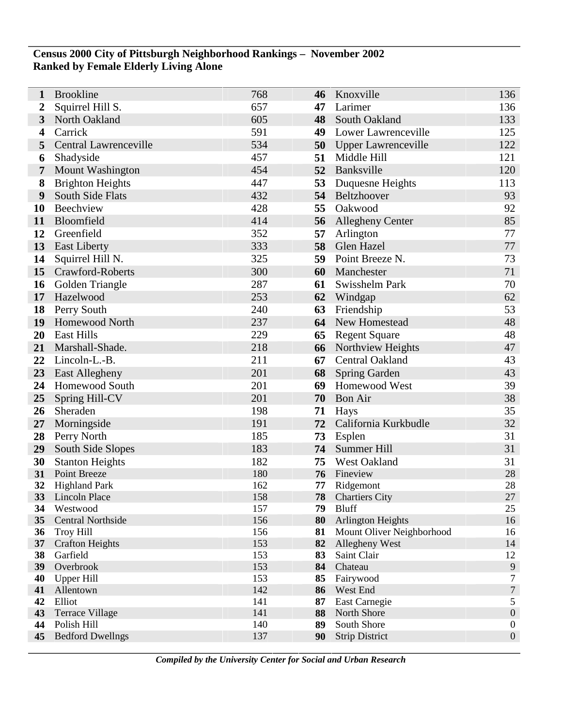**Census 2000 City of Pittsburgh Neighborhood Rankings – November 2002**
**Ranked by Female Elderly Living Alone**

| Rank | Neighborhood | Count | Rank | Neighborhood | Count |
|---|---|---|---|---|---|
| **1** | Brookline | 768 | **46** | Knoxville | 136 |
| **2** | Squirrel Hill S. | 657 | **47** | Larimer | 136 |
| **3** | North Oakland | 605 | **48** | South Oakland | 133 |
| **4** | Carrick | 591 | **49** | Lower Lawrenceville | 125 |
| **5** | Central Lawrenceville | 534 | **50** | Upper Lawrenceville | 122 |
| **6** | Shadyside | 457 | **51** | Middle Hill | 121 |
| **7** | Mount Washington | 454 | **52** | Banksville | 120 |
| **8** | Brighton Heights | 447 | **53** | Duquesne Heights | 113 |
| **9** | South Side Flats | 432 | **54** | Beltzhoover | 93 |
| **10** | Beechview | 428 | **55** | Oakwood | 92 |
| **11** | Bloomfield | 414 | **56** | Allegheny Center | 85 |
| **12** | Greenfield | 352 | **57** | Arlington | 77 |
| **13** | East Liberty | 333 | **58** | Glen Hazel | 77 |
| **14** | Squirrel Hill N. | 325 | **59** | Point Breeze N. | 73 |
| **15** | Crawford-Roberts | 300 | **60** | Manchester | 71 |
| **16** | Golden Triangle | 287 | **61** | Swisshelm Park | 70 |
| **17** | Hazelwood | 253 | **62** | Windgap | 62 |
| **18** | Perry South | 240 | **63** | Friendship | 53 |
| **19** | Homewood North | 237 | **64** | New Homestead | 48 |
| **20** | East Hills | 229 | **65** | Regent Square | 48 |
| **21** | Marshall-Shade. | 218 | **66** | Northview Heights | 47 |
| **22** | Lincoln-L.-B. | 211 | **67** | Central Oakland | 43 |
| **23** | East Allegheny | 201 | **68** | Spring Garden | 43 |
| **24** | Homewood South | 201 | **69** | Homewood West | 39 |
| **25** | Spring Hill-CV | 201 | **70** | Bon Air | 38 |
| **26** | Sheraden | 198 | **71** | Hays | 35 |
| **27** | Morningside | 191 | **72** | California Kurkbudle | 32 |
| **28** | Perry North | 185 | **73** | Esplen | 31 |
| **29** | South Side Slopes | 183 | **74** | Summer Hill | 31 |
| **30** | Stanton Heights | 182 | **75** | West Oakland | 31 |
| **31** | Point Breeze | 180 | **76** | Fineview | 28 |
| **32** | Highland Park | 162 | **77** | Ridgemont | 28 |
| **33** | Lincoln Place | 158 | **78** | Chartiers City | 27 |
| **34** | Westwood | 157 | **79** | Bluff | 25 |
| **35** | Central Northside | 156 | **80** | Arlington Heights | 16 |
| **36** | Troy Hill | 156 | **81** | Mount Oliver Neighborhood | 16 |
| **37** | Crafton Heights | 153 | **82** | Allegheny West | 14 |
| **38** | Garfield | 153 | **83** | Saint Clair | 12 |
| **39** | Overbrook | 153 | **84** | Chateau | 9 |
| **40** | Upper Hill | 153 | **85** | Fairywood | 7 |
| **41** | Allentown | 142 | **86** | West End | 7 |
| **42** | Elliot | 141 | **87** | East Carnegie | 5 |
| **43** | Terrace Village | 141 | **88** | North Shore | 0 |
| **44** | Polish Hill | 140 | **89** | South Shore | 0 |
| **45** | Bedford Dwellngs | 137 | **90** | Strip District | 0 |

***Compiled by the University Center for Social and Urban Research***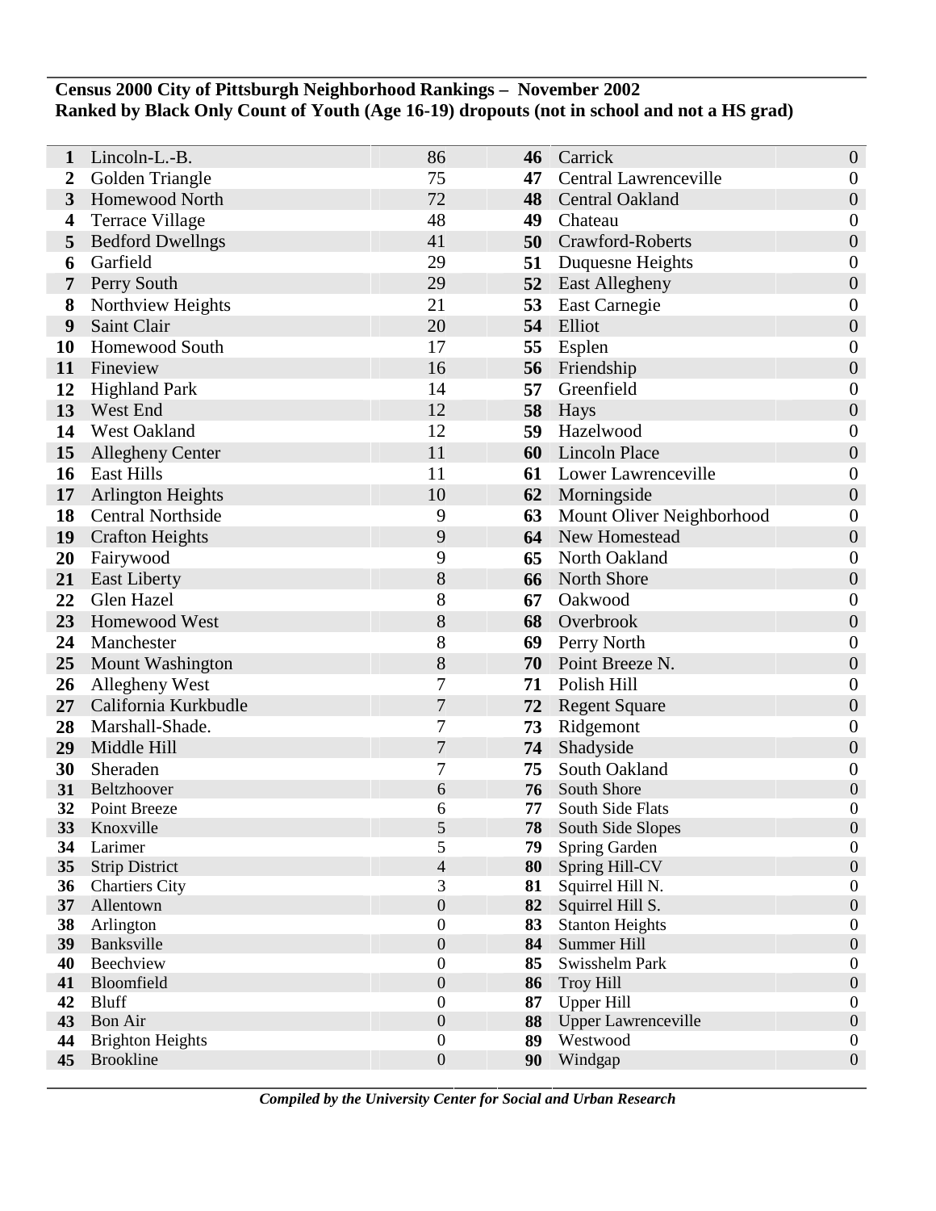**Census 2000 City of Pittsburgh Neighborhood Rankings – November 2002**
**Ranked by Black Only Count of Youth (Age 16-19) dropouts (not in school and not a HS grad)**

| Rank | Neighborhood | Count | Rank | Neighborhood | Count |
|---|---|---|---|---|---|
| 1 | Lincoln-L.-B. | 86 | 46 | Carrick | 0 |
| 2 | Golden Triangle | 75 | 47 | Central Lawrenceville | 0 |
| 3 | Homewood North | 72 | 48 | Central Oakland | 0 |
| 4 | Terrace Village | 48 | 49 | Chateau | 0 |
| 5 | Bedford Dwellngs | 41 | 50 | Crawford-Roberts | 0 |
| 6 | Garfield | 29 | 51 | Duquesne Heights | 0 |
| 7 | Perry South | 29 | 52 | East Allegheny | 0 |
| 8 | Northview Heights | 21 | 53 | East Carnegie | 0 |
| 9 | Saint Clair | 20 | 54 | Elliot | 0 |
| 10 | Homewood South | 17 | 55 | Esplen | 0 |
| 11 | Fineview | 16 | 56 | Friendship | 0 |
| 12 | Highland Park | 14 | 57 | Greenfield | 0 |
| 13 | West End | 12 | 58 | Hays | 0 |
| 14 | West Oakland | 12 | 59 | Hazelwood | 0 |
| 15 | Allegheny Center | 11 | 60 | Lincoln Place | 0 |
| 16 | East Hills | 11 | 61 | Lower Lawrenceville | 0 |
| 17 | Arlington Heights | 10 | 62 | Morningside | 0 |
| 18 | Central Northside | 9 | 63 | Mount Oliver Neighborhood | 0 |
| 19 | Crafton Heights | 9 | 64 | New Homestead | 0 |
| 20 | Fairywood | 9 | 65 | North Oakland | 0 |
| 21 | East Liberty | 8 | 66 | North Shore | 0 |
| 22 | Glen Hazel | 8 | 67 | Oakwood | 0 |
| 23 | Homewood West | 8 | 68 | Overbrook | 0 |
| 24 | Manchester | 8 | 69 | Perry North | 0 |
| 25 | Mount Washington | 8 | 70 | Point Breeze N. | 0 |
| 26 | Allegheny West | 7 | 71 | Polish Hill | 0 |
| 27 | California Kurkbudle | 7 | 72 | Regent Square | 0 |
| 28 | Marshall-Shade. | 7 | 73 | Ridgemont | 0 |
| 29 | Middle Hill | 7 | 74 | Shadyside | 0 |
| 30 | Sheraden | 7 | 75 | South Oakland | 0 |
| 31 | Beltzhoover | 6 | 76 | South Shore | 0 |
| 32 | Point Breeze | 6 | 77 | South Side Flats | 0 |
| 33 | Knoxville | 5 | 78 | South Side Slopes | 0 |
| 34 | Larimer | 5 | 79 | Spring Garden | 0 |
| 35 | Strip District | 4 | 80 | Spring Hill-CV | 0 |
| 36 | Chartiers City | 3 | 81 | Squirrel Hill N. | 0 |
| 37 | Allentown | 0 | 82 | Squirrel Hill S. | 0 |
| 38 | Arlington | 0 | 83 | Stanton Heights | 0 |
| 39 | Banksville | 0 | 84 | Summer Hill | 0 |
| 40 | Beechview | 0 | 85 | Swisshelm Park | 0 |
| 41 | Bloomfield | 0 | 86 | Troy Hill | 0 |
| 42 | Bluff | 0 | 87 | Upper Hill | 0 |
| 43 | Bon Air | 0 | 88 | Upper Lawrenceville | 0 |
| 44 | Brighton Heights | 0 | 89 | Westwood | 0 |
| 45 | Brookline | 0 | 90 | Windgap | 0 |

*Compiled by the University Center for Social and Urban Research*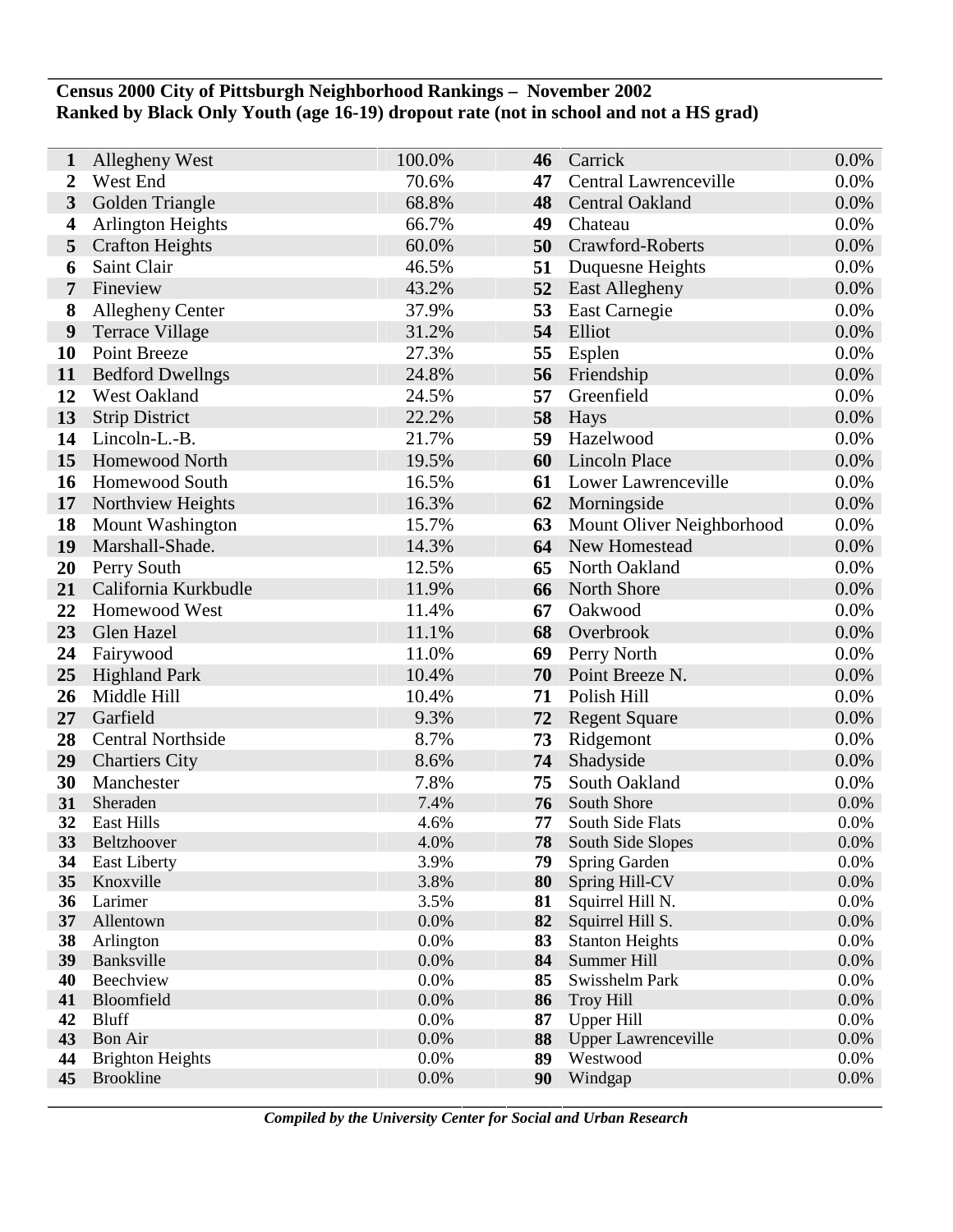**Census 2000 City of Pittsburgh Neighborhood Rankings – November 2002**
**Ranked by Black Only Youth (age 16-19) dropout rate (not in school and not a HS grad)**

| Rank | Neighborhood | Rate | Rank | Neighborhood | Rate |
|---|---|---|---|---|---|
| 1 | Allegheny West | 100.0% | 46 | Carrick | 0.0% |
| 2 | West End | 70.6% | 47 | Central Lawrenceville | 0.0% |
| 3 | Golden Triangle | 68.8% | 48 | Central Oakland | 0.0% |
| 4 | Arlington Heights | 66.7% | 49 | Chateau | 0.0% |
| 5 | Crafton Heights | 60.0% | 50 | Crawford-Roberts | 0.0% |
| 6 | Saint Clair | 46.5% | 51 | Duquesne Heights | 0.0% |
| 7 | Fineview | 43.2% | 52 | East Allegheny | 0.0% |
| 8 | Allegheny Center | 37.9% | 53 | East Carnegie | 0.0% |
| 9 | Terrace Village | 31.2% | 54 | Elliot | 0.0% |
| 10 | Point Breeze | 27.3% | 55 | Esplen | 0.0% |
| 11 | Bedford Dwellngs | 24.8% | 56 | Friendship | 0.0% |
| 12 | West Oakland | 24.5% | 57 | Greenfield | 0.0% |
| 13 | Strip District | 22.2% | 58 | Hays | 0.0% |
| 14 | Lincoln-L.-B. | 21.7% | 59 | Hazelwood | 0.0% |
| 15 | Homewood North | 19.5% | 60 | Lincoln Place | 0.0% |
| 16 | Homewood South | 16.5% | 61 | Lower Lawrenceville | 0.0% |
| 17 | Northview Heights | 16.3% | 62 | Morningside | 0.0% |
| 18 | Mount Washington | 15.7% | 63 | Mount Oliver Neighborhood | 0.0% |
| 19 | Marshall-Shade. | 14.3% | 64 | New Homestead | 0.0% |
| 20 | Perry South | 12.5% | 65 | North Oakland | 0.0% |
| 21 | California Kurkbudle | 11.9% | 66 | North Shore | 0.0% |
| 22 | Homewood West | 11.4% | 67 | Oakwood | 0.0% |
| 23 | Glen Hazel | 11.1% | 68 | Overbrook | 0.0% |
| 24 | Fairywood | 11.0% | 69 | Perry North | 0.0% |
| 25 | Highland Park | 10.4% | 70 | Point Breeze N. | 0.0% |
| 26 | Middle Hill | 10.4% | 71 | Polish Hill | 0.0% |
| 27 | Garfield | 9.3% | 72 | Regent Square | 0.0% |
| 28 | Central Northside | 8.7% | 73 | Ridgemont | 0.0% |
| 29 | Chartiers City | 8.6% | 74 | Shadyside | 0.0% |
| 30 | Manchester | 7.8% | 75 | South Oakland | 0.0% |
| 31 | Sheraden | 7.4% | 76 | South Shore | 0.0% |
| 32 | East Hills | 4.6% | 77 | South Side Flats | 0.0% |
| 33 | Beltzhoover | 4.0% | 78 | South Side Slopes | 0.0% |
| 34 | East Liberty | 3.9% | 79 | Spring Garden | 0.0% |
| 35 | Knoxville | 3.8% | 80 | Spring Hill-CV | 0.0% |
| 36 | Larimer | 3.5% | 81 | Squirrel Hill N. | 0.0% |
| 37 | Allentown | 0.0% | 82 | Squirrel Hill S. | 0.0% |
| 38 | Arlington | 0.0% | 83 | Stanton Heights | 0.0% |
| 39 | Banksville | 0.0% | 84 | Summer Hill | 0.0% |
| 40 | Beechview | 0.0% | 85 | Swisshelm Park | 0.0% |
| 41 | Bloomfield | 0.0% | 86 | Troy Hill | 0.0% |
| 42 | Bluff | 0.0% | 87 | Upper Hill | 0.0% |
| 43 | Bon Air | 0.0% | 88 | Upper Lawrenceville | 0.0% |
| 44 | Brighton Heights | 0.0% | 89 | Westwood | 0.0% |
| 45 | Brookline | 0.0% | 90 | Windgap | 0.0% |

***Compiled by the University Center for Social and Urban Research***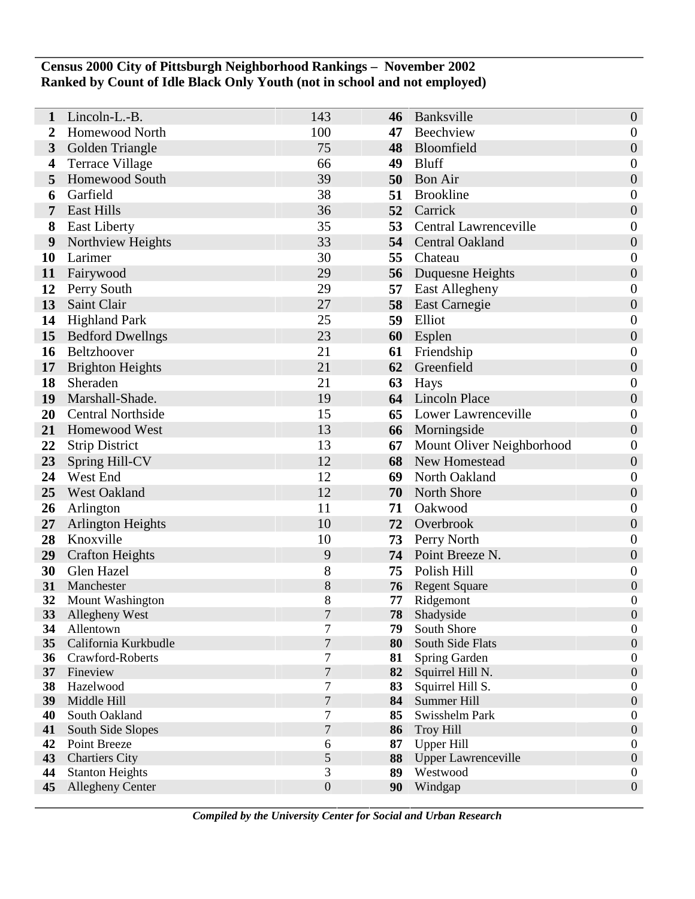**Census 2000 City of Pittsburgh Neighborhood Rankings – November 2002**
**Ranked by Count of Idle Black Only Youth (not in school and not employed)**

| Rank | Neighborhood | Count | Rank | Neighborhood | Count |
|---|---|---|---|---|---|
| 1 | Lincoln-L.-B. | 143 | 46 | Banksville | 0 |
| 2 | Homewood North | 100 | 47 | Beechview | 0 |
| 3 | Golden Triangle | 75 | 48 | Bloomfield | 0 |
| 4 | Terrace Village | 66 | 49 | Bluff | 0 |
| 5 | Homewood South | 39 | 50 | Bon Air | 0 |
| 6 | Garfield | 38 | 51 | Brookline | 0 |
| 7 | East Hills | 36 | 52 | Carrick | 0 |
| 8 | East Liberty | 35 | 53 | Central Lawrenceville | 0 |
| 9 | Northview Heights | 33 | 54 | Central Oakland | 0 |
| 10 | Larimer | 30 | 55 | Chateau | 0 |
| 11 | Fairywood | 29 | 56 | Duquesne Heights | 0 |
| 12 | Perry South | 29 | 57 | East Allegheny | 0 |
| 13 | Saint Clair | 27 | 58 | East Carnegie | 0 |
| 14 | Highland Park | 25 | 59 | Elliot | 0 |
| 15 | Bedford Dwellngs | 23 | 60 | Esplen | 0 |
| 16 | Beltzhoover | 21 | 61 | Friendship | 0 |
| 17 | Brighton Heights | 21 | 62 | Greenfield | 0 |
| 18 | Sheraden | 21 | 63 | Hays | 0 |
| 19 | Marshall-Shade. | 19 | 64 | Lincoln Place | 0 |
| 20 | Central Northside | 15 | 65 | Lower Lawrenceville | 0 |
| 21 | Homewood West | 13 | 66 | Morningside | 0 |
| 22 | Strip District | 13 | 67 | Mount Oliver Neighborhood | 0 |
| 23 | Spring Hill-CV | 12 | 68 | New Homestead | 0 |
| 24 | West End | 12 | 69 | North Oakland | 0 |
| 25 | West Oakland | 12 | 70 | North Shore | 0 |
| 26 | Arlington | 11 | 71 | Oakwood | 0 |
| 27 | Arlington Heights | 10 | 72 | Overbrook | 0 |
| 28 | Knoxville | 10 | 73 | Perry North | 0 |
| 29 | Crafton Heights | 9 | 74 | Point Breeze N. | 0 |
| 30 | Glen Hazel | 8 | 75 | Polish Hill | 0 |
| 31 | Manchester | 8 | 76 | Regent Square | 0 |
| 32 | Mount Washington | 8 | 77 | Ridgemont | 0 |
| 33 | Allegheny West | 7 | 78 | Shadyside | 0 |
| 34 | Allentown | 7 | 79 | South Shore | 0 |
| 35 | California Kurkbudle | 7 | 80 | South Side Flats | 0 |
| 36 | Crawford-Roberts | 7 | 81 | Spring Garden | 0 |
| 37 | Fineview | 7 | 82 | Squirrel Hill N. | 0 |
| 38 | Hazelwood | 7 | 83 | Squirrel Hill S. | 0 |
| 39 | Middle Hill | 7 | 84 | Summer Hill | 0 |
| 40 | South Oakland | 7 | 85 | Swisshelm Park | 0 |
| 41 | South Side Slopes | 7 | 86 | Troy Hill | 0 |
| 42 | Point Breeze | 6 | 87 | Upper Hill | 0 |
| 43 | Chartiers City | 5 | 88 | Upper Lawrenceville | 0 |
| 44 | Stanton Heights | 3 | 89 | Westwood | 0 |
| 45 | Allegheny Center | 0 | 90 | Windgap | 0 |

*Compiled by the University Center for Social and Urban Research*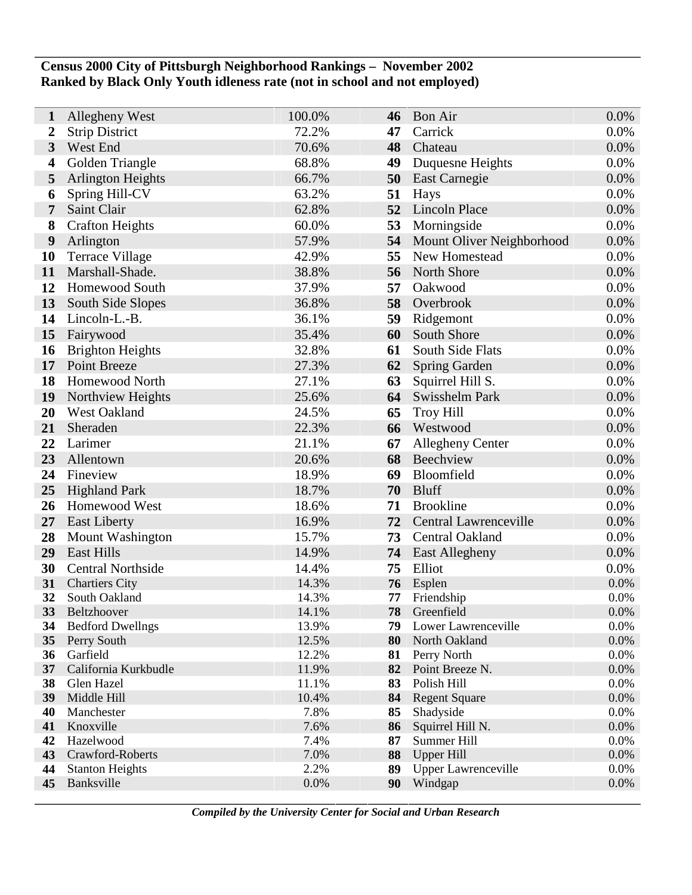**Census 2000 City of Pittsburgh Neighborhood Rankings – November 2002**
**Ranked by Black Only Youth idleness rate (not in school and not employed)**

| Rank | Neighborhood | Rate | Rank | Neighborhood | Rate |
|---|---|---|---|---|---|
| **1** | Allegheny West | 100.0% | **46** | Bon Air | 0.0% |
| **2** | Strip District | 72.2% | **47** | Carrick | 0.0% |
| **3** | West End | 70.6% | **48** | Chateau | 0.0% |
| **4** | Golden Triangle | 68.8% | **49** | Duquesne Heights | 0.0% |
| **5** | Arlington Heights | 66.7% | **50** | East Carnegie | 0.0% |
| **6** | Spring Hill-CV | 63.2% | **51** | Hays | 0.0% |
| **7** | Saint Clair | 62.8% | **52** | Lincoln Place | 0.0% |
| **8** | Crafton Heights | 60.0% | **53** | Morningside | 0.0% |
| **9** | Arlington | 57.9% | **54** | Mount Oliver Neighborhood | 0.0% |
| **10** | Terrace Village | 42.9% | **55** | New Homestead | 0.0% |
| **11** | Marshall-Shade. | 38.8% | **56** | North Shore | 0.0% |
| **12** | Homewood South | 37.9% | **57** | Oakwood | 0.0% |
| **13** | South Side Slopes | 36.8% | **58** | Overbrook | 0.0% |
| **14** | Lincoln-L.-B. | 36.1% | **59** | Ridgemont | 0.0% |
| **15** | Fairywood | 35.4% | **60** | South Shore | 0.0% |
| **16** | Brighton Heights | 32.8% | **61** | South Side Flats | 0.0% |
| **17** | Point Breeze | 27.3% | **62** | Spring Garden | 0.0% |
| **18** | Homewood North | 27.1% | **63** | Squirrel Hill S. | 0.0% |
| **19** | Northview Heights | 25.6% | **64** | Swisshelm Park | 0.0% |
| **20** | West Oakland | 24.5% | **65** | Troy Hill | 0.0% |
| **21** | Sheraden | 22.3% | **66** | Westwood | 0.0% |
| **22** | Larimer | 21.1% | **67** | Allegheny Center | 0.0% |
| **23** | Allentown | 20.6% | **68** | Beechview | 0.0% |
| **24** | Fineview | 18.9% | **69** | Bloomfield | 0.0% |
| **25** | Highland Park | 18.7% | **70** | Bluff | 0.0% |
| **26** | Homewood West | 18.6% | **71** | Brookline | 0.0% |
| **27** | East Liberty | 16.9% | **72** | Central Lawrenceville | 0.0% |
| **28** | Mount Washington | 15.7% | **73** | Central Oakland | 0.0% |
| **29** | East Hills | 14.9% | **74** | East Allegheny | 0.0% |
| **30** | Central Northside | 14.4% | **75** | Elliot | 0.0% |
| **31** | Chartiers City | 14.3% | **76** | Esplen | 0.0% |
| **32** | South Oakland | 14.3% | **77** | Friendship | 0.0% |
| **33** | Beltzhoover | 14.1% | **78** | Greenfield | 0.0% |
| **34** | Bedford Dwellngs | 13.9% | **79** | Lower Lawrenceville | 0.0% |
| **35** | Perry South | 12.5% | **80** | North Oakland | 0.0% |
| **36** | Garfield | 12.2% | **81** | Perry North | 0.0% |
| **37** | California Kurkbudle | 11.9% | **82** | Point Breeze N. | 0.0% |
| **38** | Glen Hazel | 11.1% | **83** | Polish Hill | 0.0% |
| **39** | Middle Hill | 10.4% | **84** | Regent Square | 0.0% |
| **40** | Manchester | 7.8% | **85** | Shadyside | 0.0% |
| **41** | Knoxville | 7.6% | **86** | Squirrel Hill N. | 0.0% |
| **42** | Hazelwood | 7.4% | **87** | Summer Hill | 0.0% |
| **43** | Crawford-Roberts | 7.0% | **88** | Upper Hill | 0.0% |
| **44** | Stanton Heights | 2.2% | **89** | Upper Lawrenceville | 0.0% |
| **45** | Banksville | 0.0% | **90** | Windgap | 0.0% |

***Compiled by the University Center for Social and Urban Research***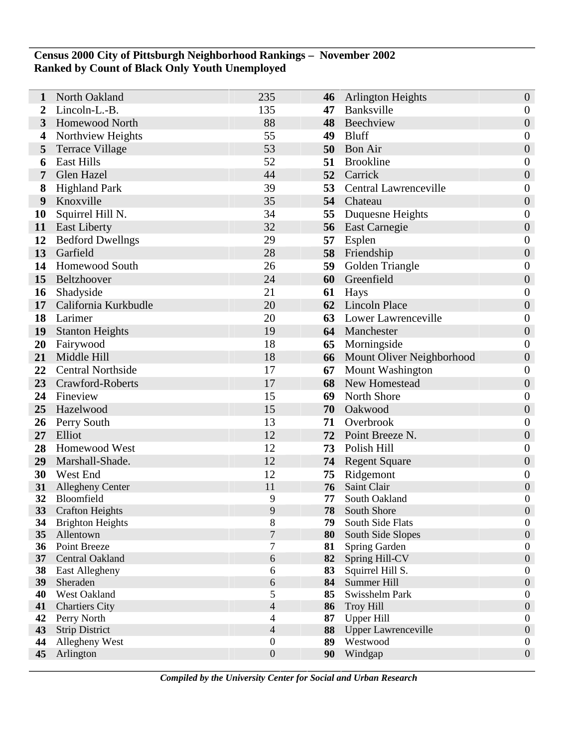**Census 2000 City of Pittsburgh Neighborhood Rankings – November 2002**
**Ranked by Count of Black Only Youth Unemployed**

| Rank | Neighborhood | Count | Rank | Neighborhood | Count |
|---|---|---|---|---|---|
| **1** | North Oakland | 235 | **46** | Arlington Heights | 0 |
| **2** | Lincoln-L.-B. | 135 | **47** | Banksville | 0 |
| **3** | Homewood North | 88 | **48** | Beechview | 0 |
| **4** | Northview Heights | 55 | **49** | Bluff | 0 |
| **5** | Terrace Village | 53 | **50** | Bon Air | 0 |
| **6** | East Hills | 52 | **51** | Brookline | 0 |
| **7** | Glen Hazel | 44 | **52** | Carrick | 0 |
| **8** | Highland Park | 39 | **53** | Central Lawrenceville | 0 |
| **9** | Knoxville | 35 | **54** | Chateau | 0 |
| **10** | Squirrel Hill N. | 34 | **55** | Duquesne Heights | 0 |
| **11** | East Liberty | 32 | **56** | East Carnegie | 0 |
| **12** | Bedford Dwellngs | 29 | **57** | Esplen | 0 |
| **13** | Garfield | 28 | **58** | Friendship | 0 |
| **14** | Homewood South | 26 | **59** | Golden Triangle | 0 |
| **15** | Beltzhoover | 24 | **60** | Greenfield | 0 |
| **16** | Shadyside | 21 | **61** | Hays | 0 |
| **17** | California Kurkbudle | 20 | **62** | Lincoln Place | 0 |
| **18** | Larimer | 20 | **63** | Lower Lawrenceville | 0 |
| **19** | Stanton Heights | 19 | **64** | Manchester | 0 |
| **20** | Fairywood | 18 | **65** | Morningside | 0 |
| **21** | Middle Hill | 18 | **66** | Mount Oliver Neighborhood | 0 |
| **22** | Central Northside | 17 | **67** | Mount Washington | 0 |
| **23** | Crawford-Roberts | 17 | **68** | New Homestead | 0 |
| **24** | Fineview | 15 | **69** | North Shore | 0 |
| **25** | Hazelwood | 15 | **70** | Oakwood | 0 |
| **26** | Perry South | 13 | **71** | Overbrook | 0 |
| **27** | Elliot | 12 | **72** | Point Breeze N. | 0 |
| **28** | Homewood West | 12 | **73** | Polish Hill | 0 |
| **29** | Marshall-Shade. | 12 | **74** | Regent Square | 0 |
| **30** | West End | 12 | **75** | Ridgemont | 0 |
| **31** | Allegheny Center | 11 | **76** | Saint Clair | 0 |
| **32** | Bloomfield | 9 | **77** | South Oakland | 0 |
| **33** | Crafton Heights | 9 | **78** | South Shore | 0 |
| **34** | Brighton Heights | 8 | **79** | South Side Flats | 0 |
| **35** | Allentown | 7 | **80** | South Side Slopes | 0 |
| **36** | Point Breeze | 7 | **81** | Spring Garden | 0 |
| **37** | Central Oakland | 6 | **82** | Spring Hill-CV | 0 |
| **38** | East Allegheny | 6 | **83** | Squirrel Hill S. | 0 |
| **39** | Sheraden | 6 | **84** | Summer Hill | 0 |
| **40** | West Oakland | 5 | **85** | Swisshelm Park | 0 |
| **41** | Chartiers City | 4 | **86** | Troy Hill | 0 |
| **42** | Perry North | 4 | **87** | Upper Hill | 0 |
| **43** | Strip District | 4 | **88** | Upper Lawrenceville | 0 |
| **44** | Allegheny West | 0 | **89** | Westwood | 0 |
| **45** | Arlington | 0 | **90** | Windgap | 0 |

*Compiled by the University Center for Social and Urban Research*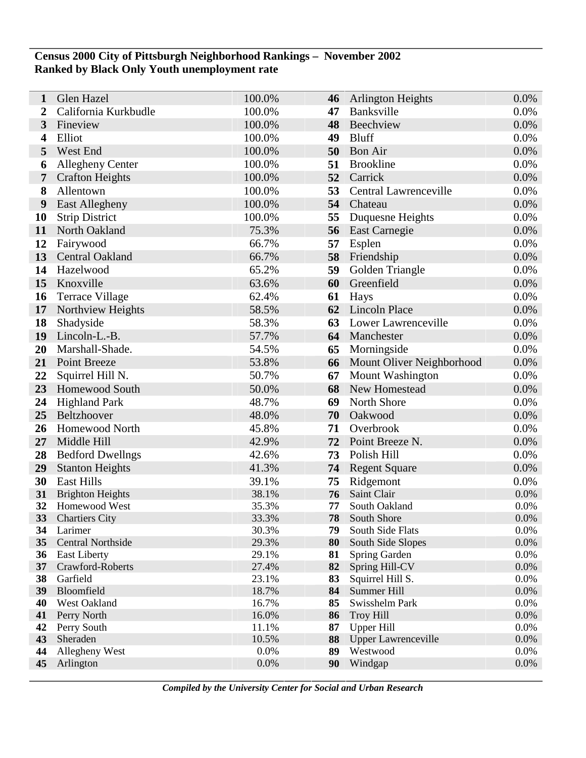**Census 2000 City of Pittsburgh Neighborhood Rankings – November 2002**
**Ranked by Black Only Youth unemployment rate**

| | | | | | |
|---|---|---|---|---|---|
| **1** | Glen Hazel | 100.0% | **46** | Arlington Heights | 0.0% |
| **2** | California Kurkbudle | 100.0% | **47** | Banksville | 0.0% |
| **3** | Fineview | 100.0% | **48** | Beechview | 0.0% |
| **4** | Elliot | 100.0% | **49** | Bluff | 0.0% |
| **5** | West End | 100.0% | **50** | Bon Air | 0.0% |
| **6** | Allegheny Center | 100.0% | **51** | Brookline | 0.0% |
| **7** | Crafton Heights | 100.0% | **52** | Carrick | 0.0% |
| **8** | Allentown | 100.0% | **53** | Central Lawrenceville | 0.0% |
| **9** | East Allegheny | 100.0% | **54** | Chateau | 0.0% |
| **10** | Strip District | 100.0% | **55** | Duquesne Heights | 0.0% |
| **11** | North Oakland | 75.3% | **56** | East Carnegie | 0.0% |
| **12** | Fairywood | 66.7% | **57** | Esplen | 0.0% |
| **13** | Central Oakland | 66.7% | **58** | Friendship | 0.0% |
| **14** | Hazelwood | 65.2% | **59** | Golden Triangle | 0.0% |
| **15** | Knoxville | 63.6% | **60** | Greenfield | 0.0% |
| **16** | Terrace Village | 62.4% | **61** | Hays | 0.0% |
| **17** | Northview Heights | 58.5% | **62** | Lincoln Place | 0.0% |
| **18** | Shadyside | 58.3% | **63** | Lower Lawrenceville | 0.0% |
| **19** | Lincoln-L.-B. | 57.7% | **64** | Manchester | 0.0% |
| **20** | Marshall-Shade. | 54.5% | **65** | Morningside | 0.0% |
| **21** | Point Breeze | 53.8% | **66** | Mount Oliver Neighborhood | 0.0% |
| **22** | Squirrel Hill N. | 50.7% | **67** | Mount Washington | 0.0% |
| **23** | Homewood South | 50.0% | **68** | New Homestead | 0.0% |
| **24** | Highland Park | 48.7% | **69** | North Shore | 0.0% |
| **25** | Beltzhoover | 48.0% | **70** | Oakwood | 0.0% |
| **26** | Homewood North | 45.8% | **71** | Overbrook | 0.0% |
| **27** | Middle Hill | 42.9% | **72** | Point Breeze N. | 0.0% |
| **28** | Bedford Dwellngs | 42.6% | **73** | Polish Hill | 0.0% |
| **29** | Stanton Heights | 41.3% | **74** | Regent Square | 0.0% |
| **30** | East Hills | 39.1% | **75** | Ridgemont | 0.0% |
| **31** | Brighton Heights | 38.1% | **76** | Saint Clair | 0.0% |
| **32** | Homewood West | 35.3% | **77** | South Oakland | 0.0% |
| **33** | Chartiers City | 33.3% | **78** | South Shore | 0.0% |
| **34** | Larimer | 30.3% | **79** | South Side Flats | 0.0% |
| **35** | Central Northside | 29.3% | **80** | South Side Slopes | 0.0% |
| **36** | East Liberty | 29.1% | **81** | Spring Garden | 0.0% |
| **37** | Crawford-Roberts | 27.4% | **82** | Spring Hill-CV | 0.0% |
| **38** | Garfield | 23.1% | **83** | Squirrel Hill S. | 0.0% |
| **39** | Bloomfield | 18.7% | **84** | Summer Hill | 0.0% |
| **40** | West Oakland | 16.7% | **85** | Swisshelm Park | 0.0% |
| **41** | Perry North | 16.0% | **86** | Troy Hill | 0.0% |
| **42** | Perry South | 11.1% | **87** | Upper Hill | 0.0% |
| **43** | Sheraden | 10.5% | **88** | Upper Lawrenceville | 0.0% |
| **44** | Allegheny West | 0.0% | **89** | Westwood | 0.0% |
| **45** | Arlington | 0.0% | **90** | Windgap | 0.0% |

***Compiled by the University Center for Social and Urban Research***